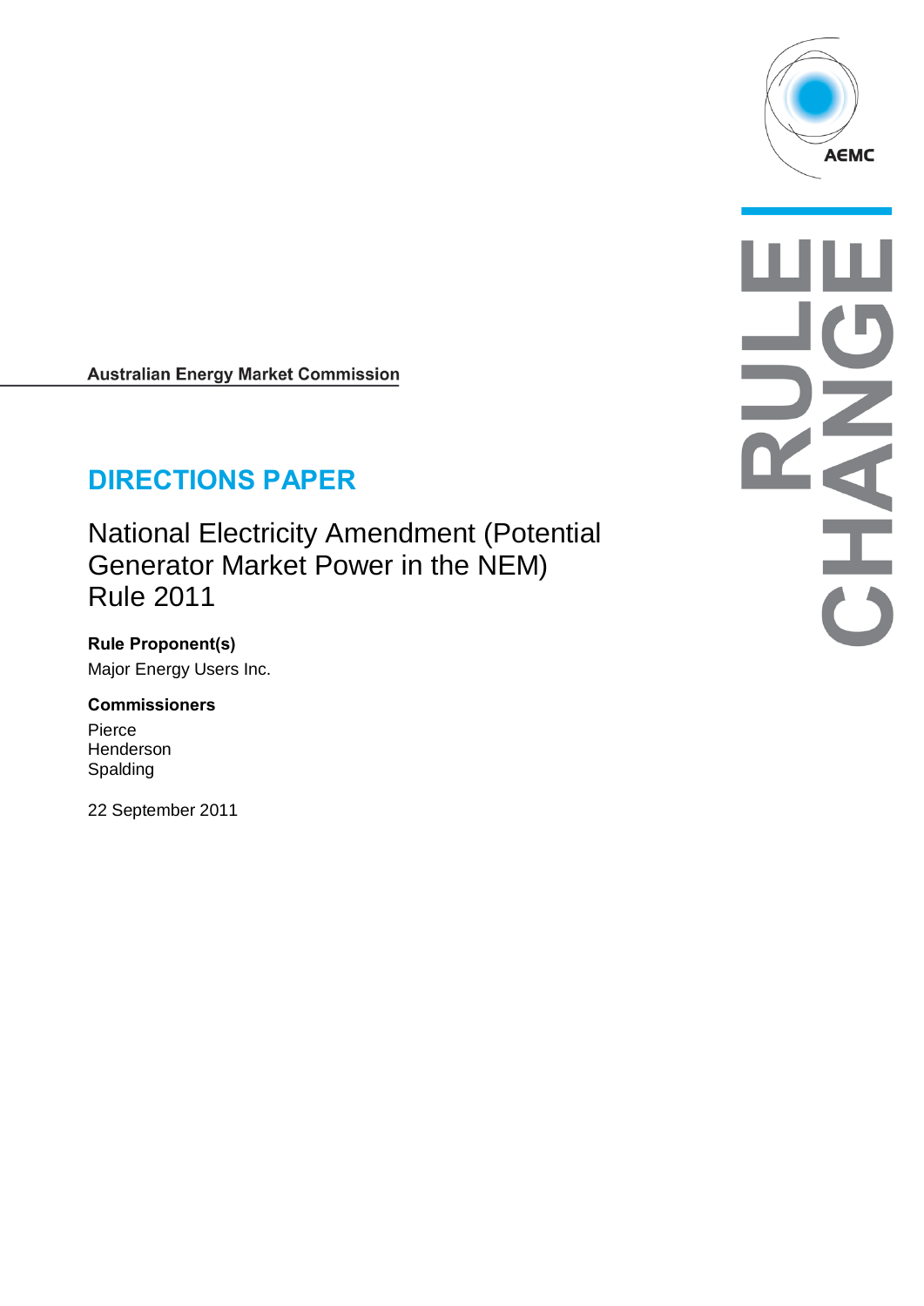Australian Energy Market Commission

# DIRECTIONS PAPER

## National Electricity Amendment (Potential Generator Market Power in the NEM) Rule 2011

**Rule Proponent(s)**

Major Energy Users Inc.

**Commissioners**

Pierce
Henderson
Spalding

22 September 2011

RULE CHANGE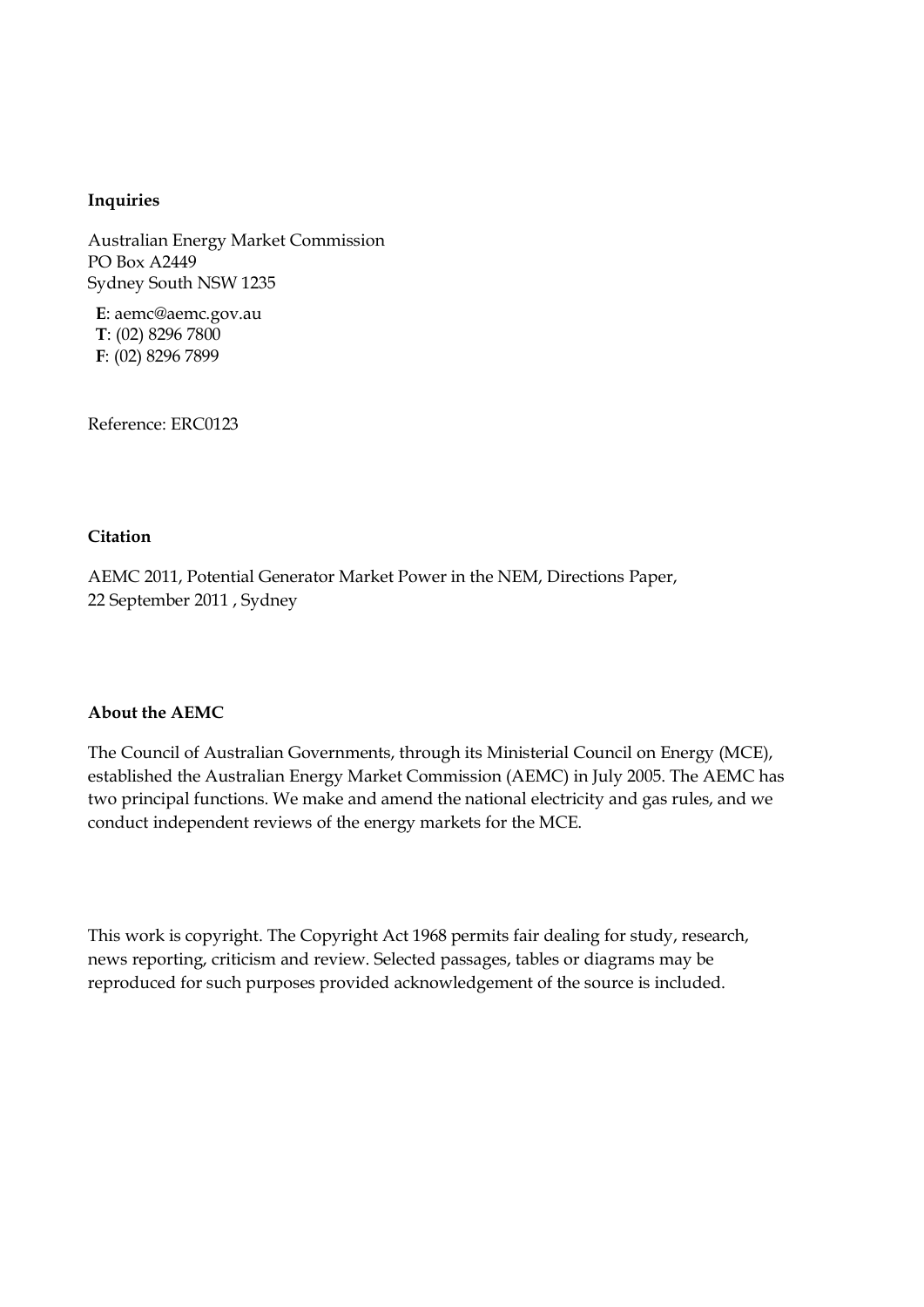**Inquiries**

Australian Energy Market Commission
PO Box A2449
Sydney South NSW 1235

**E**: aemc@aemc.gov.au
**T**: (02) 8296 7800
**F**: (02) 8296 7899

Reference: ERC0123

**Citation**

AEMC 2011, Potential Generator Market Power in the NEM, Directions Paper, 22 September 2011 , Sydney

**About the AEMC**

The Council of Australian Governments, through its Ministerial Council on Energy (MCE), established the Australian Energy Market Commission (AEMC) in July 2005. The AEMC has two principal functions. We make and amend the national electricity and gas rules, and we conduct independent reviews of the energy markets for the MCE.

This work is copyright. The Copyright Act 1968 permits fair dealing for study, research, news reporting, criticism and review. Selected passages, tables or diagrams may be reproduced for such purposes provided acknowledgement of the source is included.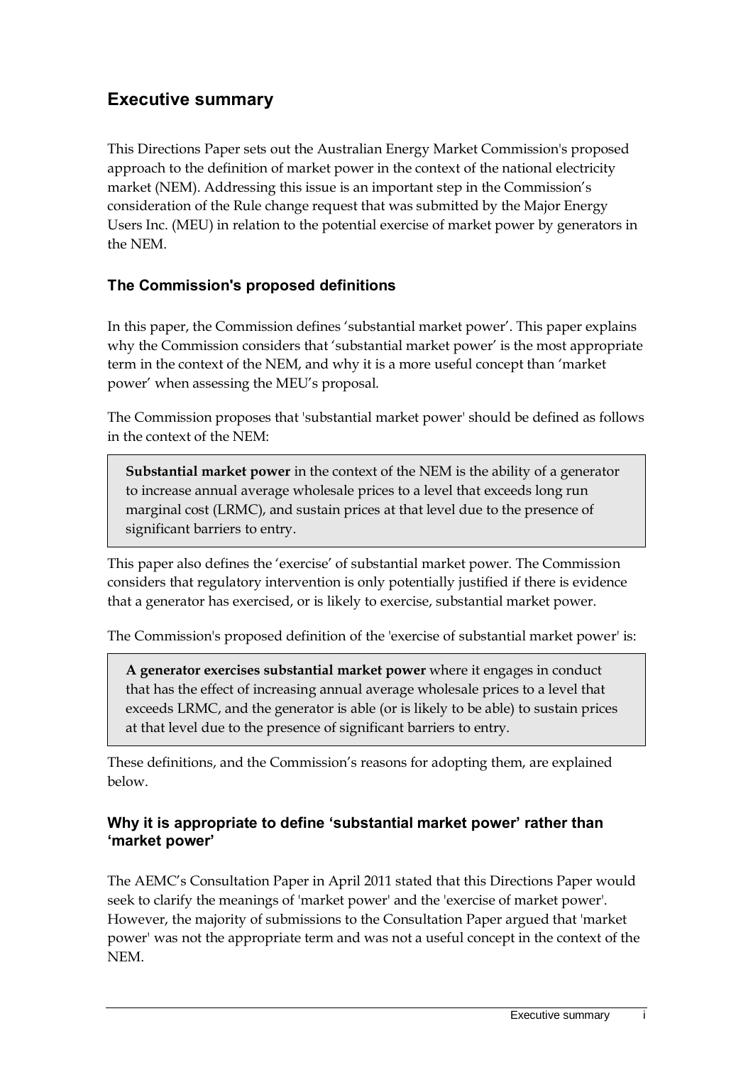## Executive summary

This Directions Paper sets out the Australian Energy Market Commission's proposed approach to the definition of market power in the context of the national electricity market (NEM). Addressing this issue is an important step in the Commission's consideration of the Rule change request that was submitted by the Major Energy Users Inc. (MEU) in relation to the potential exercise of market power by generators in the NEM.

### The Commission's proposed definitions

In this paper, the Commission defines 'substantial market power'. This paper explains why the Commission considers that 'substantial market power' is the most appropriate term in the context of the NEM, and why it is a more useful concept than 'market power' when assessing the MEU's proposal.

The Commission proposes that 'substantial market power' should be defined as follows in the context of the NEM:

> **Substantial market power** in the context of the NEM is the ability of a generator to increase annual average wholesale prices to a level that exceeds long run marginal cost (LRMC), and sustain prices at that level due to the presence of significant barriers to entry.

This paper also defines the 'exercise' of substantial market power. The Commission considers that regulatory intervention is only potentially justified if there is evidence that a generator has exercised, or is likely to exercise, substantial market power.

The Commission's proposed definition of the 'exercise of substantial market power' is:

> **A generator exercises substantial market power** where it engages in conduct that has the effect of increasing annual average wholesale prices to a level that exceeds LRMC, and the generator is able (or is likely to be able) to sustain prices at that level due to the presence of significant barriers to entry.

These definitions, and the Commission's reasons for adopting them, are explained below.

### Why it is appropriate to define 'substantial market power' rather than 'market power'

The AEMC's Consultation Paper in April 2011 stated that this Directions Paper would seek to clarify the meanings of 'market power' and the 'exercise of market power'. However, the majority of submissions to the Consultation Paper argued that 'market power' was not the appropriate term and was not a useful concept in the context of the NEM.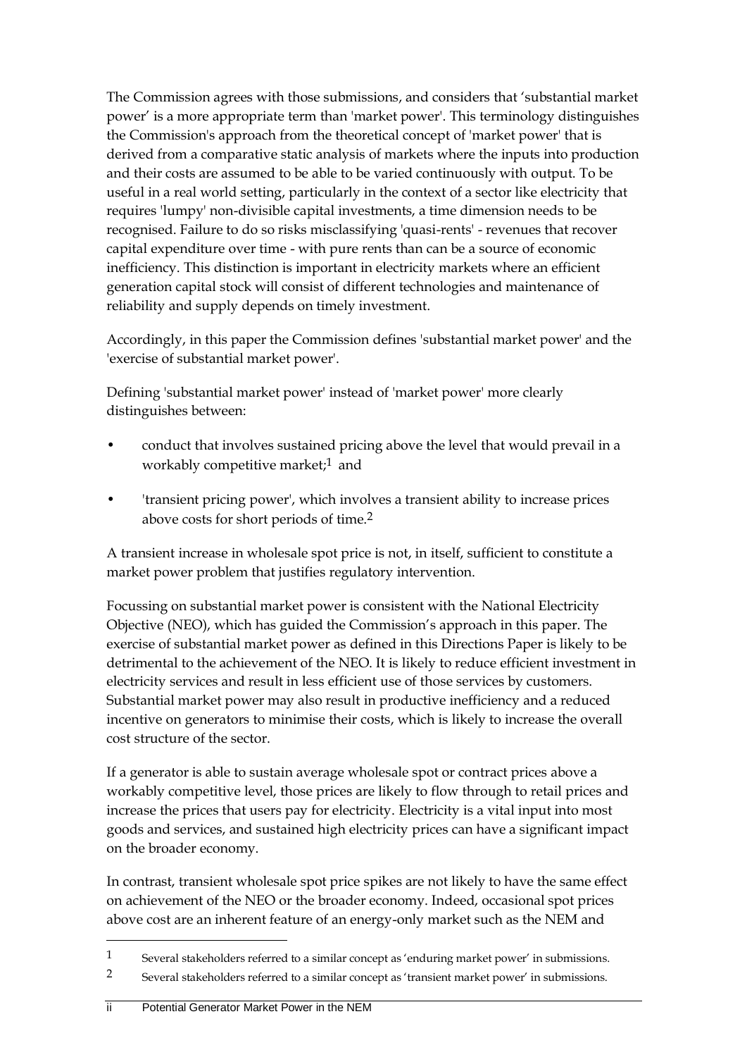The Commission agrees with those submissions, and considers that 'substantial market power' is a more appropriate term than 'market power'. This terminology distinguishes the Commission's approach from the theoretical concept of 'market power' that is derived from a comparative static analysis of markets where the inputs into production and their costs are assumed to be able to be varied continuously with output. To be useful in a real world setting, particularly in the context of a sector like electricity that requires 'lumpy' non-divisible capital investments, a time dimension needs to be recognised. Failure to do so risks misclassifying 'quasi-rents' - revenues that recover capital expenditure over time - with pure rents than can be a source of economic inefficiency. This distinction is important in electricity markets where an efficient generation capital stock will consist of different technologies and maintenance of reliability and supply depends on timely investment.

Accordingly, in this paper the Commission defines 'substantial market power' and the 'exercise of substantial market power'.

Defining 'substantial market power' instead of 'market power' more clearly distinguishes between:

- conduct that involves sustained pricing above the level that would prevail in a workably competitive market;[1] and
- 'transient pricing power', which involves a transient ability to increase prices above costs for short periods of time.[2]

A transient increase in wholesale spot price is not, in itself, sufficient to constitute a market power problem that justifies regulatory intervention.

Focussing on substantial market power is consistent with the National Electricity Objective (NEO), which has guided the Commission's approach in this paper. The exercise of substantial market power as defined in this Directions Paper is likely to be detrimental to the achievement of the NEO. It is likely to reduce efficient investment in electricity services and result in less efficient use of those services by customers. Substantial market power may also result in productive inefficiency and a reduced incentive on generators to minimise their costs, which is likely to increase the overall cost structure of the sector.

If a generator is able to sustain average wholesale spot or contract prices above a workably competitive level, those prices are likely to flow through to retail prices and increase the prices that users pay for electricity. Electricity is a vital input into most goods and services, and sustained high electricity prices can have a significant impact on the broader economy.

In contrast, transient wholesale spot price spikes are not likely to have the same effect on achievement of the NEO or the broader economy. Indeed, occasional spot prices above cost are an inherent feature of an energy-only market such as the NEM and

---

[1] Several stakeholders referred to a similar concept as 'enduring market power' in submissions.

[2] Several stakeholders referred to a similar concept as 'transient market power' in submissions.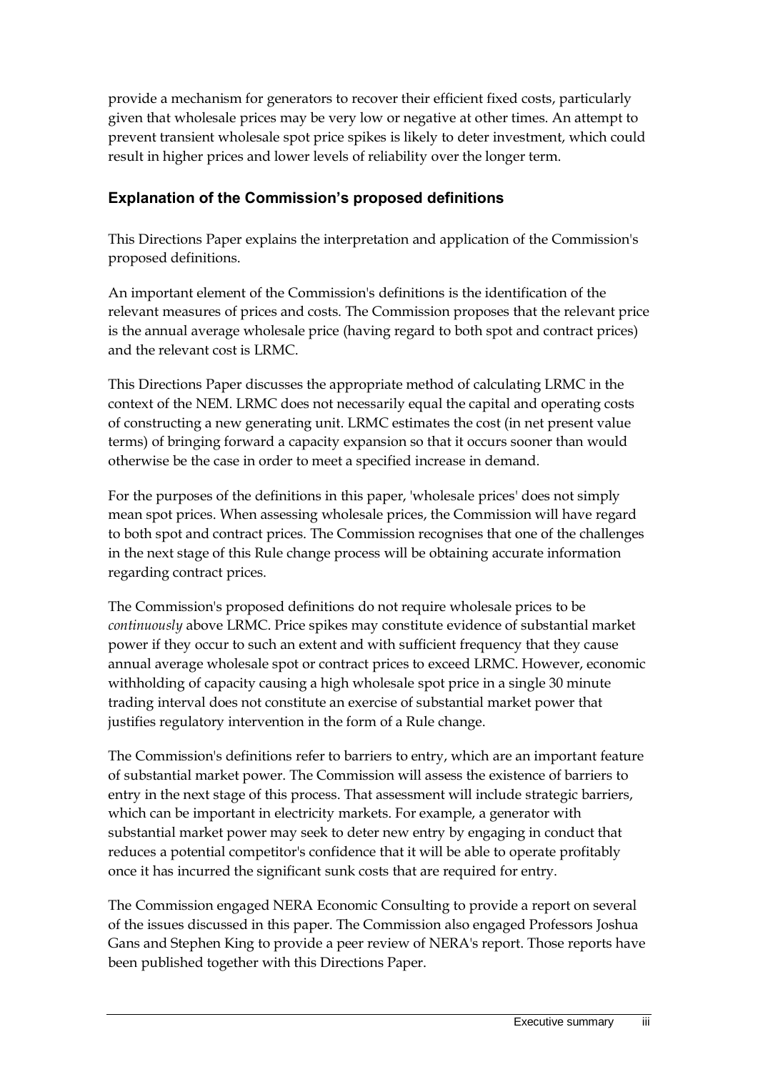provide a mechanism for generators to recover their efficient fixed costs, particularly given that wholesale prices may be very low or negative at other times. An attempt to prevent transient wholesale spot price spikes is likely to deter investment, which could result in higher prices and lower levels of reliability over the longer term.

### Explanation of the Commission's proposed definitions

This Directions Paper explains the interpretation and application of the Commission's proposed definitions.

An important element of the Commission's definitions is the identification of the relevant measures of prices and costs. The Commission proposes that the relevant price is the annual average wholesale price (having regard to both spot and contract prices) and the relevant cost is LRMC.

This Directions Paper discusses the appropriate method of calculating LRMC in the context of the NEM. LRMC does not necessarily equal the capital and operating costs of constructing a new generating unit. LRMC estimates the cost (in net present value terms) of bringing forward a capacity expansion so that it occurs sooner than would otherwise be the case in order to meet a specified increase in demand.

For the purposes of the definitions in this paper, 'wholesale prices' does not simply mean spot prices. When assessing wholesale prices, the Commission will have regard to both spot and contract prices. The Commission recognises that one of the challenges in the next stage of this Rule change process will be obtaining accurate information regarding contract prices.

The Commission's proposed definitions do not require wholesale prices to be *continuously* above LRMC. Price spikes may constitute evidence of substantial market power if they occur to such an extent and with sufficient frequency that they cause annual average wholesale spot or contract prices to exceed LRMC. However, economic withholding of capacity causing a high wholesale spot price in a single 30 minute trading interval does not constitute an exercise of substantial market power that justifies regulatory intervention in the form of a Rule change.

The Commission's definitions refer to barriers to entry, which are an important feature of substantial market power. The Commission will assess the existence of barriers to entry in the next stage of this process. That assessment will include strategic barriers, which can be important in electricity markets. For example, a generator with substantial market power may seek to deter new entry by engaging in conduct that reduces a potential competitor's confidence that it will be able to operate profitably once it has incurred the significant sunk costs that are required for entry.

The Commission engaged NERA Economic Consulting to provide a report on several of the issues discussed in this paper. The Commission also engaged Professors Joshua Gans and Stephen King to provide a peer review of NERA's report. Those reports have been published together with this Directions Paper.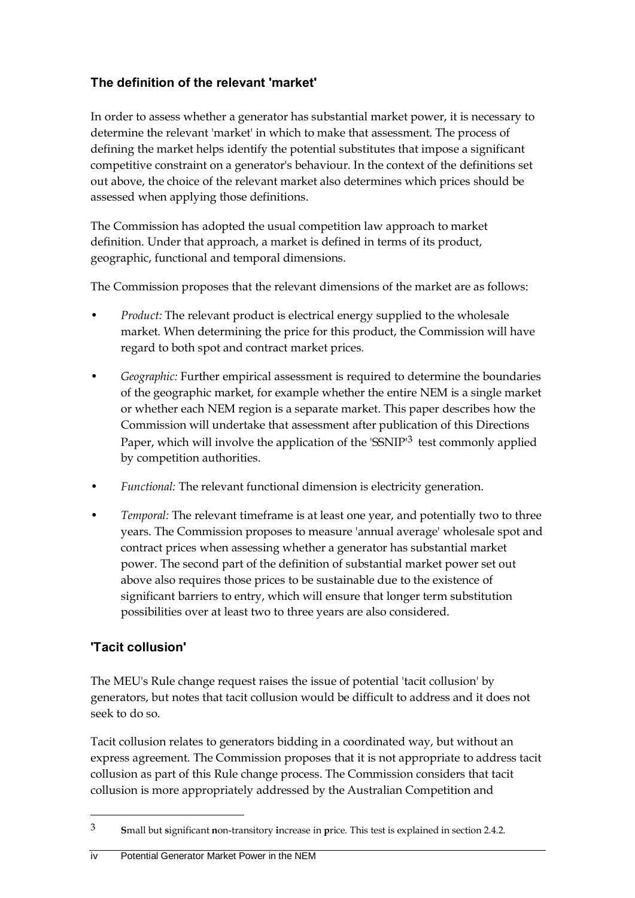## The definition of the relevant 'market'

In order to assess whether a generator has substantial market power, it is necessary to determine the relevant 'market' in which to make that assessment. The process of defining the market helps identify the potential substitutes that impose a significant competitive constraint on a generator's behaviour. In the context of the definitions set out above, the choice of the relevant market also determines which prices should be assessed when applying those definitions.

The Commission has adopted the usual competition law approach to market definition. Under that approach, a market is defined in terms of its product, geographic, functional and temporal dimensions.

The Commission proposes that the relevant dimensions of the market are as follows:

- *Product:* The relevant product is electrical energy supplied to the wholesale market. When determining the price for this product, the Commission will have regard to both spot and contract market prices.
- *Geographic:* Further empirical assessment is required to determine the boundaries of the geographic market, for example whether the entire NEM is a single market or whether each NEM region is a separate market. This paper describes how the Commission will undertake that assessment after publication of this Directions Paper, which will involve the application of the 'SSNIP'[3] test commonly applied by competition authorities.
- *Functional:* The relevant functional dimension is electricity generation.
- *Temporal:* The relevant timeframe is at least one year, and potentially two to three years. The Commission proposes to measure 'annual average' wholesale spot and contract prices when assessing whether a generator has substantial market power. The second part of the definition of substantial market power set out above also requires those prices to be sustainable due to the existence of significant barriers to entry, which will ensure that longer term substitution possibilities over at least two to three years are also considered.

## 'Tacit collusion'

The MEU's Rule change request raises the issue of potential 'tacit collusion' by generators, but notes that tacit collusion would be difficult to address and it does not seek to do so.

Tacit collusion relates to generators bidding in a coordinated way, but without an express agreement. The Commission proposes that it is not appropriate to address tacit collusion as part of this Rule change process. The Commission considers that tacit collusion is more appropriately addressed by the Australian Competition and

---

[3] **S**mall but **s**ignificant **n**on-transitory **i**ncrease in **p**rice. This test is explained in section 2.4.2.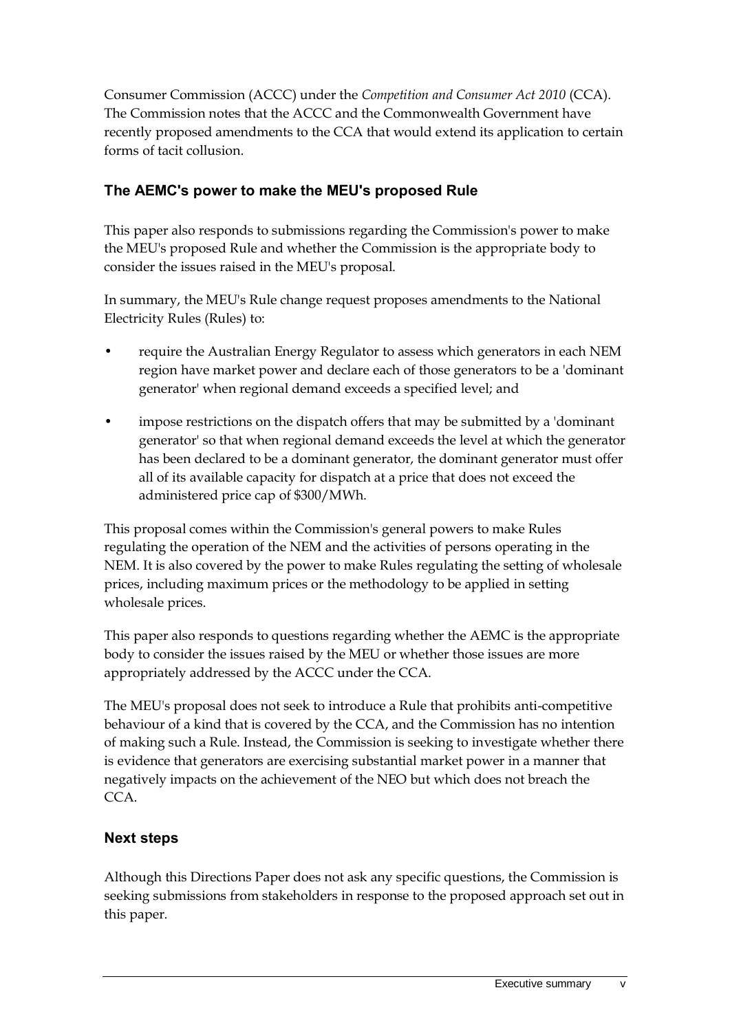Consumer Commission (ACCC) under the *Competition and Consumer Act 2010* (CCA). The Commission notes that the ACCC and the Commonwealth Government have recently proposed amendments to the CCA that would extend its application to certain forms of tacit collusion.

### The AEMC's power to make the MEU's proposed Rule

This paper also responds to submissions regarding the Commission's power to make the MEU's proposed Rule and whether the Commission is the appropriate body to consider the issues raised in the MEU's proposal.

In summary, the MEU's Rule change request proposes amendments to the National Electricity Rules (Rules) to:

- require the Australian Energy Regulator to assess which generators in each NEM region have market power and declare each of those generators to be a 'dominant generator' when regional demand exceeds a specified level; and
- impose restrictions on the dispatch offers that may be submitted by a 'dominant generator' so that when regional demand exceeds the level at which the generator has been declared to be a dominant generator, the dominant generator must offer all of its available capacity for dispatch at a price that does not exceed the administered price cap of $300/MWh.

This proposal comes within the Commission's general powers to make Rules regulating the operation of the NEM and the activities of persons operating in the NEM. It is also covered by the power to make Rules regulating the setting of wholesale prices, including maximum prices or the methodology to be applied in setting wholesale prices.

This paper also responds to questions regarding whether the AEMC is the appropriate body to consider the issues raised by the MEU or whether those issues are more appropriately addressed by the ACCC under the CCA.

The MEU's proposal does not seek to introduce a Rule that prohibits anti-competitive behaviour of a kind that is covered by the CCA, and the Commission has no intention of making such a Rule. Instead, the Commission is seeking to investigate whether there is evidence that generators are exercising substantial market power in a manner that negatively impacts on the achievement of the NEO but which does not breach the CCA.

### Next steps

Although this Directions Paper does not ask any specific questions, the Commission is seeking submissions from stakeholders in response to the proposed approach set out in this paper.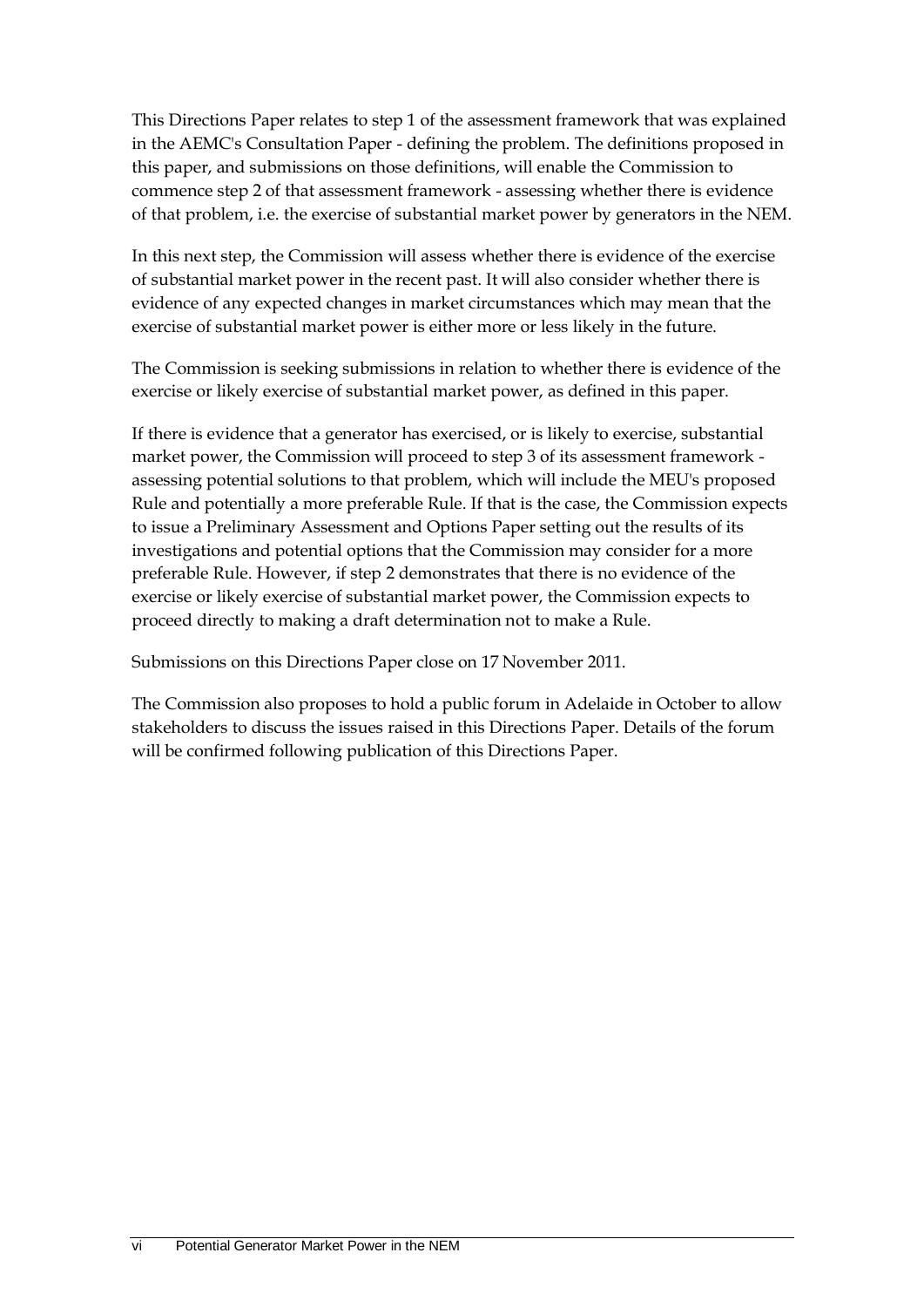This Directions Paper relates to step 1 of the assessment framework that was explained in the AEMC's Consultation Paper - defining the problem. The definitions proposed in this paper, and submissions on those definitions, will enable the Commission to commence step 2 of that assessment framework - assessing whether there is evidence of that problem, i.e. the exercise of substantial market power by generators in the NEM.

In this next step, the Commission will assess whether there is evidence of the exercise of substantial market power in the recent past. It will also consider whether there is evidence of any expected changes in market circumstances which may mean that the exercise of substantial market power is either more or less likely in the future.

The Commission is seeking submissions in relation to whether there is evidence of the exercise or likely exercise of substantial market power, as defined in this paper.

If there is evidence that a generator has exercised, or is likely to exercise, substantial market power, the Commission will proceed to step 3 of its assessment framework - assessing potential solutions to that problem, which will include the MEU's proposed Rule and potentially a more preferable Rule. If that is the case, the Commission expects to issue a Preliminary Assessment and Options Paper setting out the results of its investigations and potential options that the Commission may consider for a more preferable Rule. However, if step 2 demonstrates that there is no evidence of the exercise or likely exercise of substantial market power, the Commission expects to proceed directly to making a draft determination not to make a Rule.

Submissions on this Directions Paper close on 17 November 2011.

The Commission also proposes to hold a public forum in Adelaide in October to allow stakeholders to discuss the issues raised in this Directions Paper. Details of the forum will be confirmed following publication of this Directions Paper.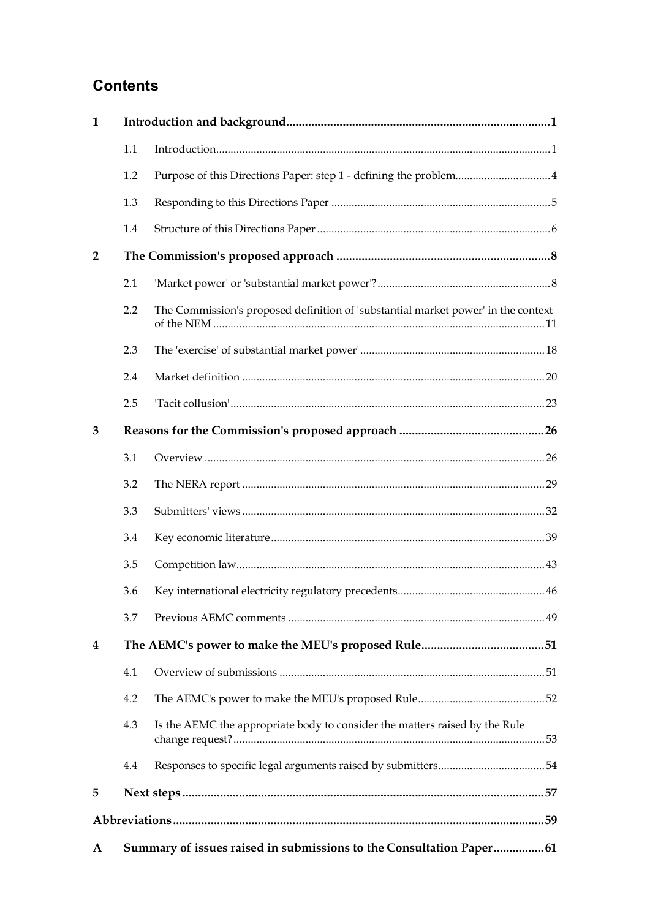# Contents

| | | | |
|---|---|---|---|
| **1** | **Introduction and background** | | **1** |
| | 1.1 | Introduction | 1 |
| | 1.2 | Purpose of this Directions Paper: step 1 - defining the problem | 4 |
| | 1.3 | Responding to this Directions Paper | 5 |
| | 1.4 | Structure of this Directions Paper | 6 |
| **2** | **The Commission's proposed approach** | | **8** |
| | 2.1 | 'Market power' or 'substantial market power'? | 8 |
| | 2.2 | The Commission's proposed definition of 'substantial market power' in the context of the NEM | 11 |
| | 2.3 | The 'exercise' of substantial market power' | 18 |
| | 2.4 | Market definition | 20 |
| | 2.5 | 'Tacit collusion' | 23 |
| **3** | **Reasons for the Commission's proposed approach** | | **26** |
| | 3.1 | Overview | 26 |
| | 3.2 | The NERA report | 29 |
| | 3.3 | Submitters' views | 32 |
| | 3.4 | Key economic literature | 39 |
| | 3.5 | Competition law | 43 |
| | 3.6 | Key international electricity regulatory precedents | 46 |
| | 3.7 | Previous AEMC comments | 49 |
| **4** | **The AEMC's power to make the MEU's proposed Rule** | | **51** |
| | 4.1 | Overview of submissions | 51 |
| | 4.2 | The AEMC's power to make the MEU's proposed Rule | 52 |
| | 4.3 | Is the AEMC the appropriate body to consider the matters raised by the Rule change request? | 53 |
| | 4.4 | Responses to specific legal arguments raised by submitters | 54 |
| **5** | **Next steps** | | **57** |
| **Abbreviations** | | | **59** |
| **A** | **Summary of issues raised in submissions to the Consultation Paper** | | **61** |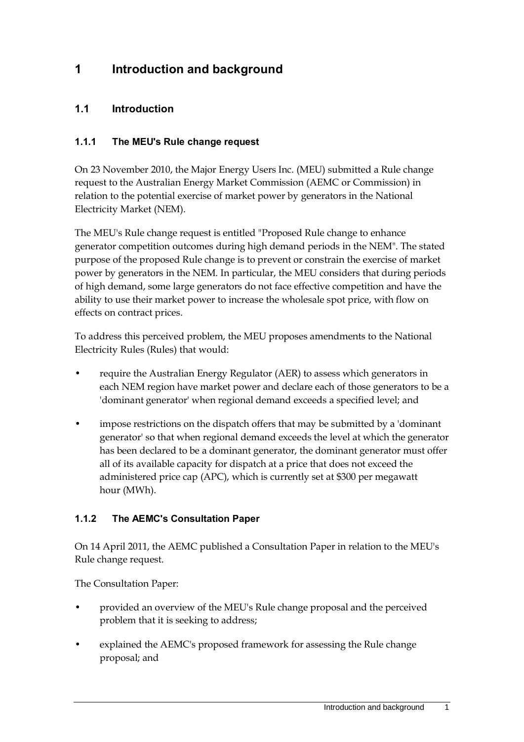# 1 Introduction and background

## 1.1 Introduction

### 1.1.1 The MEU's Rule change request

On 23 November 2010, the Major Energy Users Inc. (MEU) submitted a Rule change request to the Australian Energy Market Commission (AEMC or Commission) in relation to the potential exercise of market power by generators in the National Electricity Market (NEM).

The MEU's Rule change request is entitled "Proposed Rule change to enhance generator competition outcomes during high demand periods in the NEM". The stated purpose of the proposed Rule change is to prevent or constrain the exercise of market power by generators in the NEM. In particular, the MEU considers that during periods of high demand, some large generators do not face effective competition and have the ability to use their market power to increase the wholesale spot price, with flow on effects on contract prices.

To address this perceived problem, the MEU proposes amendments to the National Electricity Rules (Rules) that would:

- require the Australian Energy Regulator (AER) to assess which generators in each NEM region have market power and declare each of those generators to be a 'dominant generator' when regional demand exceeds a specified level; and
- impose restrictions on the dispatch offers that may be submitted by a 'dominant generator' so that when regional demand exceeds the level at which the generator has been declared to be a dominant generator, the dominant generator must offer all of its available capacity for dispatch at a price that does not exceed the administered price cap (APC), which is currently set at $300 per megawatt hour (MWh).

### 1.1.2 The AEMC's Consultation Paper

On 14 April 2011, the AEMC published a Consultation Paper in relation to the MEU's Rule change request.

The Consultation Paper:

- provided an overview of the MEU's Rule change proposal and the perceived problem that it is seeking to address;
- explained the AEMC's proposed framework for assessing the Rule change proposal; and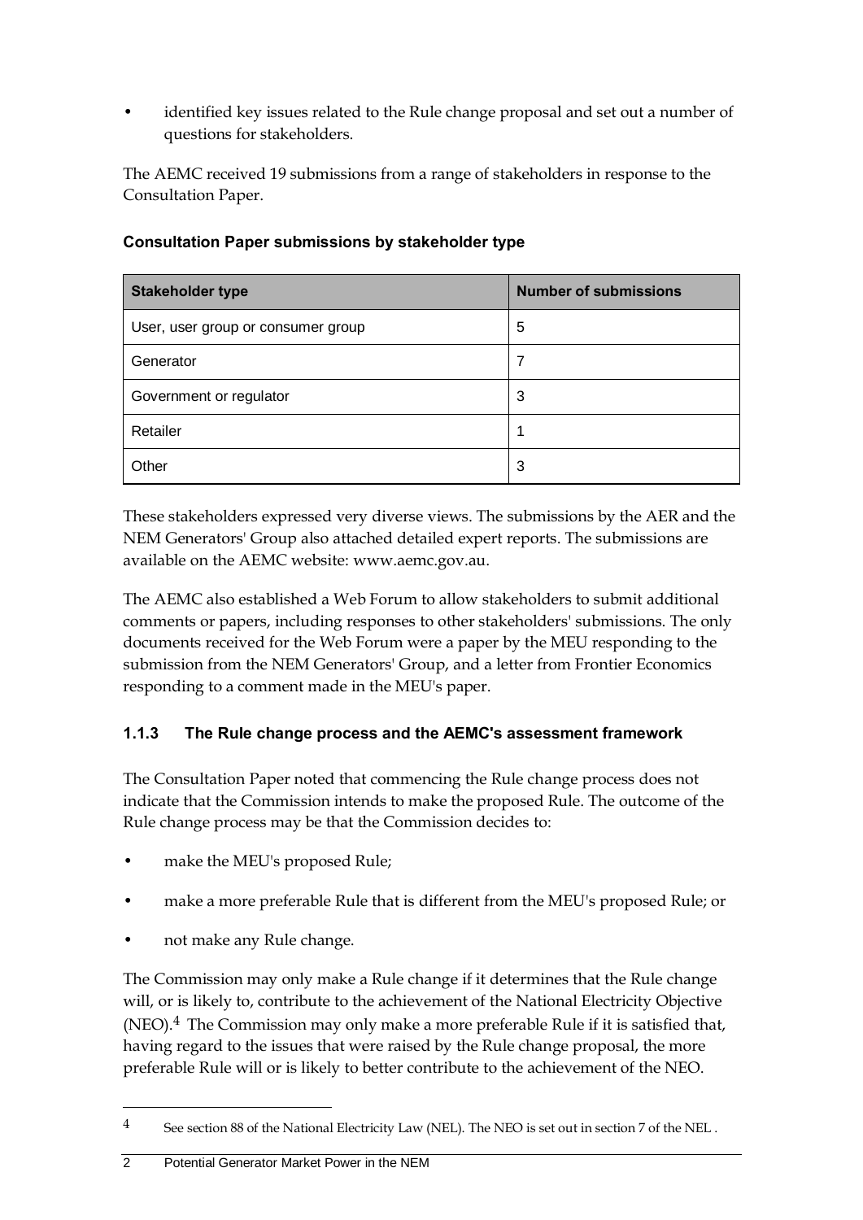- identified key issues related to the Rule change proposal and set out a number of questions for stakeholders.

The AEMC received 19 submissions from a range of stakeholders in response to the Consultation Paper.

**Consultation Paper submissions by stakeholder type**

| Stakeholder type | Number of submissions |
| --- | --- |
| User, user group or consumer group | 5 |
| Generator | 7 |
| Government or regulator | 3 |
| Retailer | 1 |
| Other | 3 |

These stakeholders expressed very diverse views. The submissions by the AER and the NEM Generators' Group also attached detailed expert reports. The submissions are available on the AEMC website: www.aemc.gov.au.

The AEMC also established a Web Forum to allow stakeholders to submit additional comments or papers, including responses to other stakeholders' submissions. The only documents received for the Web Forum were a paper by the MEU responding to the submission from the NEM Generators' Group, and a letter from Frontier Economics responding to a comment made in the MEU's paper.

### 1.1.3 The Rule change process and the AEMC's assessment framework

The Consultation Paper noted that commencing the Rule change process does not indicate that the Commission intends to make the proposed Rule. The outcome of the Rule change process may be that the Commission decides to:

- make the MEU's proposed Rule;
- make a more preferable Rule that is different from the MEU's proposed Rule; or
- not make any Rule change.

The Commission may only make a Rule change if it determines that the Rule change will, or is likely to, contribute to the achievement of the National Electricity Objective (NEO).[4] The Commission may only make a more preferable Rule if it is satisfied that, having regard to the issues that were raised by the Rule change proposal, the more preferable Rule will or is likely to better contribute to the achievement of the NEO.

[4] See section 88 of the National Electricity Law (NEL). The NEO is set out in section 7 of the NEL .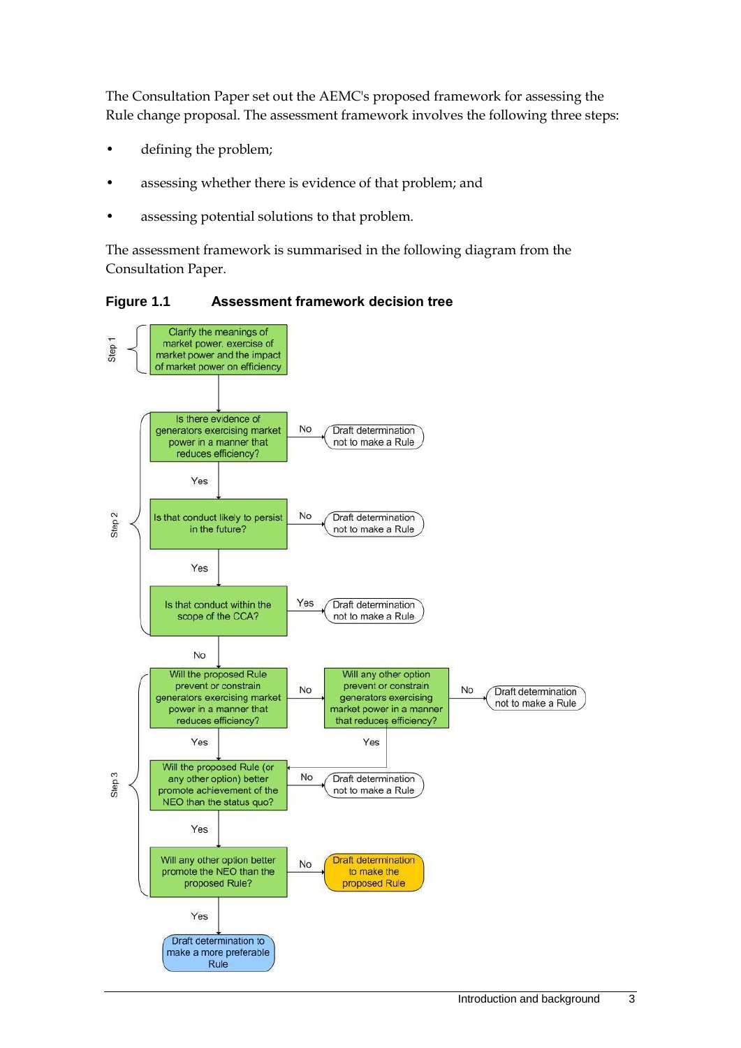The Consultation Paper set out the AEMC's proposed framework for assessing the Rule change proposal. The assessment framework involves the following three steps:

- defining the problem;
- assessing whether there is evidence of that problem; and
- assessing potential solutions to that problem.

The assessment framework is summarised in the following diagram from the Consultation Paper.

**Figure 1.1 Assessment framework decision tree**

**Step 1**

- Clarify the meanings of market power, exercise of market power and the impact of market power on efficiency

**Step 2**

- Is there evidence of generators exercising market power in a manner that reduces efficiency?
  - No → Draft determination not to make a Rule
  - Yes → Is that conduct likely to persist in the future?
    - No → Draft determination not to make a Rule
    - Yes → Is that conduct within the scope of the CCA?
      - Yes → Draft determination not to make a Rule
      - No → Step 3

**Step 3**

- Will the proposed Rule prevent or constrain generators exercising market power in a manner that reduces efficiency?
  - No → Will any other option prevent or constrain generators exercising market power in a manner that reduces efficiency?
    - No → Draft determination not to make a Rule
    - Yes → Will the proposed Rule (or any other option) better promote achievement of the NEO than the status quo?
  - Yes → Will the proposed Rule (or any other option) better promote achievement of the NEO than the status quo?
    - No → Draft determination not to make a Rule
    - Yes → Will any other option better promote the NEO than the proposed Rule?
      - No → Draft determination to make the proposed Rule
      - Yes → Draft determination to make a more preferable Rule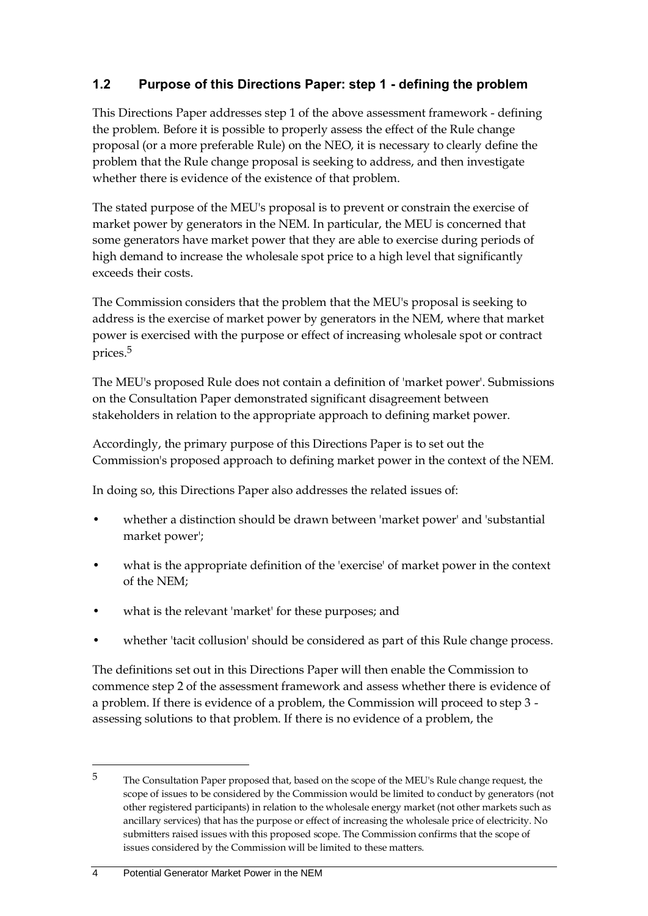## 1.2 Purpose of this Directions Paper: step 1 - defining the problem

This Directions Paper addresses step 1 of the above assessment framework - defining the problem. Before it is possible to properly assess the effect of the Rule change proposal (or a more preferable Rule) on the NEO, it is necessary to clearly define the problem that the Rule change proposal is seeking to address, and then investigate whether there is evidence of the existence of that problem.

The stated purpose of the MEU's proposal is to prevent or constrain the exercise of market power by generators in the NEM. In particular, the MEU is concerned that some generators have market power that they are able to exercise during periods of high demand to increase the wholesale spot price to a high level that significantly exceeds their costs.

The Commission considers that the problem that the MEU's proposal is seeking to address is the exercise of market power by generators in the NEM, where that market power is exercised with the purpose or effect of increasing wholesale spot or contract prices.[5]

The MEU's proposed Rule does not contain a definition of 'market power'. Submissions on the Consultation Paper demonstrated significant disagreement between stakeholders in relation to the appropriate approach to defining market power.

Accordingly, the primary purpose of this Directions Paper is to set out the Commission's proposed approach to defining market power in the context of the NEM.

In doing so, this Directions Paper also addresses the related issues of:

- whether a distinction should be drawn between 'market power' and 'substantial market power';
- what is the appropriate definition of the 'exercise' of market power in the context of the NEM;
- what is the relevant 'market' for these purposes; and
- whether 'tacit collusion' should be considered as part of this Rule change process.

The definitions set out in this Directions Paper will then enable the Commission to commence step 2 of the assessment framework and assess whether there is evidence of a problem. If there is evidence of a problem, the Commission will proceed to step 3 - assessing solutions to that problem. If there is no evidence of a problem, the

---

[5] The Consultation Paper proposed that, based on the scope of the MEU's Rule change request, the scope of issues to be considered by the Commission would be limited to conduct by generators (not other registered participants) in relation to the wholesale energy market (not other markets such as ancillary services) that has the purpose or effect of increasing the wholesale price of electricity. No submitters raised issues with this proposed scope. The Commission confirms that the scope of issues considered by the Commission will be limited to these matters.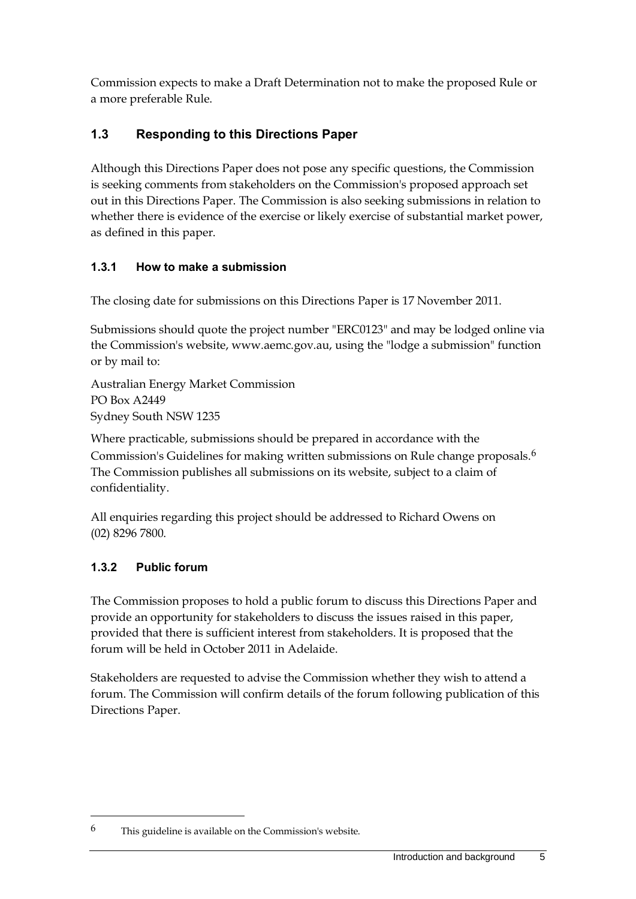Commission expects to make a Draft Determination not to make the proposed Rule or a more preferable Rule.

## 1.3 Responding to this Directions Paper

Although this Directions Paper does not pose any specific questions, the Commission is seeking comments from stakeholders on the Commission's proposed approach set out in this Directions Paper. The Commission is also seeking submissions in relation to whether there is evidence of the exercise or likely exercise of substantial market power, as defined in this paper.

### 1.3.1 How to make a submission

The closing date for submissions on this Directions Paper is 17 November 2011.

Submissions should quote the project number "ERC0123" and may be lodged online via the Commission's website, www.aemc.gov.au, using the "lodge a submission" function or by mail to:

Australian Energy Market Commission
PO Box A2449
Sydney South NSW 1235

Where practicable, submissions should be prepared in accordance with the Commission's Guidelines for making written submissions on Rule change proposals.[6] The Commission publishes all submissions on its website, subject to a claim of confidentiality.

All enquiries regarding this project should be addressed to Richard Owens on (02) 8296 7800.

### 1.3.2 Public forum

The Commission proposes to hold a public forum to discuss this Directions Paper and provide an opportunity for stakeholders to discuss the issues raised in this paper, provided that there is sufficient interest from stakeholders. It is proposed that the forum will be held in October 2011 in Adelaide.

Stakeholders are requested to advise the Commission whether they wish to attend a forum. The Commission will confirm details of the forum following publication of this Directions Paper.

---

[6] This guideline is available on the Commission's website.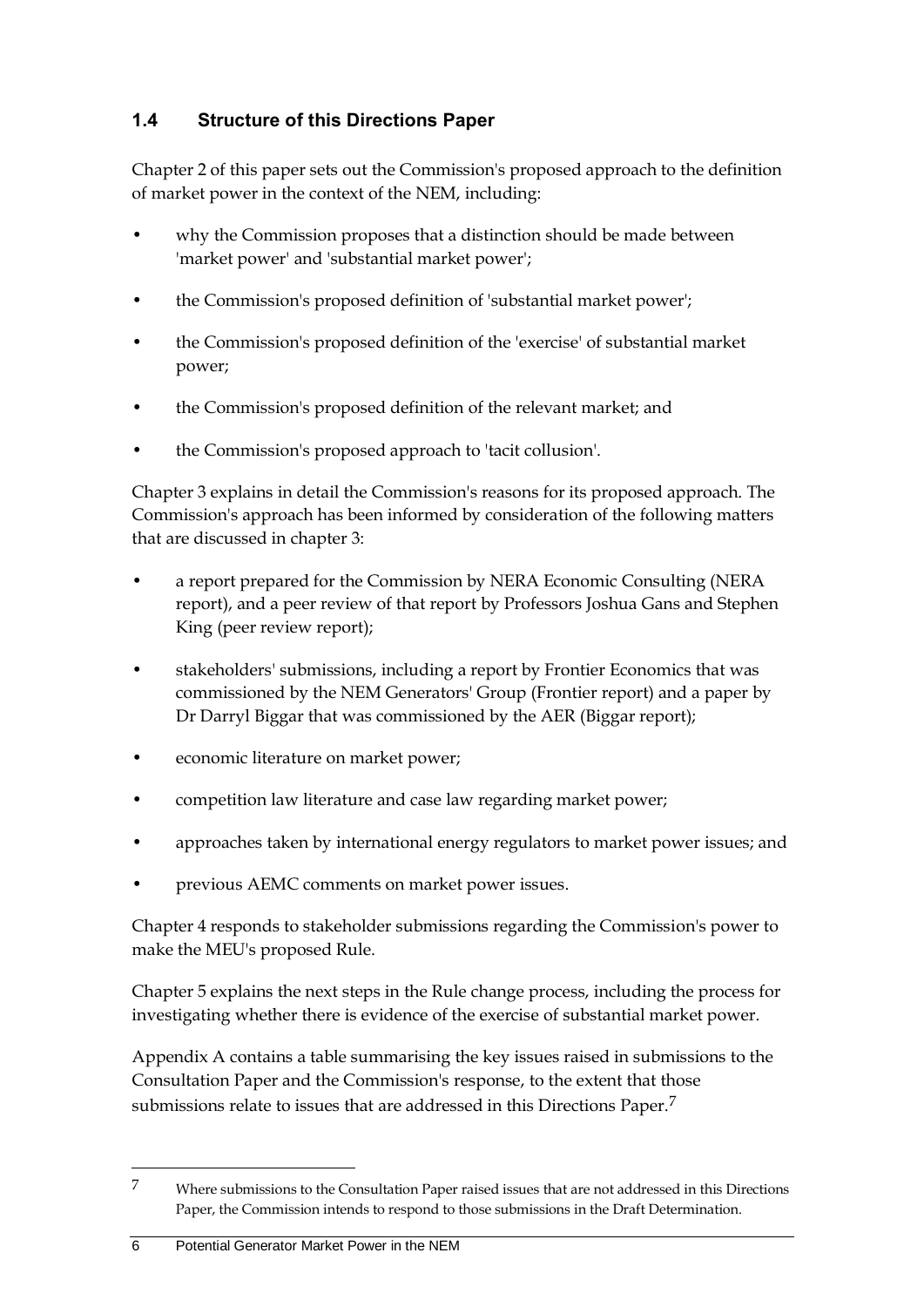## 1.4 Structure of this Directions Paper

Chapter 2 of this paper sets out the Commission's proposed approach to the definition of market power in the context of the NEM, including:

- why the Commission proposes that a distinction should be made between 'market power' and 'substantial market power';
- the Commission's proposed definition of 'substantial market power';
- the Commission's proposed definition of the 'exercise' of substantial market power;
- the Commission's proposed definition of the relevant market; and
- the Commission's proposed approach to 'tacit collusion'.

Chapter 3 explains in detail the Commission's reasons for its proposed approach. The Commission's approach has been informed by consideration of the following matters that are discussed in chapter 3:

- a report prepared for the Commission by NERA Economic Consulting (NERA report), and a peer review of that report by Professors Joshua Gans and Stephen King (peer review report);
- stakeholders' submissions, including a report by Frontier Economics that was commissioned by the NEM Generators' Group (Frontier report) and a paper by Dr Darryl Biggar that was commissioned by the AER (Biggar report);
- economic literature on market power;
- competition law literature and case law regarding market power;
- approaches taken by international energy regulators to market power issues; and
- previous AEMC comments on market power issues.

Chapter 4 responds to stakeholder submissions regarding the Commission's power to make the MEU's proposed Rule.

Chapter 5 explains the next steps in the Rule change process, including the process for investigating whether there is evidence of the exercise of substantial market power.

Appendix A contains a table summarising the key issues raised in submissions to the Consultation Paper and the Commission's response, to the extent that those submissions relate to issues that are addressed in this Directions Paper.[7]

---

[7] Where submissions to the Consultation Paper raised issues that are not addressed in this Directions Paper, the Commission intends to respond to those submissions in the Draft Determination.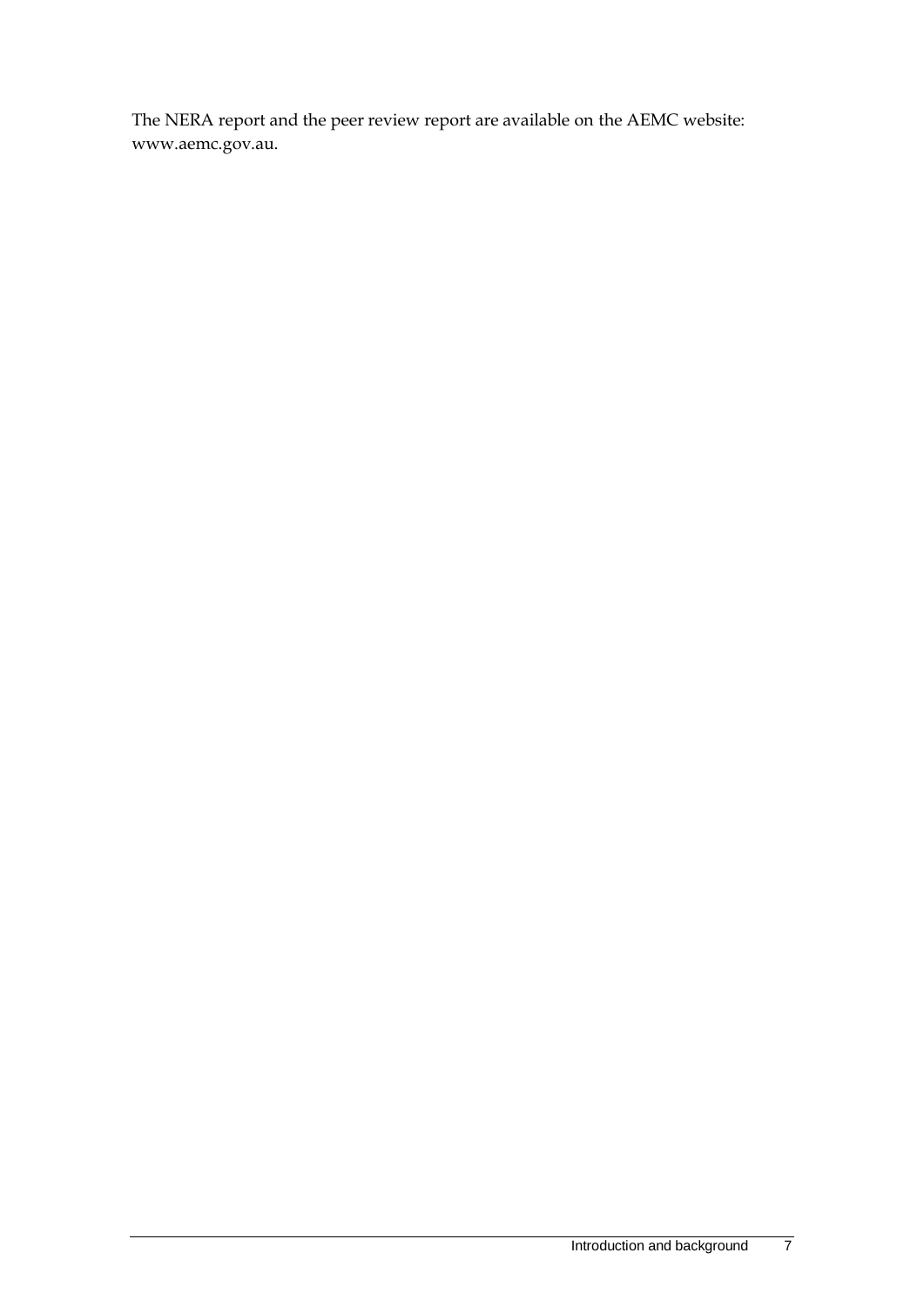The NERA report and the peer review report are available on the AEMC website: www.aemc.gov.au.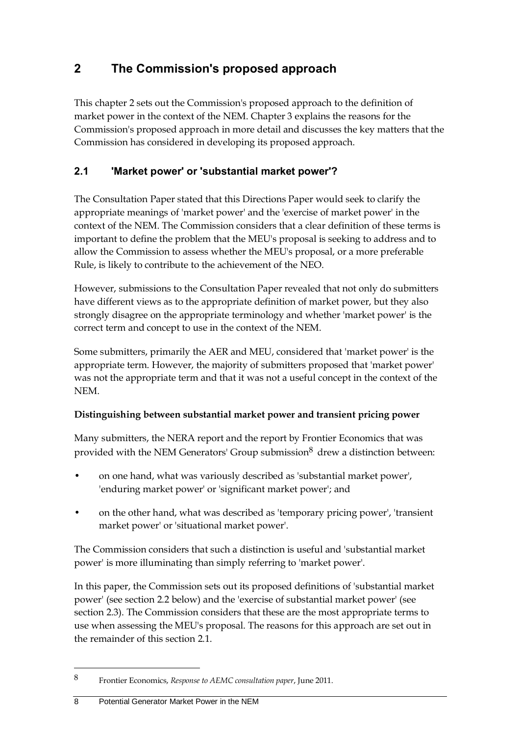# 2 The Commission's proposed approach

This chapter 2 sets out the Commission's proposed approach to the definition of market power in the context of the NEM. Chapter 3 explains the reasons for the Commission's proposed approach in more detail and discusses the key matters that the Commission has considered in developing its proposed approach.

## 2.1 'Market power' or 'substantial market power'?

The Consultation Paper stated that this Directions Paper would seek to clarify the appropriate meanings of 'market power' and the 'exercise of market power' in the context of the NEM. The Commission considers that a clear definition of these terms is important to define the problem that the MEU's proposal is seeking to address and to allow the Commission to assess whether the MEU's proposal, or a more preferable Rule, is likely to contribute to the achievement of the NEO.

However, submissions to the Consultation Paper revealed that not only do submitters have different views as to the appropriate definition of market power, but they also strongly disagree on the appropriate terminology and whether 'market power' is the correct term and concept to use in the context of the NEM.

Some submitters, primarily the AER and MEU, considered that 'market power' is the appropriate term. However, the majority of submitters proposed that 'market power' was not the appropriate term and that it was not a useful concept in the context of the NEM.

**Distinguishing between substantial market power and transient pricing power**

Many submitters, the NERA report and the report by Frontier Economics that was provided with the NEM Generators' Group submission[8] drew a distinction between:

- on one hand, what was variously described as 'substantial market power', 'enduring market power' or 'significant market power'; and
- on the other hand, what was described as 'temporary pricing power', 'transient market power' or 'situational market power'.

The Commission considers that such a distinction is useful and 'substantial market power' is more illuminating than simply referring to 'market power'.

In this paper, the Commission sets out its proposed definitions of 'substantial market power' (see section 2.2 below) and the 'exercise of substantial market power' (see section 2.3). The Commission considers that these are the most appropriate terms to use when assessing the MEU's proposal. The reasons for this approach are set out in the remainder of this section 2.1.

---

[8] Frontier Economics, *Response to AEMC consultation paper*, June 2011.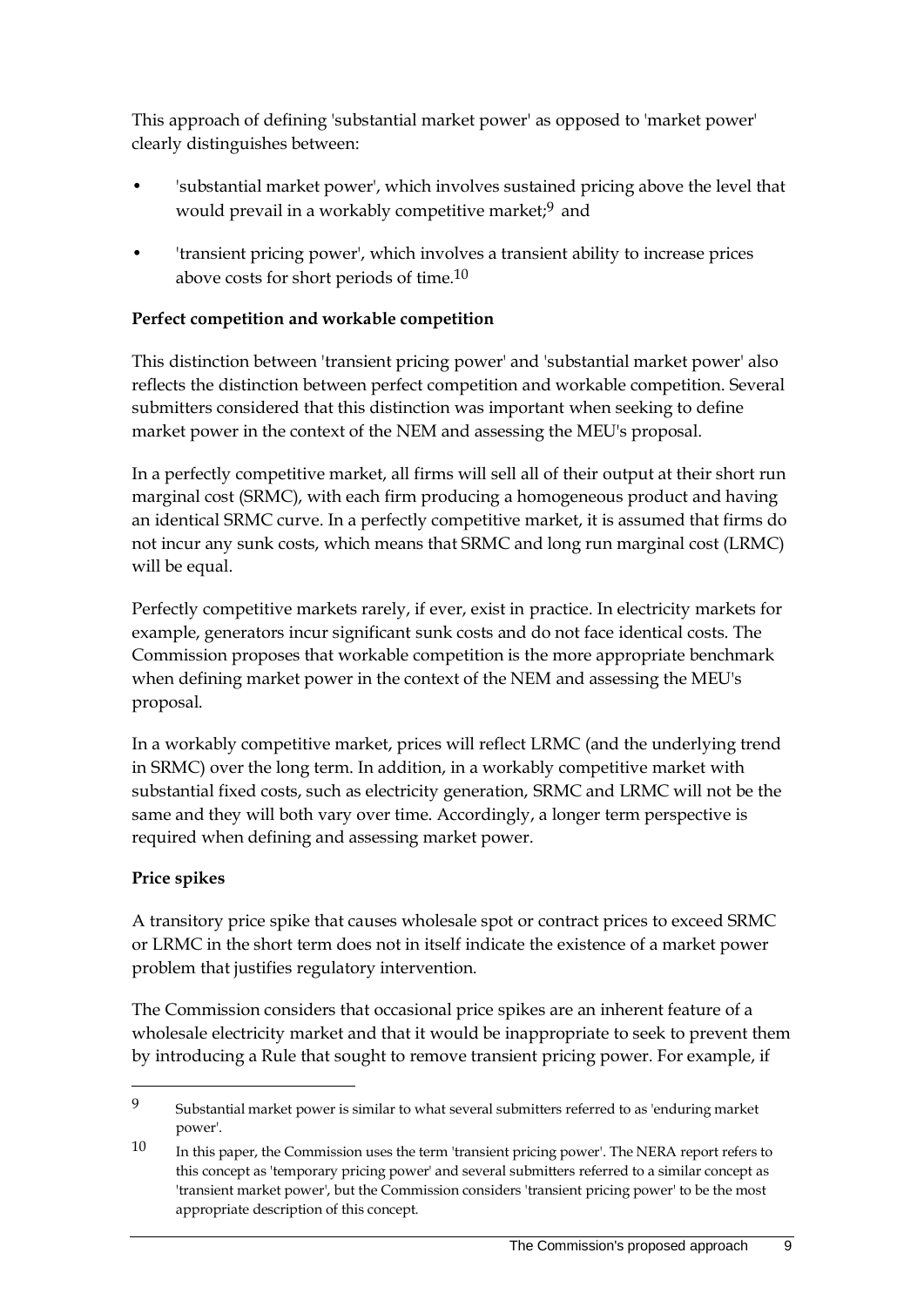This approach of defining 'substantial market power' as opposed to 'market power' clearly distinguishes between:

- 'substantial market power', which involves sustained pricing above the level that would prevail in a workably competitive market;[9] and
- 'transient pricing power', which involves a transient ability to increase prices above costs for short periods of time.[10]

**Perfect competition and workable competition**

This distinction between 'transient pricing power' and 'substantial market power' also reflects the distinction between perfect competition and workable competition. Several submitters considered that this distinction was important when seeking to define market power in the context of the NEM and assessing the MEU's proposal.

In a perfectly competitive market, all firms will sell all of their output at their short run marginal cost (SRMC), with each firm producing a homogeneous product and having an identical SRMC curve. In a perfectly competitive market, it is assumed that firms do not incur any sunk costs, which means that SRMC and long run marginal cost (LRMC) will be equal.

Perfectly competitive markets rarely, if ever, exist in practice. In electricity markets for example, generators incur significant sunk costs and do not face identical costs. The Commission proposes that workable competition is the more appropriate benchmark when defining market power in the context of the NEM and assessing the MEU's proposal.

In a workably competitive market, prices will reflect LRMC (and the underlying trend in SRMC) over the long term. In addition, in a workably competitive market with substantial fixed costs, such as electricity generation, SRMC and LRMC will not be the same and they will both vary over time. Accordingly, a longer term perspective is required when defining and assessing market power.

**Price spikes**

A transitory price spike that causes wholesale spot or contract prices to exceed SRMC or LRMC in the short term does not in itself indicate the existence of a market power problem that justifies regulatory intervention.

The Commission considers that occasional price spikes are an inherent feature of a wholesale electricity market and that it would be inappropriate to seek to prevent them by introducing a Rule that sought to remove transient pricing power. For example, if

---

[9] Substantial market power is similar to what several submitters referred to as 'enduring market power'.

[10] In this paper, the Commission uses the term 'transient pricing power'. The NERA report refers to this concept as 'temporary pricing power' and several submitters referred to a similar concept as 'transient market power', but the Commission considers 'transient pricing power' to be the most appropriate description of this concept.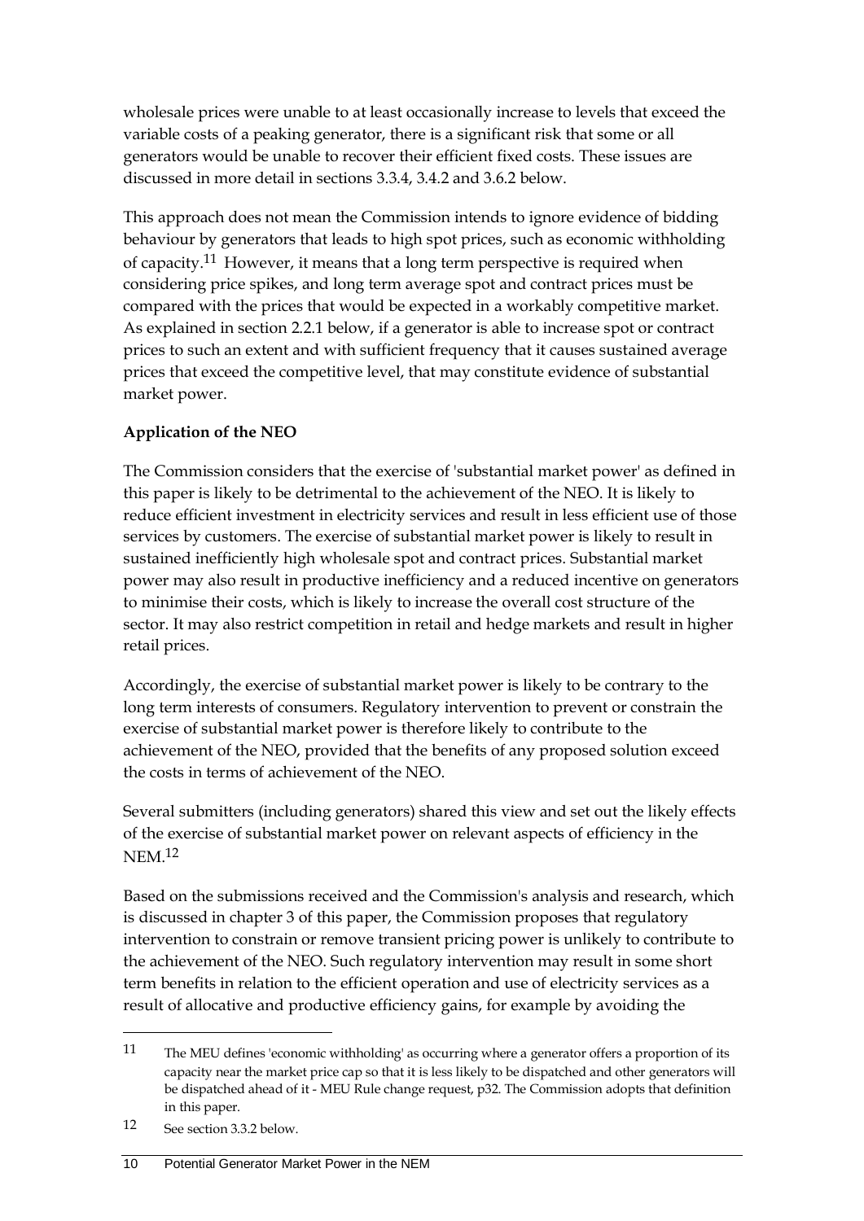wholesale prices were unable to at least occasionally increase to levels that exceed the variable costs of a peaking generator, there is a significant risk that some or all generators would be unable to recover their efficient fixed costs. These issues are discussed in more detail in sections 3.3.4, 3.4.2 and 3.6.2 below.

This approach does not mean the Commission intends to ignore evidence of bidding behaviour by generators that leads to high spot prices, such as economic withholding of capacity.[11] However, it means that a long term perspective is required when considering price spikes, and long term average spot and contract prices must be compared with the prices that would be expected in a workably competitive market. As explained in section 2.2.1 below, if a generator is able to increase spot or contract prices to such an extent and with sufficient frequency that it causes sustained average prices that exceed the competitive level, that may constitute evidence of substantial market power.

**Application of the NEO**

The Commission considers that the exercise of 'substantial market power' as defined in this paper is likely to be detrimental to the achievement of the NEO. It is likely to reduce efficient investment in electricity services and result in less efficient use of those services by customers. The exercise of substantial market power is likely to result in sustained inefficiently high wholesale spot and contract prices. Substantial market power may also result in productive inefficiency and a reduced incentive on generators to minimise their costs, which is likely to increase the overall cost structure of the sector. It may also restrict competition in retail and hedge markets and result in higher retail prices.

Accordingly, the exercise of substantial market power is likely to be contrary to the long term interests of consumers. Regulatory intervention to prevent or constrain the exercise of substantial market power is therefore likely to contribute to the achievement of the NEO, provided that the benefits of any proposed solution exceed the costs in terms of achievement of the NEO.

Several submitters (including generators) shared this view and set out the likely effects of the exercise of substantial market power on relevant aspects of efficiency in the NEM.[12]

Based on the submissions received and the Commission's analysis and research, which is discussed in chapter 3 of this paper, the Commission proposes that regulatory intervention to constrain or remove transient pricing power is unlikely to contribute to the achievement of the NEO. Such regulatory intervention may result in some short term benefits in relation to the efficient operation and use of electricity services as a result of allocative and productive efficiency gains, for example by avoiding the

---

11 The MEU defines 'economic withholding' as occurring where a generator offers a proportion of its capacity near the market price cap so that it is less likely to be dispatched and other generators will be dispatched ahead of it - MEU Rule change request, p32. The Commission adopts that definition in this paper.

12 See section 3.3.2 below.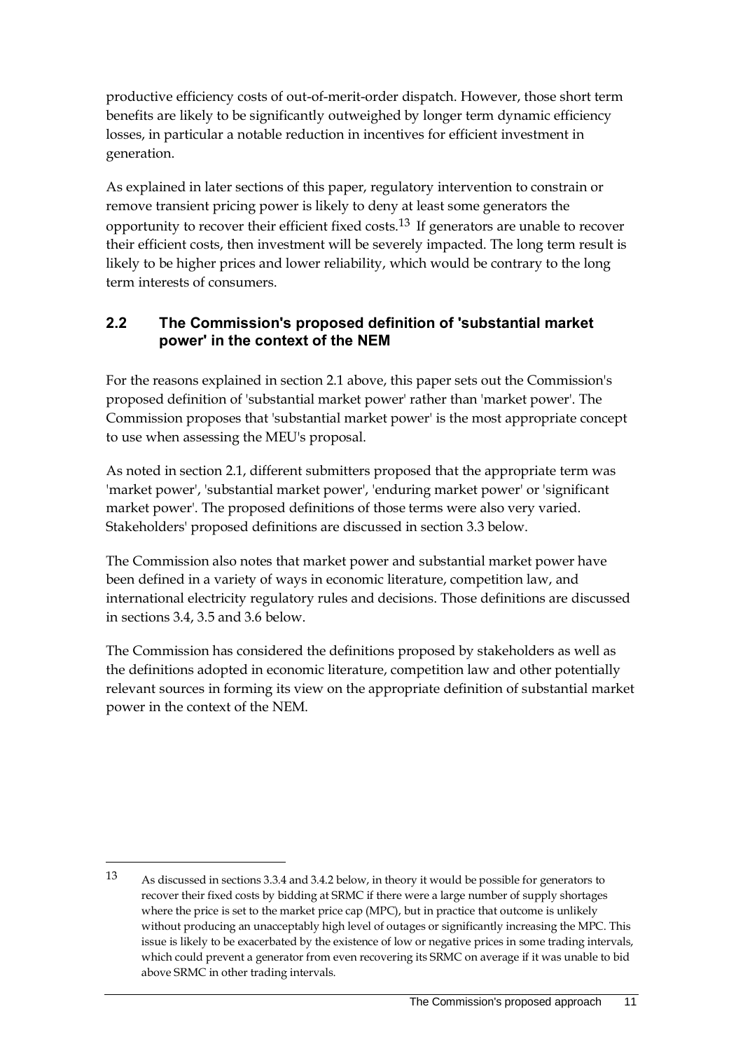productive efficiency costs of out-of-merit-order dispatch. However, those short term benefits are likely to be significantly outweighed by longer term dynamic efficiency losses, in particular a notable reduction in incentives for efficient investment in generation.

As explained in later sections of this paper, regulatory intervention to constrain or remove transient pricing power is likely to deny at least some generators the opportunity to recover their efficient fixed costs.[13] If generators are unable to recover their efficient costs, then investment will be severely impacted. The long term result is likely to be higher prices and lower reliability, which would be contrary to the long term interests of consumers.

## 2.2 The Commission's proposed definition of 'substantial market power' in the context of the NEM

For the reasons explained in section 2.1 above, this paper sets out the Commission's proposed definition of 'substantial market power' rather than 'market power'. The Commission proposes that 'substantial market power' is the most appropriate concept to use when assessing the MEU's proposal.

As noted in section 2.1, different submitters proposed that the appropriate term was 'market power', 'substantial market power', 'enduring market power' or 'significant market power'. The proposed definitions of those terms were also very varied. Stakeholders' proposed definitions are discussed in section 3.3 below.

The Commission also notes that market power and substantial market power have been defined in a variety of ways in economic literature, competition law, and international electricity regulatory rules and decisions. Those definitions are discussed in sections 3.4, 3.5 and 3.6 below.

The Commission has considered the definitions proposed by stakeholders as well as the definitions adopted in economic literature, competition law and other potentially relevant sources in forming its view on the appropriate definition of substantial market power in the context of the NEM.

---

13 As discussed in sections 3.3.4 and 3.4.2 below, in theory it would be possible for generators to recover their fixed costs by bidding at SRMC if there were a large number of supply shortages where the price is set to the market price cap (MPC), but in practice that outcome is unlikely without producing an unacceptably high level of outages or significantly increasing the MPC. This issue is likely to be exacerbated by the existence of low or negative prices in some trading intervals, which could prevent a generator from even recovering its SRMC on average if it was unable to bid above SRMC in other trading intervals.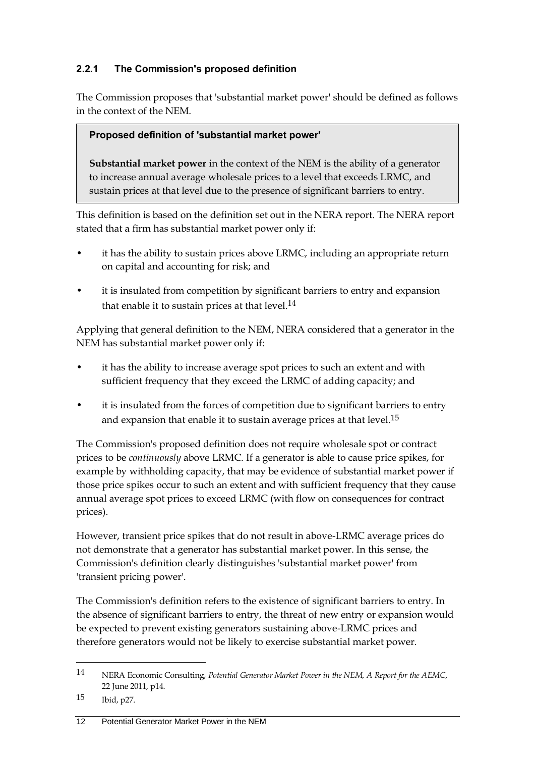### 2.2.1 The Commission's proposed definition

The Commission proposes that 'substantial market power' should be defined as follows in the context of the NEM.

> **Proposed definition of 'substantial market power'**
>
> **Substantial market power** in the context of the NEM is the ability of a generator to increase annual average wholesale prices to a level that exceeds LRMC, and sustain prices at that level due to the presence of significant barriers to entry.

This definition is based on the definition set out in the NERA report. The NERA report stated that a firm has substantial market power only if:

- it has the ability to sustain prices above LRMC, including an appropriate return on capital and accounting for risk; and
- it is insulated from competition by significant barriers to entry and expansion that enable it to sustain prices at that level.[14]

Applying that general definition to the NEM, NERA considered that a generator in the NEM has substantial market power only if:

- it has the ability to increase average spot prices to such an extent and with sufficient frequency that they exceed the LRMC of adding capacity; and
- it is insulated from the forces of competition due to significant barriers to entry and expansion that enable it to sustain average prices at that level.[15]

The Commission's proposed definition does not require wholesale spot or contract prices to be *continuously* above LRMC. If a generator is able to cause price spikes, for example by withholding capacity, that may be evidence of substantial market power if those price spikes occur to such an extent and with sufficient frequency that they cause annual average spot prices to exceed LRMC (with flow on consequences for contract prices).

However, transient price spikes that do not result in above-LRMC average prices do not demonstrate that a generator has substantial market power. In this sense, the Commission's definition clearly distinguishes 'substantial market power' from 'transient pricing power'.

The Commission's definition refers to the existence of significant barriers to entry. In the absence of significant barriers to entry, the threat of new entry or expansion would be expected to prevent existing generators sustaining above-LRMC prices and therefore generators would not be likely to exercise substantial market power.

---

[14] NERA Economic Consulting, *Potential Generator Market Power in the NEM, A Report for the AEMC*, 22 June 2011, p14.

[15] Ibid, p27.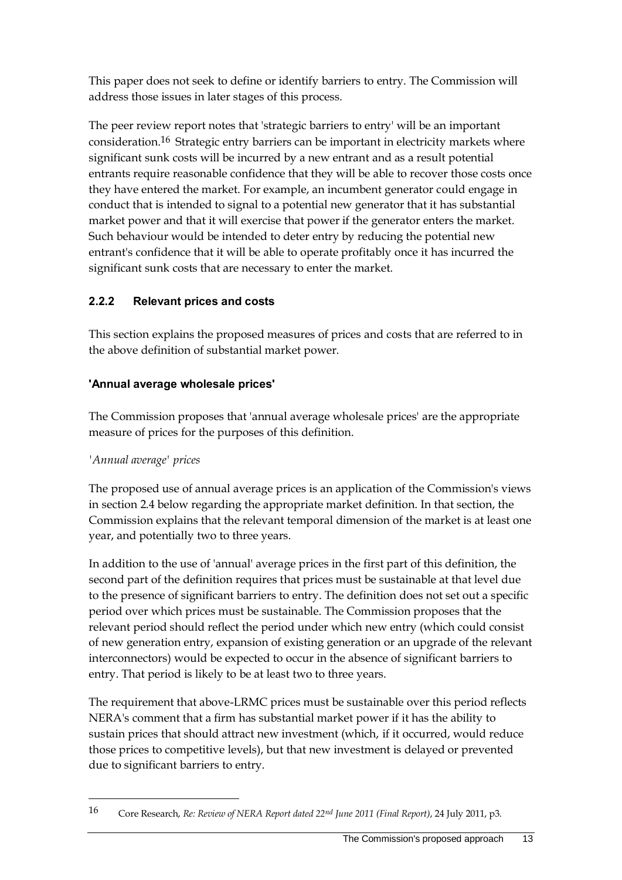This paper does not seek to define or identify barriers to entry. The Commission will address those issues in later stages of this process.

The peer review report notes that 'strategic barriers to entry' will be an important consideration.[16] Strategic entry barriers can be important in electricity markets where significant sunk costs will be incurred by a new entrant and as a result potential entrants require reasonable confidence that they will be able to recover those costs once they have entered the market. For example, an incumbent generator could engage in conduct that is intended to signal to a potential new generator that it has substantial market power and that it will exercise that power if the generator enters the market. Such behaviour would be intended to deter entry by reducing the potential new entrant's confidence that it will be able to operate profitably once it has incurred the significant sunk costs that are necessary to enter the market.

### 2.2.2 Relevant prices and costs

This section explains the proposed measures of prices and costs that are referred to in the above definition of substantial market power.

#### 'Annual average wholesale prices'

The Commission proposes that 'annual average wholesale prices' are the appropriate measure of prices for the purposes of this definition.

*'Annual average' prices*

The proposed use of annual average prices is an application of the Commission's views in section 2.4 below regarding the appropriate market definition. In that section, the Commission explains that the relevant temporal dimension of the market is at least one year, and potentially two to three years.

In addition to the use of 'annual' average prices in the first part of this definition, the second part of the definition requires that prices must be sustainable at that level due to the presence of significant barriers to entry. The definition does not set out a specific period over which prices must be sustainable. The Commission proposes that the relevant period should reflect the period under which new entry (which could consist of new generation entry, expansion of existing generation or an upgrade of the relevant interconnectors) would be expected to occur in the absence of significant barriers to entry. That period is likely to be at least two to three years.

The requirement that above-LRMC prices must be sustainable over this period reflects NERA's comment that a firm has substantial market power if it has the ability to sustain prices that should attract new investment (which, if it occurred, would reduce those prices to competitive levels), but that new investment is delayed or prevented due to significant barriers to entry.

---

16 Core Research, *Re: Review of NERA Report dated 22nd June 2011 (Final Report)*, 24 July 2011, p3.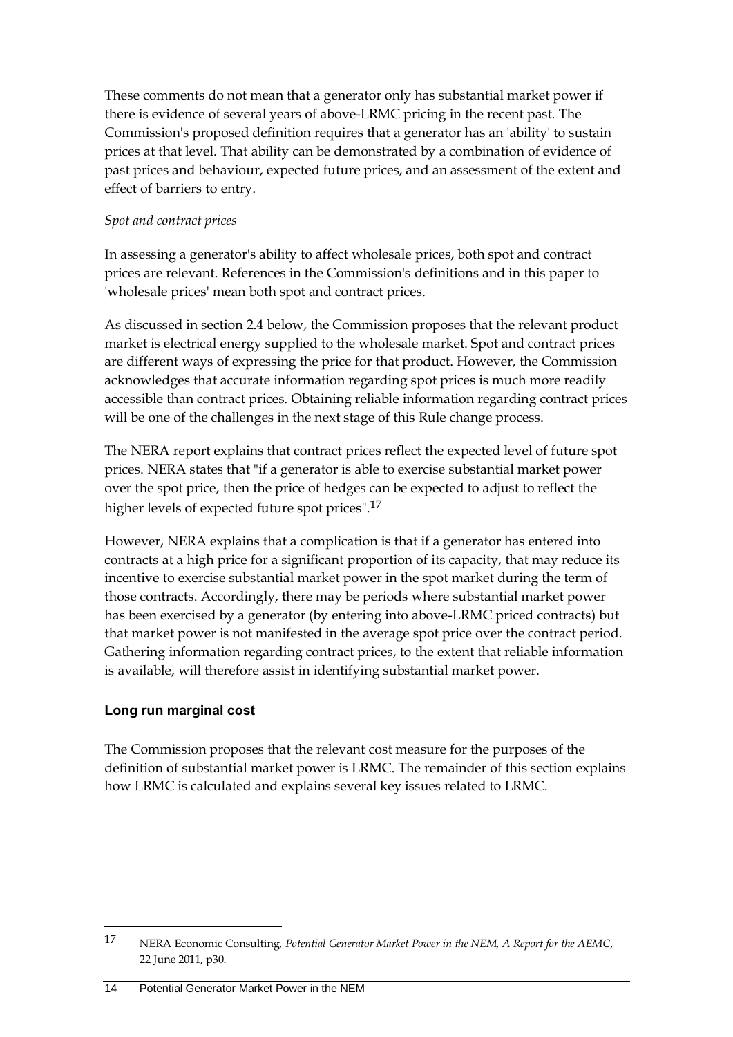These comments do not mean that a generator only has substantial market power if there is evidence of several years of above-LRMC pricing in the recent past. The Commission's proposed definition requires that a generator has an 'ability' to sustain prices at that level. That ability can be demonstrated by a combination of evidence of past prices and behaviour, expected future prices, and an assessment of the extent and effect of barriers to entry.

*Spot and contract prices*

In assessing a generator's ability to affect wholesale prices, both spot and contract prices are relevant. References in the Commission's definitions and in this paper to 'wholesale prices' mean both spot and contract prices.

As discussed in section 2.4 below, the Commission proposes that the relevant product market is electrical energy supplied to the wholesale market. Spot and contract prices are different ways of expressing the price for that product. However, the Commission acknowledges that accurate information regarding spot prices is much more readily accessible than contract prices. Obtaining reliable information regarding contract prices will be one of the challenges in the next stage of this Rule change process.

The NERA report explains that contract prices reflect the expected level of future spot prices. NERA states that "if a generator is able to exercise substantial market power over the spot price, then the price of hedges can be expected to adjust to reflect the higher levels of expected future spot prices".[17]

However, NERA explains that a complication is that if a generator has entered into contracts at a high price for a significant proportion of its capacity, that may reduce its incentive to exercise substantial market power in the spot market during the term of those contracts. Accordingly, there may be periods where substantial market power has been exercised by a generator (by entering into above-LRMC priced contracts) but that market power is not manifested in the average spot price over the contract period. Gathering information regarding contract prices, to the extent that reliable information is available, will therefore assist in identifying substantial market power.

### Long run marginal cost

The Commission proposes that the relevant cost measure for the purposes of the definition of substantial market power is LRMC. The remainder of this section explains how LRMC is calculated and explains several key issues related to LRMC.

---

17 NERA Economic Consulting, *Potential Generator Market Power in the NEM, A Report for the AEMC*, 22 June 2011, p30.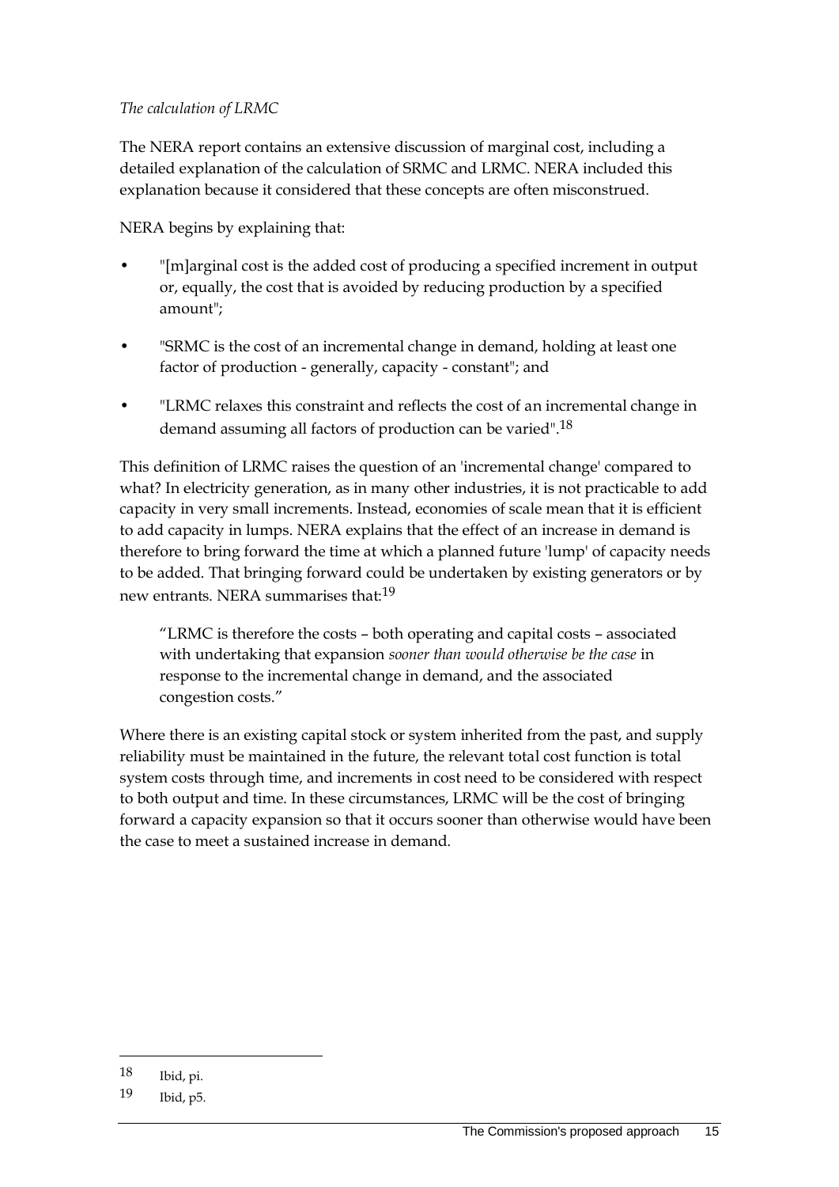*The calculation of LRMC*

The NERA report contains an extensive discussion of marginal cost, including a detailed explanation of the calculation of SRMC and LRMC. NERA included this explanation because it considered that these concepts are often misconstrued.

NERA begins by explaining that:

- "[m]arginal cost is the added cost of producing a specified increment in output or, equally, the cost that is avoided by reducing production by a specified amount";
- "SRMC is the cost of an incremental change in demand, holding at least one factor of production - generally, capacity - constant"; and
- "LRMC relaxes this constraint and reflects the cost of an incremental change in demand assuming all factors of production can be varied".[18]

This definition of LRMC raises the question of an 'incremental change' compared to what? In electricity generation, as in many other industries, it is not practicable to add capacity in very small increments. Instead, economies of scale mean that it is efficient to add capacity in lumps. NERA explains that the effect of an increase in demand is therefore to bring forward the time at which a planned future 'lump' of capacity needs to be added. That bringing forward could be undertaken by existing generators or by new entrants. NERA summarises that:[19]

> "LRMC is therefore the costs – both operating and capital costs – associated with undertaking that expansion *sooner than would otherwise be the case* in response to the incremental change in demand, and the associated congestion costs."

Where there is an existing capital stock or system inherited from the past, and supply reliability must be maintained in the future, the relevant total cost function is total system costs through time, and increments in cost need to be considered with respect to both output and time. In these circumstances, LRMC will be the cost of bringing forward a capacity expansion so that it occurs sooner than otherwise would have been the case to meet a sustained increase in demand.

---

18 Ibid, pi.

19 Ibid, p5.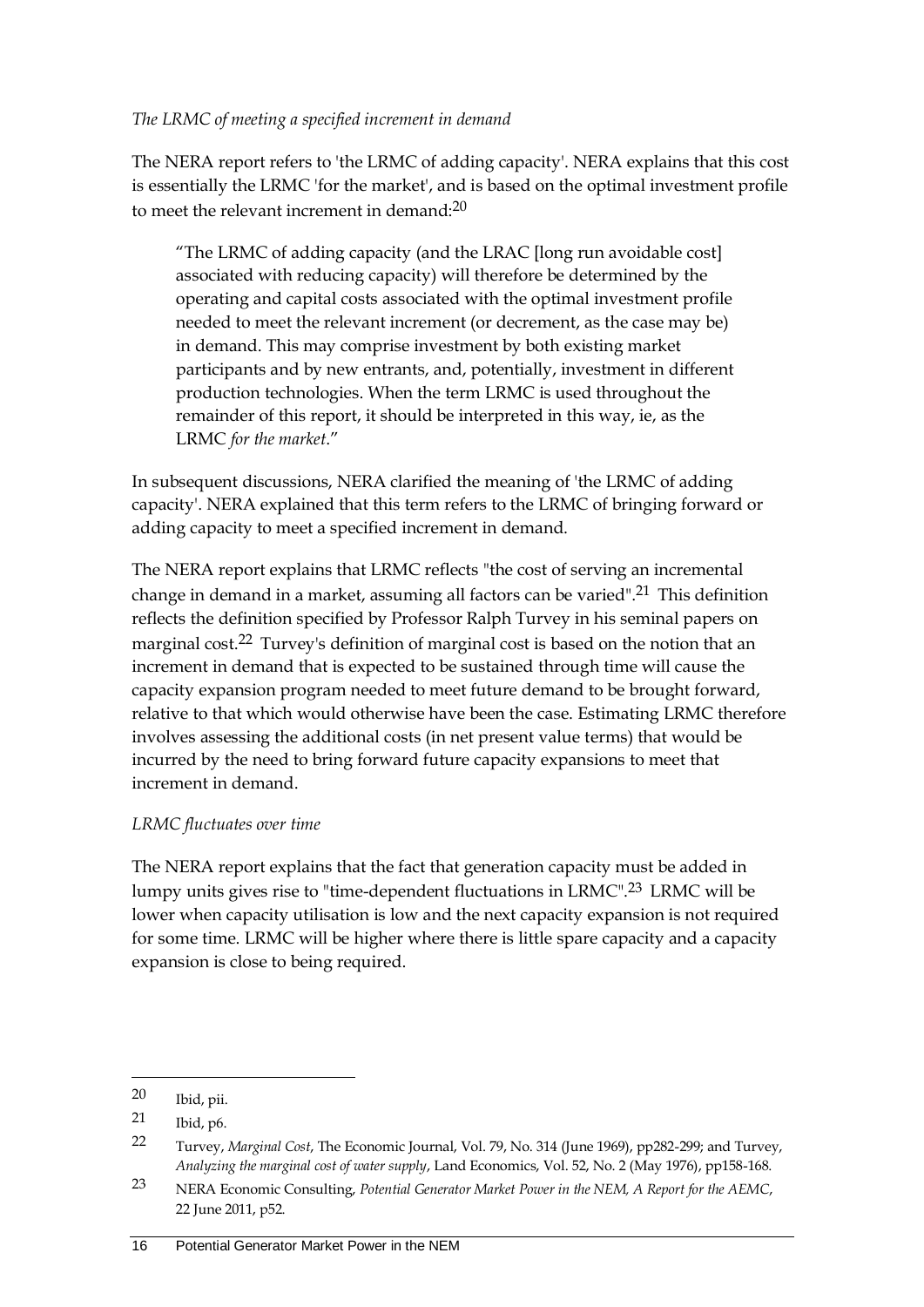*The LRMC of meeting a specified increment in demand*

The NERA report refers to 'the LRMC of adding capacity'. NERA explains that this cost is essentially the LRMC 'for the market', and is based on the optimal investment profile to meet the relevant increment in demand:[20]

> "The LRMC of adding capacity (and the LRAC [long run avoidable cost] associated with reducing capacity) will therefore be determined by the operating and capital costs associated with the optimal investment profile needed to meet the relevant increment (or decrement, as the case may be) in demand. This may comprise investment by both existing market participants and by new entrants, and, potentially, investment in different production technologies. When the term LRMC is used throughout the remainder of this report, it should be interpreted in this way, ie, as the LRMC *for the market*."

In subsequent discussions, NERA clarified the meaning of 'the LRMC of adding capacity'. NERA explained that this term refers to the LRMC of bringing forward or adding capacity to meet a specified increment in demand.

The NERA report explains that LRMC reflects "the cost of serving an incremental change in demand in a market, assuming all factors can be varied".[21] This definition reflects the definition specified by Professor Ralph Turvey in his seminal papers on marginal cost.[22] Turvey's definition of marginal cost is based on the notion that an increment in demand that is expected to be sustained through time will cause the capacity expansion program needed to meet future demand to be brought forward, relative to that which would otherwise have been the case. Estimating LRMC therefore involves assessing the additional costs (in net present value terms) that would be incurred by the need to bring forward future capacity expansions to meet that increment in demand.

*LRMC fluctuates over time*

The NERA report explains that the fact that generation capacity must be added in lumpy units gives rise to "time-dependent fluctuations in LRMC".[23] LRMC will be lower when capacity utilisation is low and the next capacity expansion is not required for some time. LRMC will be higher where there is little spare capacity and a capacity expansion is close to being required.

---

20 Ibid, pii.

21 Ibid, p6.

22 Turvey, *Marginal Cost*, The Economic Journal, Vol. 79, No. 314 (June 1969), pp282-299; and Turvey, *Analyzing the marginal cost of water supply*, Land Economics, Vol. 52, No. 2 (May 1976), pp158-168.

23 NERA Economic Consulting, *Potential Generator Market Power in the NEM, A Report for the AEMC*, 22 June 2011, p52.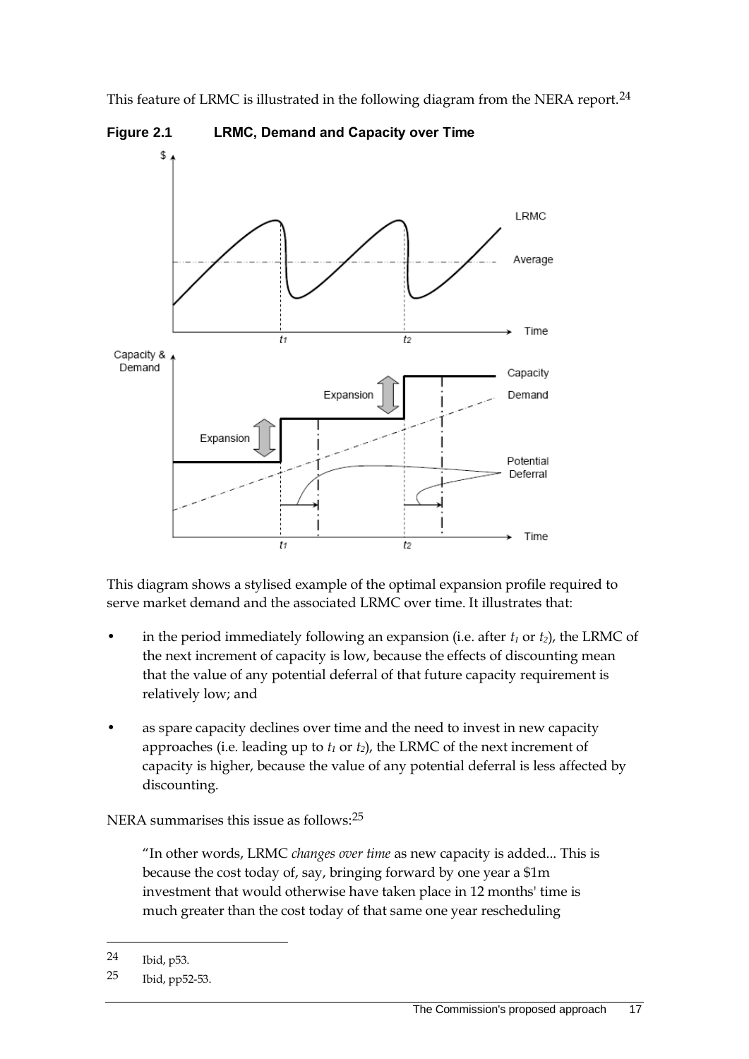This feature of LRMC is illustrated in the following diagram from the NERA report.[24]

**Figure 2.1 LRMC, Demand and Capacity over Time**

This diagram shows a stylised example of the optimal expansion profile required to serve market demand and the associated LRMC over time. It illustrates that:

- in the period immediately following an expansion (i.e. after $t_1$ or $t_2$), the LRMC of the next increment of capacity is low, because the effects of discounting mean that the value of any potential deferral of that future capacity requirement is relatively low; and
- as spare capacity declines over time and the need to invest in new capacity approaches (i.e. leading up to $t_1$ or $t_2$), the LRMC of the next increment of capacity is higher, because the value of any potential deferral is less affected by discounting.

NERA summarises this issue as follows:[25]

> "In other words, LRMC *changes over time* as new capacity is added... This is because the cost today of, say, bringing forward by one year a $1m investment that would otherwise have taken place in 12 months' time is much greater than the cost today of that same one year rescheduling

---

24 Ibid, p53.

25 Ibid, pp52-53.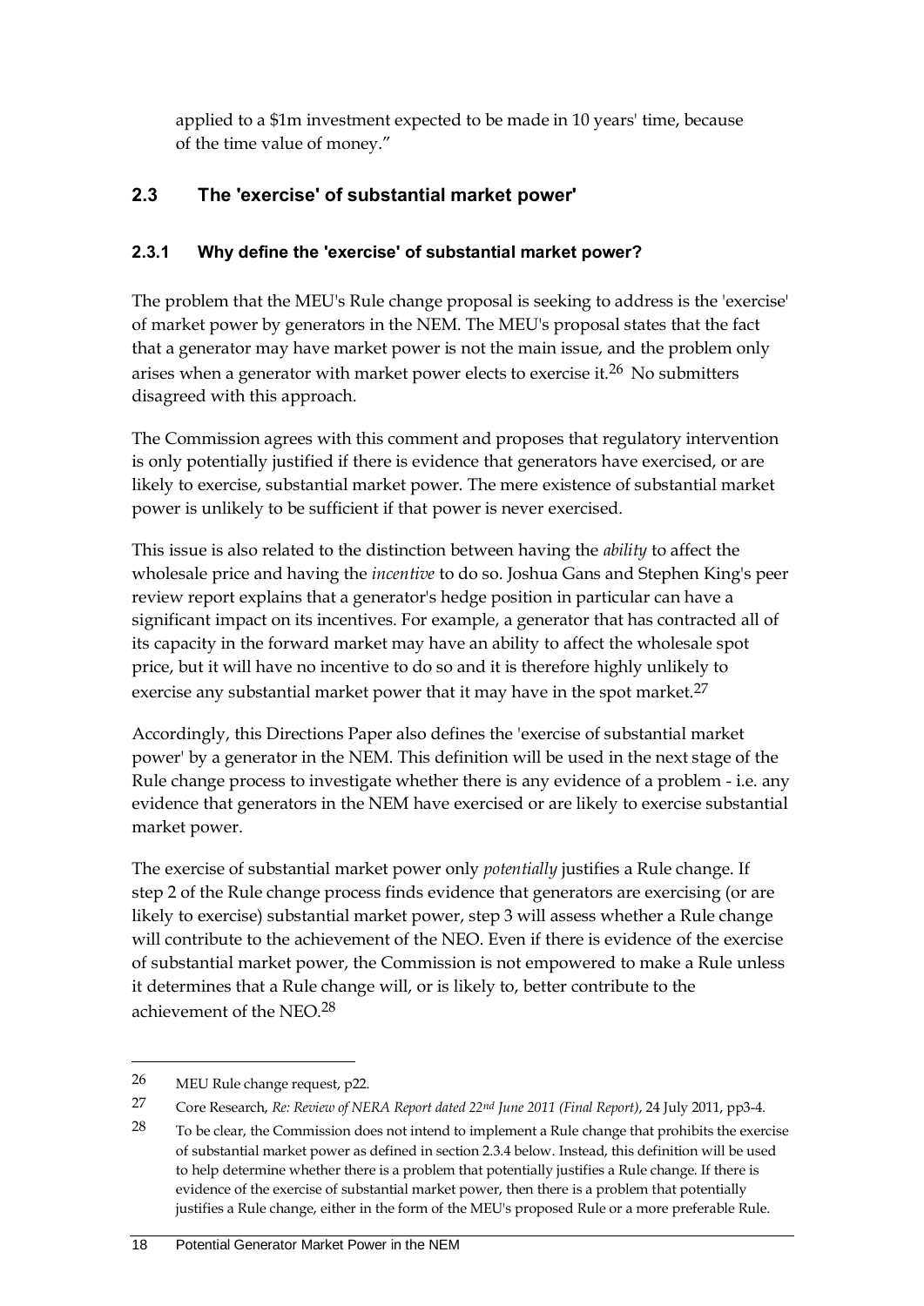applied to a $1m investment expected to be made in 10 years' time, because of the time value of money."

## 2.3 The 'exercise' of substantial market power'

### 2.3.1 Why define the 'exercise' of substantial market power?

The problem that the MEU's Rule change proposal is seeking to address is the 'exercise' of market power by generators in the NEM. The MEU's proposal states that the fact that a generator may have market power is not the main issue, and the problem only arises when a generator with market power elects to exercise it.[26] No submitters disagreed with this approach.

The Commission agrees with this comment and proposes that regulatory intervention is only potentially justified if there is evidence that generators have exercised, or are likely to exercise, substantial market power. The mere existence of substantial market power is unlikely to be sufficient if that power is never exercised.

This issue is also related to the distinction between having the *ability* to affect the wholesale price and having the *incentive* to do so. Joshua Gans and Stephen King's peer review report explains that a generator's hedge position in particular can have a significant impact on its incentives. For example, a generator that has contracted all of its capacity in the forward market may have an ability to affect the wholesale spot price, but it will have no incentive to do so and it is therefore highly unlikely to exercise any substantial market power that it may have in the spot market.[27]

Accordingly, this Directions Paper also defines the 'exercise of substantial market power' by a generator in the NEM. This definition will be used in the next stage of the Rule change process to investigate whether there is any evidence of a problem - i.e. any evidence that generators in the NEM have exercised or are likely to exercise substantial market power.

The exercise of substantial market power only *potentially* justifies a Rule change. If step 2 of the Rule change process finds evidence that generators are exercising (or are likely to exercise) substantial market power, step 3 will assess whether a Rule change will contribute to the achievement of the NEO. Even if there is evidence of the exercise of substantial market power, the Commission is not empowered to make a Rule unless it determines that a Rule change will, or is likely to, better contribute to the achievement of the NEO.[28]

---

[26] MEU Rule change request, p22.

[27] Core Research, *Re: Review of NERA Report dated 22nd June 2011 (Final Report)*, 24 July 2011, pp3-4.

[28] To be clear, the Commission does not intend to implement a Rule change that prohibits the exercise of substantial market power as defined in section 2.3.4 below. Instead, this definition will be used to help determine whether there is a problem that potentially justifies a Rule change. If there is evidence of the exercise of substantial market power, then there is a problem that potentially justifies a Rule change, either in the form of the MEU's proposed Rule or a more preferable Rule.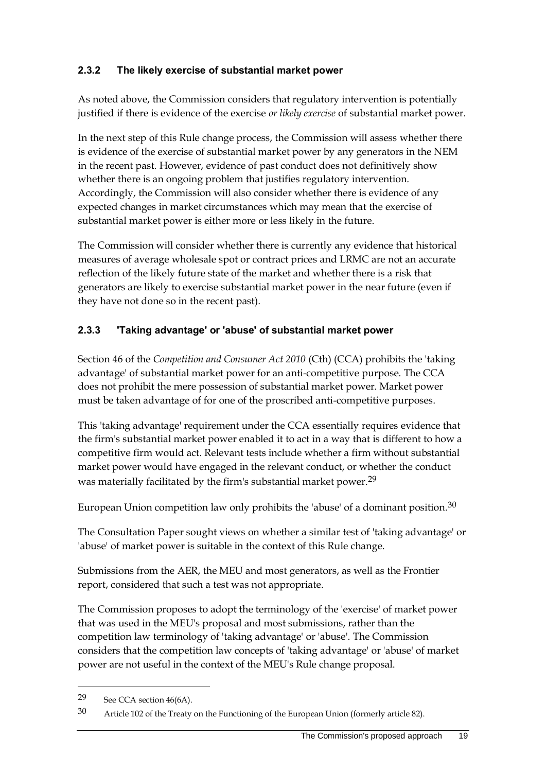### 2.3.2 The likely exercise of substantial market power

As noted above, the Commission considers that regulatory intervention is potentially justified if there is evidence of the exercise *or likely exercise* of substantial market power.

In the next step of this Rule change process, the Commission will assess whether there is evidence of the exercise of substantial market power by any generators in the NEM in the recent past. However, evidence of past conduct does not definitively show whether there is an ongoing problem that justifies regulatory intervention. Accordingly, the Commission will also consider whether there is evidence of any expected changes in market circumstances which may mean that the exercise of substantial market power is either more or less likely in the future.

The Commission will consider whether there is currently any evidence that historical measures of average wholesale spot or contract prices and LRMC are not an accurate reflection of the likely future state of the market and whether there is a risk that generators are likely to exercise substantial market power in the near future (even if they have not done so in the recent past).

### 2.3.3 'Taking advantage' or 'abuse' of substantial market power

Section 46 of the *Competition and Consumer Act 2010* (Cth) (CCA) prohibits the 'taking advantage' of substantial market power for an anti-competitive purpose. The CCA does not prohibit the mere possession of substantial market power. Market power must be taken advantage of for one of the proscribed anti-competitive purposes.

This 'taking advantage' requirement under the CCA essentially requires evidence that the firm's substantial market power enabled it to act in a way that is different to how a competitive firm would act. Relevant tests include whether a firm without substantial market power would have engaged in the relevant conduct, or whether the conduct was materially facilitated by the firm's substantial market power.[29]

European Union competition law only prohibits the 'abuse' of a dominant position.[30]

The Consultation Paper sought views on whether a similar test of 'taking advantage' or 'abuse' of market power is suitable in the context of this Rule change.

Submissions from the AER, the MEU and most generators, as well as the Frontier report, considered that such a test was not appropriate.

The Commission proposes to adopt the terminology of the 'exercise' of market power that was used in the MEU's proposal and most submissions, rather than the competition law terminology of 'taking advantage' or 'abuse'. The Commission considers that the competition law concepts of 'taking advantage' or 'abuse' of market power are not useful in the context of the MEU's Rule change proposal.

---

[29] See CCA section 46(6A).

[30] Article 102 of the Treaty on the Functioning of the European Union (formerly article 82).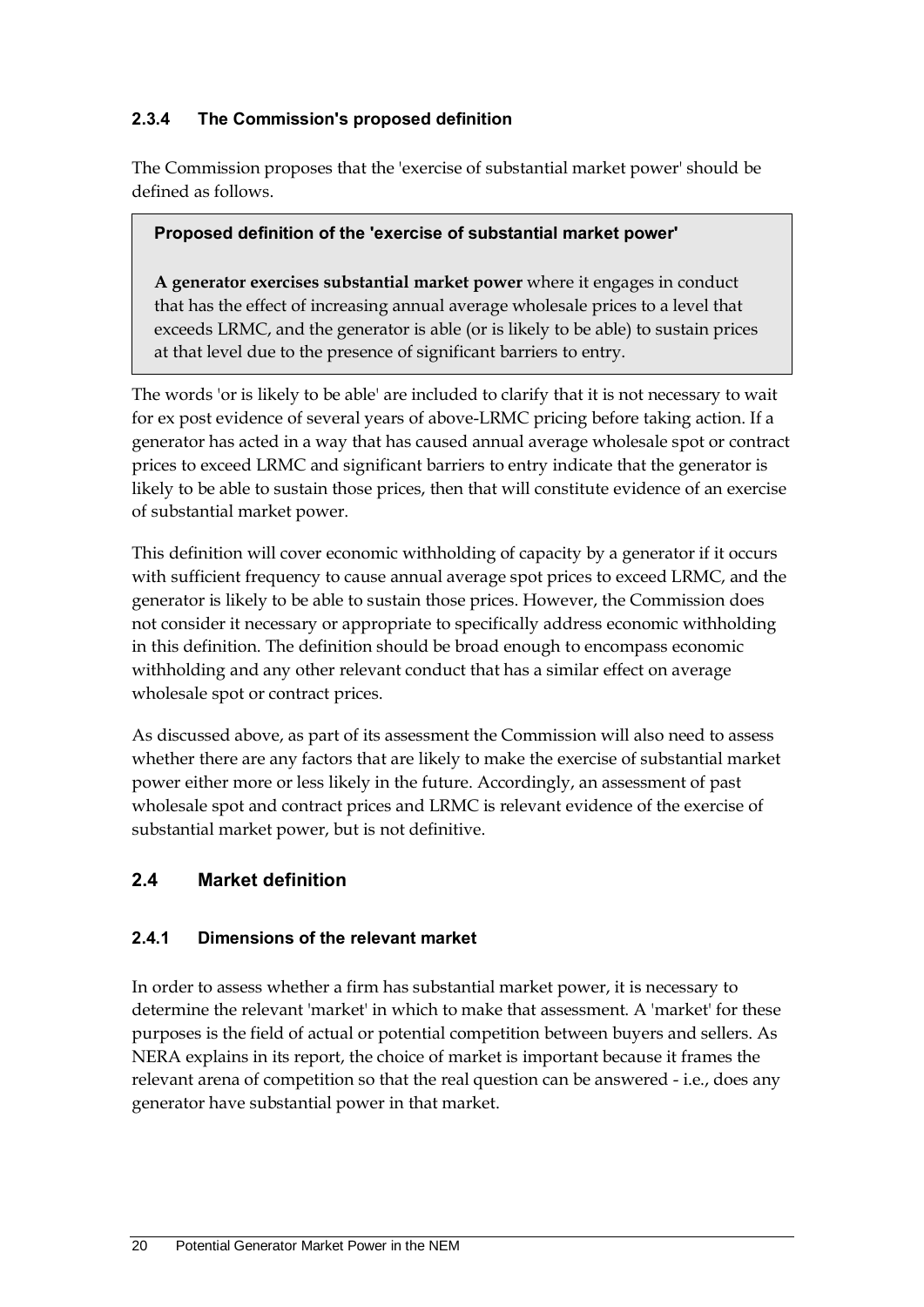### 2.3.4 The Commission's proposed definition

The Commission proposes that the 'exercise of substantial market power' should be defined as follows.

> **Proposed definition of the 'exercise of substantial market power'**
>
> **A generator exercises substantial market power** where it engages in conduct that has the effect of increasing annual average wholesale prices to a level that exceeds LRMC, and the generator is able (or is likely to be able) to sustain prices at that level due to the presence of significant barriers to entry.

The words 'or is likely to be able' are included to clarify that it is not necessary to wait for ex post evidence of several years of above-LRMC pricing before taking action. If a generator has acted in a way that has caused annual average wholesale spot or contract prices to exceed LRMC and significant barriers to entry indicate that the generator is likely to be able to sustain those prices, then that will constitute evidence of an exercise of substantial market power.

This definition will cover economic withholding of capacity by a generator if it occurs with sufficient frequency to cause annual average spot prices to exceed LRMC, and the generator is likely to be able to sustain those prices. However, the Commission does not consider it necessary or appropriate to specifically address economic withholding in this definition. The definition should be broad enough to encompass economic withholding and any other relevant conduct that has a similar effect on average wholesale spot or contract prices.

As discussed above, as part of its assessment the Commission will also need to assess whether there are any factors that are likely to make the exercise of substantial market power either more or less likely in the future. Accordingly, an assessment of past wholesale spot and contract prices and LRMC is relevant evidence of the exercise of substantial market power, but is not definitive.

## 2.4 Market definition

### 2.4.1 Dimensions of the relevant market

In order to assess whether a firm has substantial market power, it is necessary to determine the relevant 'market' in which to make that assessment. A 'market' for these purposes is the field of actual or potential competition between buyers and sellers. As NERA explains in its report, the choice of market is important because it frames the relevant arena of competition so that the real question can be answered - i.e., does any generator have substantial power in that market.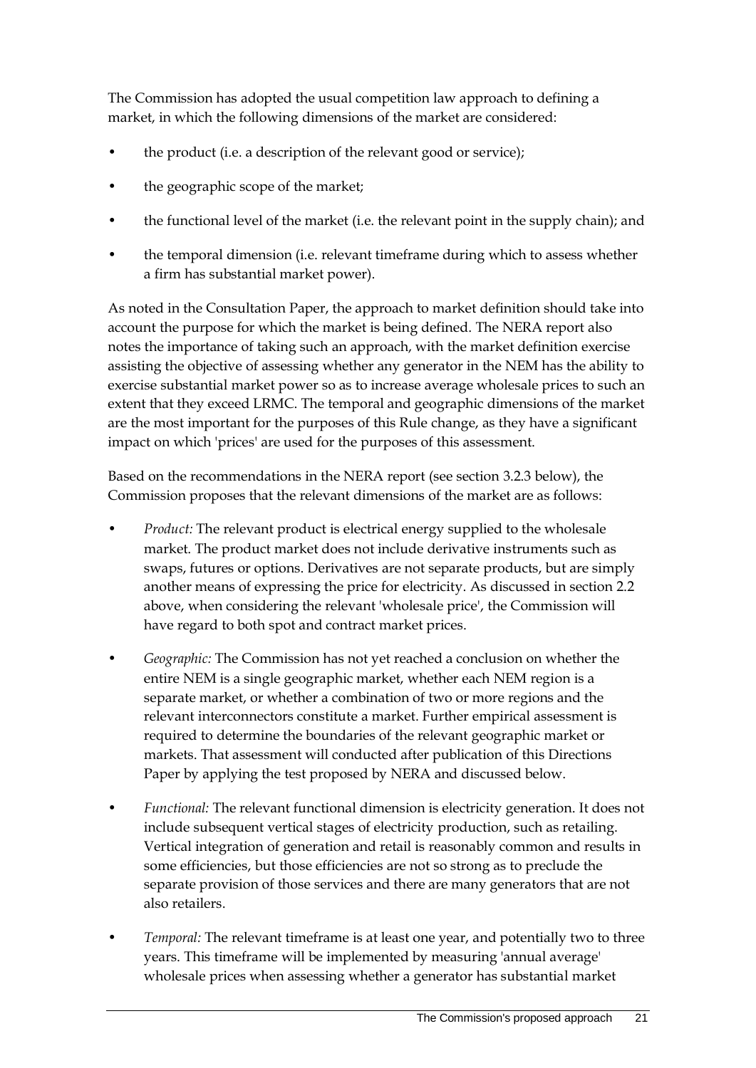The Commission has adopted the usual competition law approach to defining a market, in which the following dimensions of the market are considered:

- the product (i.e. a description of the relevant good or service);
- the geographic scope of the market;
- the functional level of the market (i.e. the relevant point in the supply chain); and
- the temporal dimension (i.e. relevant timeframe during which to assess whether a firm has substantial market power).

As noted in the Consultation Paper, the approach to market definition should take into account the purpose for which the market is being defined. The NERA report also notes the importance of taking such an approach, with the market definition exercise assisting the objective of assessing whether any generator in the NEM has the ability to exercise substantial market power so as to increase average wholesale prices to such an extent that they exceed LRMC. The temporal and geographic dimensions of the market are the most important for the purposes of this Rule change, as they have a significant impact on which 'prices' are used for the purposes of this assessment.

Based on the recommendations in the NERA report (see section 3.2.3 below), the Commission proposes that the relevant dimensions of the market are as follows:

- *Product:* The relevant product is electrical energy supplied to the wholesale market. The product market does not include derivative instruments such as swaps, futures or options. Derivatives are not separate products, but are simply another means of expressing the price for electricity. As discussed in section 2.2 above, when considering the relevant 'wholesale price', the Commission will have regard to both spot and contract market prices.
- *Geographic:* The Commission has not yet reached a conclusion on whether the entire NEM is a single geographic market, whether each NEM region is a separate market, or whether a combination of two or more regions and the relevant interconnectors constitute a market. Further empirical assessment is required to determine the boundaries of the relevant geographic market or markets. That assessment will conducted after publication of this Directions Paper by applying the test proposed by NERA and discussed below.
- *Functional:* The relevant functional dimension is electricity generation. It does not include subsequent vertical stages of electricity production, such as retailing. Vertical integration of generation and retail is reasonably common and results in some efficiencies, but those efficiencies are not so strong as to preclude the separate provision of those services and there are many generators that are not also retailers.
- *Temporal:* The relevant timeframe is at least one year, and potentially two to three years. This timeframe will be implemented by measuring 'annual average' wholesale prices when assessing whether a generator has substantial market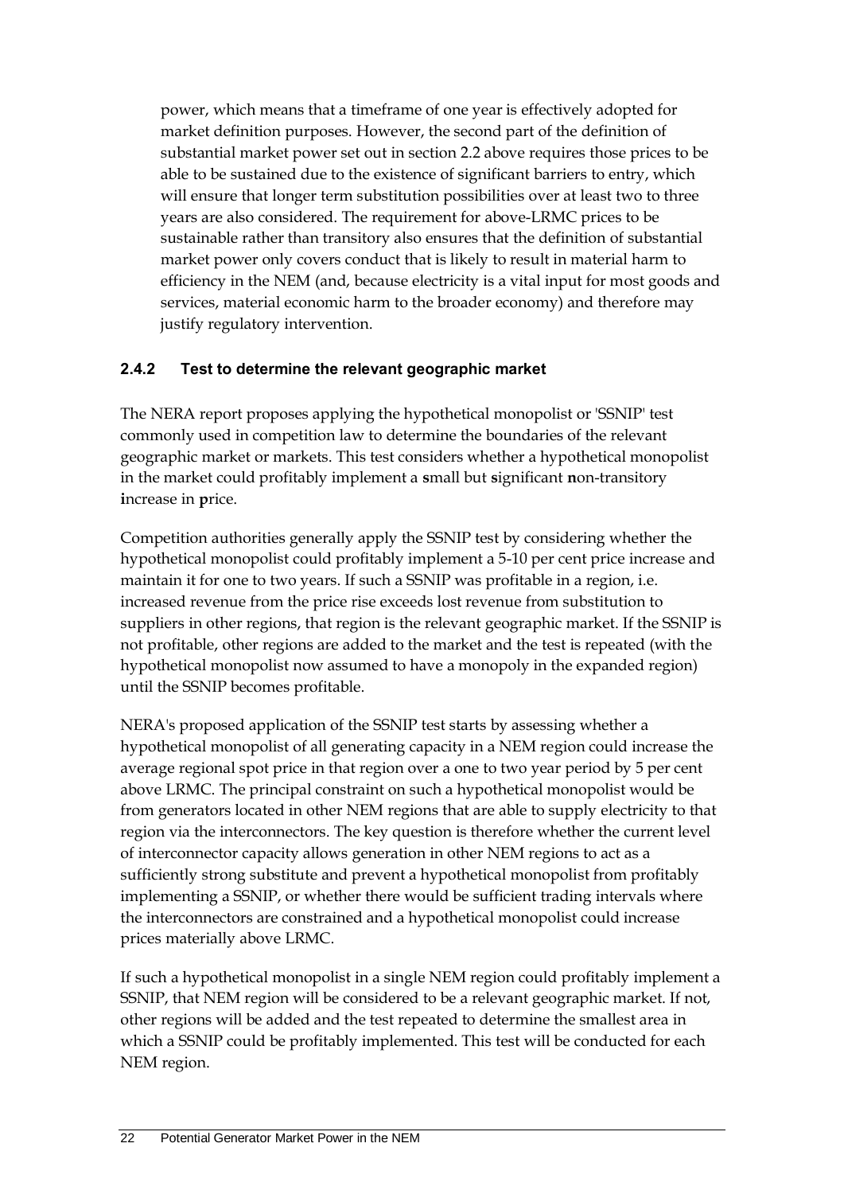power, which means that a timeframe of one year is effectively adopted for market definition purposes. However, the second part of the definition of substantial market power set out in section 2.2 above requires those prices to be able to be sustained due to the existence of significant barriers to entry, which will ensure that longer term substitution possibilities over at least two to three years are also considered. The requirement for above-LRMC prices to be sustainable rather than transitory also ensures that the definition of substantial market power only covers conduct that is likely to result in material harm to efficiency in the NEM (and, because electricity is a vital input for most goods and services, material economic harm to the broader economy) and therefore may justify regulatory intervention.

### 2.4.2 Test to determine the relevant geographic market

The NERA report proposes applying the hypothetical monopolist or 'SSNIP' test commonly used in competition law to determine the boundaries of the relevant geographic market or markets. This test considers whether a hypothetical monopolist in the market could profitably implement a **s**mall but **s**ignificant **n**on-transitory **i**ncrease in **p**rice.

Competition authorities generally apply the SSNIP test by considering whether the hypothetical monopolist could profitably implement a 5-10 per cent price increase and maintain it for one to two years. If such a SSNIP was profitable in a region, i.e. increased revenue from the price rise exceeds lost revenue from substitution to suppliers in other regions, that region is the relevant geographic market. If the SSNIP is not profitable, other regions are added to the market and the test is repeated (with the hypothetical monopolist now assumed to have a monopoly in the expanded region) until the SSNIP becomes profitable.

NERA's proposed application of the SSNIP test starts by assessing whether a hypothetical monopolist of all generating capacity in a NEM region could increase the average regional spot price in that region over a one to two year period by 5 per cent above LRMC. The principal constraint on such a hypothetical monopolist would be from generators located in other NEM regions that are able to supply electricity to that region via the interconnectors. The key question is therefore whether the current level of interconnector capacity allows generation in other NEM regions to act as a sufficiently strong substitute and prevent a hypothetical monopolist from profitably implementing a SSNIP, or whether there would be sufficient trading intervals where the interconnectors are constrained and a hypothetical monopolist could increase prices materially above LRMC.

If such a hypothetical monopolist in a single NEM region could profitably implement a SSNIP, that NEM region will be considered to be a relevant geographic market. If not, other regions will be added and the test repeated to determine the smallest area in which a SSNIP could be profitably implemented. This test will be conducted for each NEM region.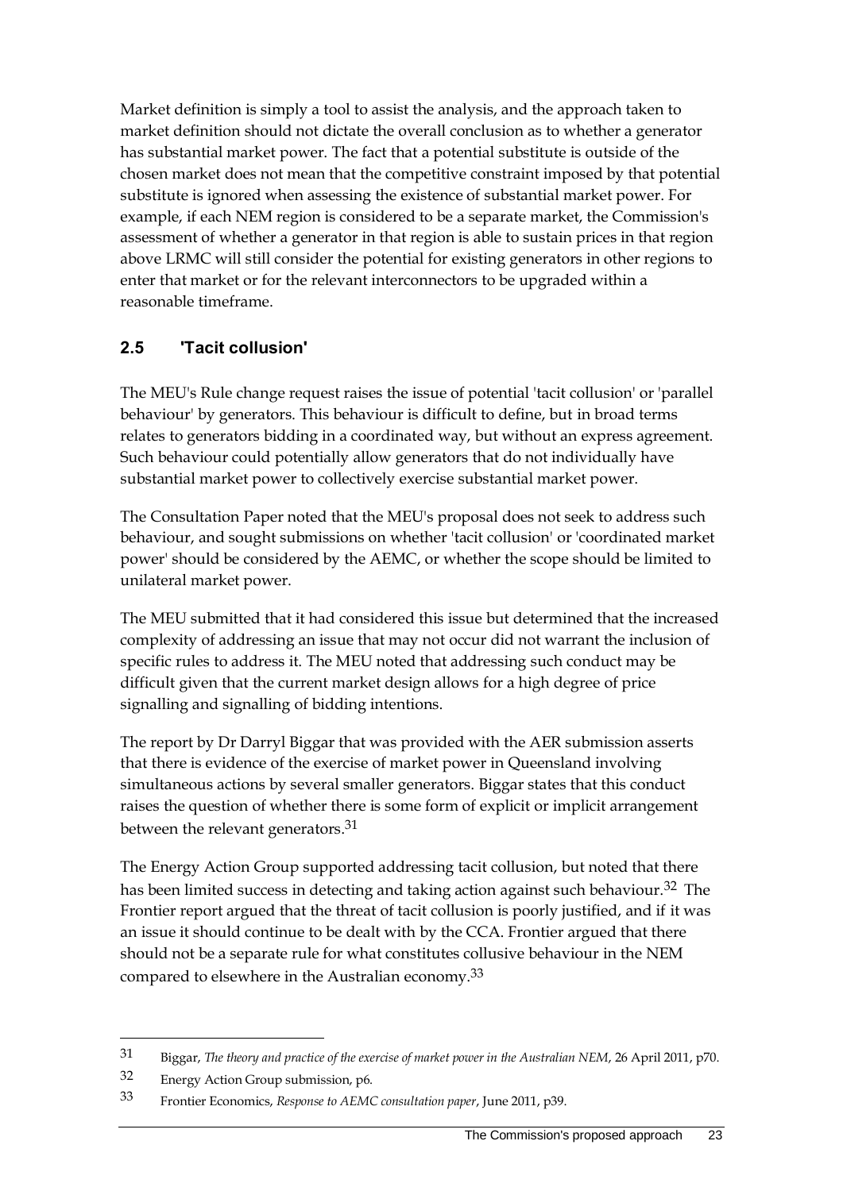Market definition is simply a tool to assist the analysis, and the approach taken to market definition should not dictate the overall conclusion as to whether a generator has substantial market power. The fact that a potential substitute is outside of the chosen market does not mean that the competitive constraint imposed by that potential substitute is ignored when assessing the existence of substantial market power. For example, if each NEM region is considered to be a separate market, the Commission's assessment of whether a generator in that region is able to sustain prices in that region above LRMC will still consider the potential for existing generators in other regions to enter that market or for the relevant interconnectors to be upgraded within a reasonable timeframe.

## 2.5 'Tacit collusion'

The MEU's Rule change request raises the issue of potential 'tacit collusion' or 'parallel behaviour' by generators. This behaviour is difficult to define, but in broad terms relates to generators bidding in a coordinated way, but without an express agreement. Such behaviour could potentially allow generators that do not individually have substantial market power to collectively exercise substantial market power.

The Consultation Paper noted that the MEU's proposal does not seek to address such behaviour, and sought submissions on whether 'tacit collusion' or 'coordinated market power' should be considered by the AEMC, or whether the scope should be limited to unilateral market power.

The MEU submitted that it had considered this issue but determined that the increased complexity of addressing an issue that may not occur did not warrant the inclusion of specific rules to address it. The MEU noted that addressing such conduct may be difficult given that the current market design allows for a high degree of price signalling and signalling of bidding intentions.

The report by Dr Darryl Biggar that was provided with the AER submission asserts that there is evidence of the exercise of market power in Queensland involving simultaneous actions by several smaller generators. Biggar states that this conduct raises the question of whether there is some form of explicit or implicit arrangement between the relevant generators.[31]

The Energy Action Group supported addressing tacit collusion, but noted that there has been limited success in detecting and taking action against such behaviour.[32] The Frontier report argued that the threat of tacit collusion is poorly justified, and if it was an issue it should continue to be dealt with by the CCA. Frontier argued that there should not be a separate rule for what constitutes collusive behaviour in the NEM compared to elsewhere in the Australian economy.[33]

---

31 Biggar, *The theory and practice of the exercise of market power in the Australian NEM*, 26 April 2011, p70.

32 Energy Action Group submission, p6.

33 Frontier Economics, *Response to AEMC consultation paper*, June 2011, p39.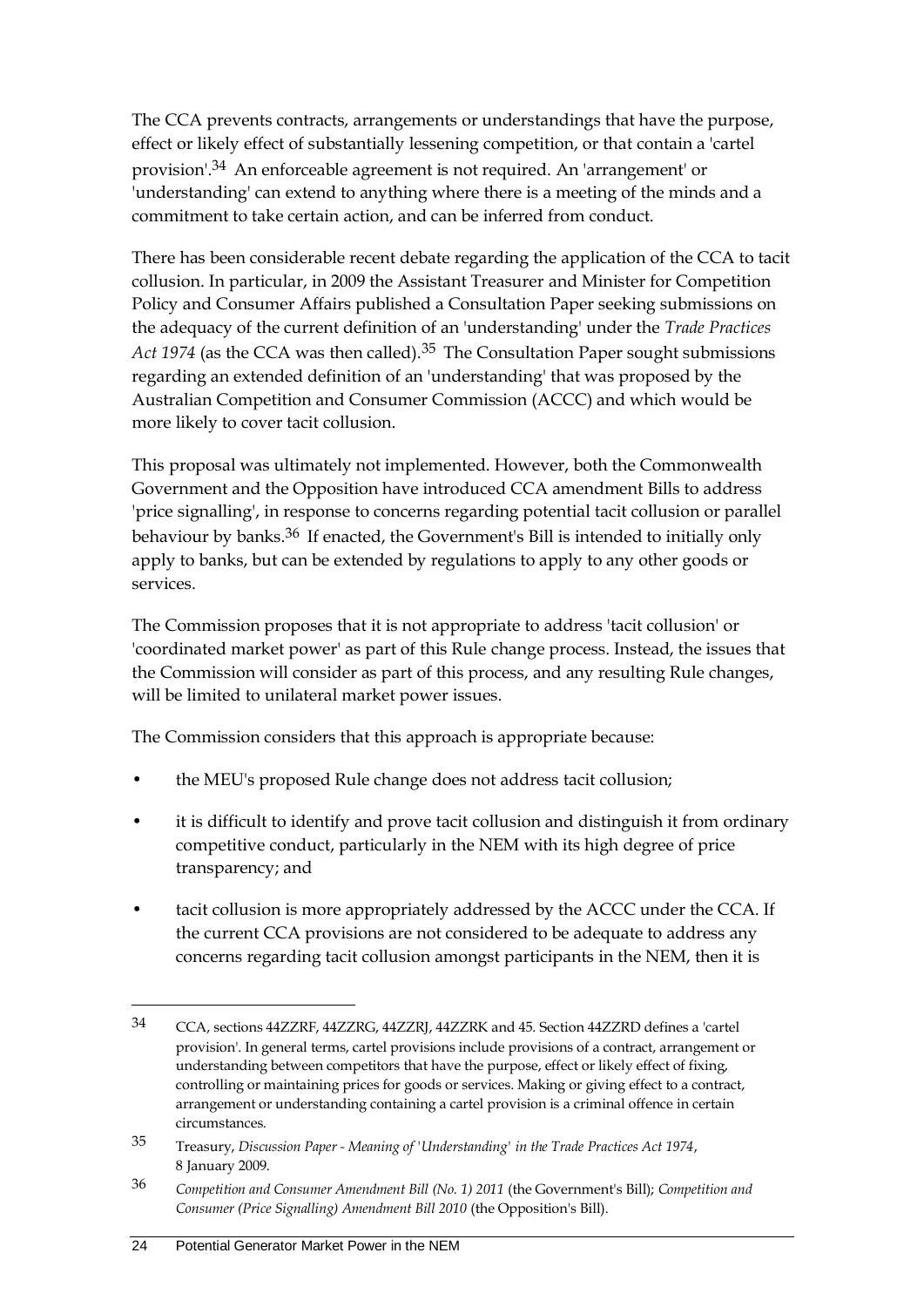The CCA prevents contracts, arrangements or understandings that have the purpose, effect or likely effect of substantially lessening competition, or that contain a 'cartel provision'.[34] An enforceable agreement is not required. An 'arrangement' or 'understanding' can extend to anything where there is a meeting of the minds and a commitment to take certain action, and can be inferred from conduct.

There has been considerable recent debate regarding the application of the CCA to tacit collusion. In particular, in 2009 the Assistant Treasurer and Minister for Competition Policy and Consumer Affairs published a Consultation Paper seeking submissions on the adequacy of the current definition of an 'understanding' under the *Trade Practices Act 1974* (as the CCA was then called).[35] The Consultation Paper sought submissions regarding an extended definition of an 'understanding' that was proposed by the Australian Competition and Consumer Commission (ACCC) and which would be more likely to cover tacit collusion.

This proposal was ultimately not implemented. However, both the Commonwealth Government and the Opposition have introduced CCA amendment Bills to address 'price signalling', in response to concerns regarding potential tacit collusion or parallel behaviour by banks.[36] If enacted, the Government's Bill is intended to initially only apply to banks, but can be extended by regulations to apply to any other goods or services.

The Commission proposes that it is not appropriate to address 'tacit collusion' or 'coordinated market power' as part of this Rule change process. Instead, the issues that the Commission will consider as part of this process, and any resulting Rule changes, will be limited to unilateral market power issues.

The Commission considers that this approach is appropriate because:

- the MEU's proposed Rule change does not address tacit collusion;
- it is difficult to identify and prove tacit collusion and distinguish it from ordinary competitive conduct, particularly in the NEM with its high degree of price transparency; and
- tacit collusion is more appropriately addressed by the ACCC under the CCA. If the current CCA provisions are not considered to be adequate to address any concerns regarding tacit collusion amongst participants in the NEM, then it is

---

34 CCA, sections 44ZZRF, 44ZZRG, 44ZZRJ, 44ZZRK and 45. Section 44ZZRD defines a 'cartel provision'. In general terms, cartel provisions include provisions of a contract, arrangement or understanding between competitors that have the purpose, effect or likely effect of fixing, controlling or maintaining prices for goods or services. Making or giving effect to a contract, arrangement or understanding containing a cartel provision is a criminal offence in certain circumstances.

35 Treasury, *Discussion Paper - Meaning of 'Understanding' in the Trade Practices Act 1974*, 8 January 2009.

36 *Competition and Consumer Amendment Bill (No. 1) 2011* (the Government's Bill); *Competition and Consumer (Price Signalling) Amendment Bill 2010* (the Opposition's Bill).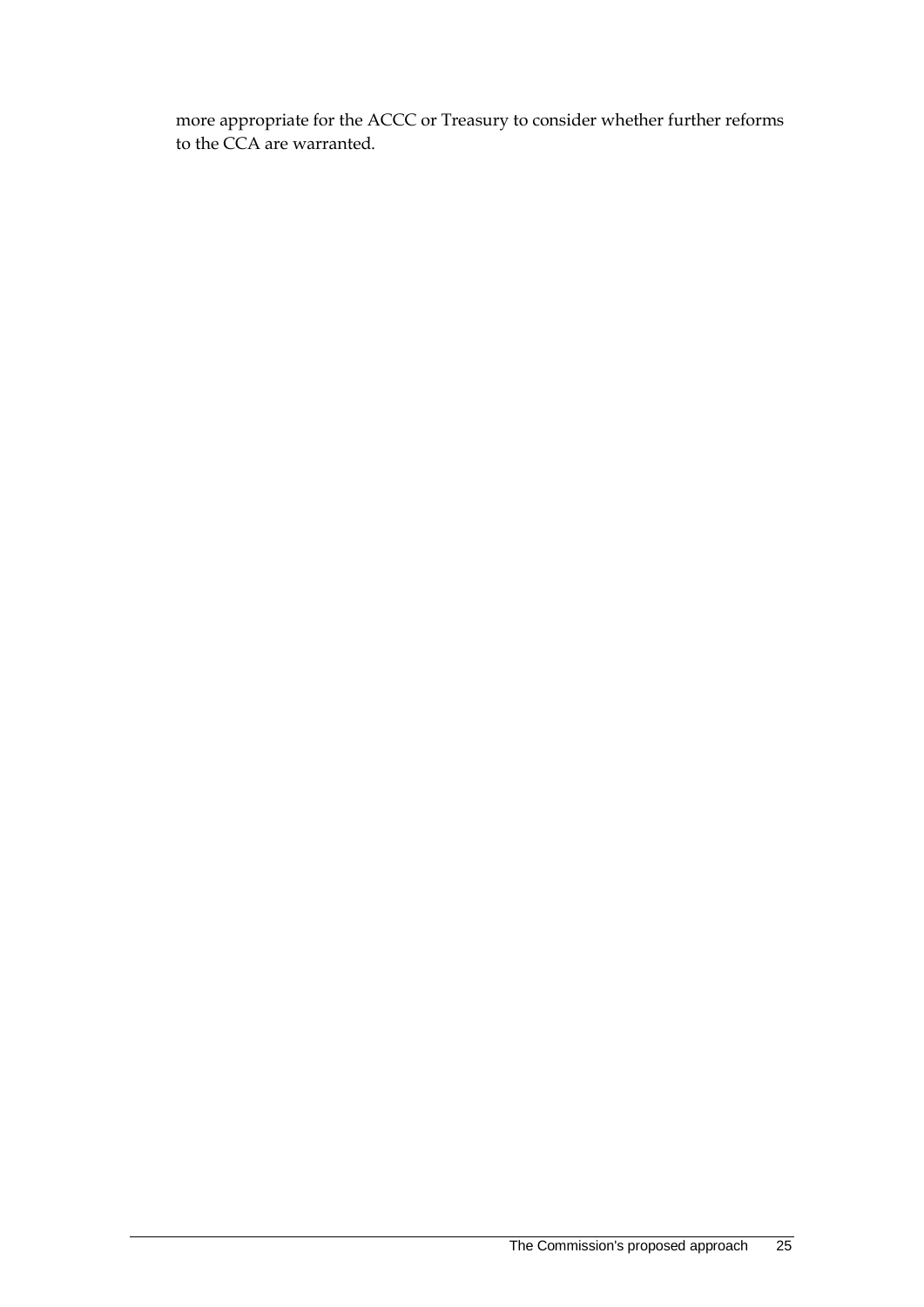more appropriate for the ACCC or Treasury to consider whether further reforms to the CCA are warranted.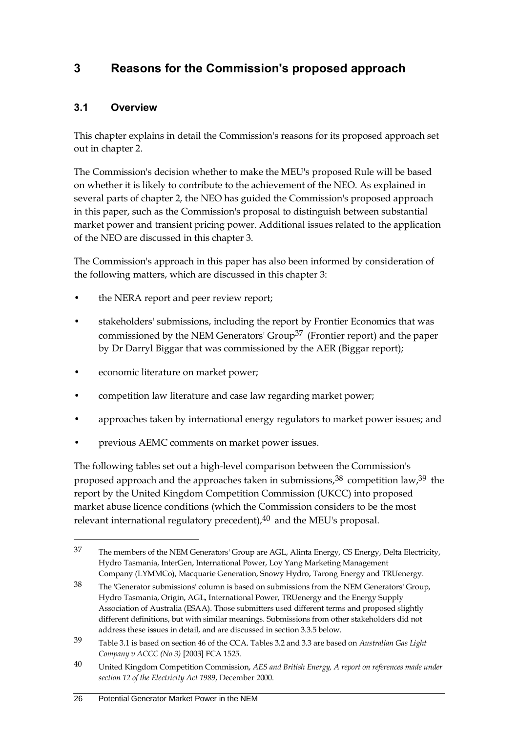# 3 Reasons for the Commission's proposed approach

## 3.1 Overview

This chapter explains in detail the Commission's reasons for its proposed approach set out in chapter 2.

The Commission's decision whether to make the MEU's proposed Rule will be based on whether it is likely to contribute to the achievement of the NEO. As explained in several parts of chapter 2, the NEO has guided the Commission's proposed approach in this paper, such as the Commission's proposal to distinguish between substantial market power and transient pricing power. Additional issues related to the application of the NEO are discussed in this chapter 3.

The Commission's approach in this paper has also been informed by consideration of the following matters, which are discussed in this chapter 3:

- the NERA report and peer review report;
- stakeholders' submissions, including the report by Frontier Economics that was commissioned by the NEM Generators' Group[37] (Frontier report) and the paper by Dr Darryl Biggar that was commissioned by the AER (Biggar report);
- economic literature on market power;
- competition law literature and case law regarding market power;
- approaches taken by international energy regulators to market power issues; and
- previous AEMC comments on market power issues.

The following tables set out a high-level comparison between the Commission's proposed approach and the approaches taken in submissions,[38] competition law,[39] the report by the United Kingdom Competition Commission (UKCC) into proposed market abuse licence conditions (which the Commission considers to be the most relevant international regulatory precedent),[40] and the MEU's proposal.

---

[37] The members of the NEM Generators' Group are AGL, Alinta Energy, CS Energy, Delta Electricity, Hydro Tasmania, InterGen, International Power, Loy Yang Marketing Management Company (LYMMCo), Macquarie Generation, Snowy Hydro, Tarong Energy and TRUenergy.

[38] The 'Generator submissions' column is based on submissions from the NEM Generators' Group, Hydro Tasmania, Origin, AGL, International Power, TRUenergy and the Energy Supply Association of Australia (ESAA). Those submitters used different terms and proposed slightly different definitions, but with similar meanings. Submissions from other stakeholders did not address these issues in detail, and are discussed in section 3.3.5 below.

[39] Table 3.1 is based on section 46 of the CCA. Tables 3.2 and 3.3 are based on *Australian Gas Light Company v ACCC (No 3)* [2003] FCA 1525.

[40] United Kingdom Competition Commission, *AES and British Energy, A report on references made under section 12 of the Electricity Act 1989*, December 2000.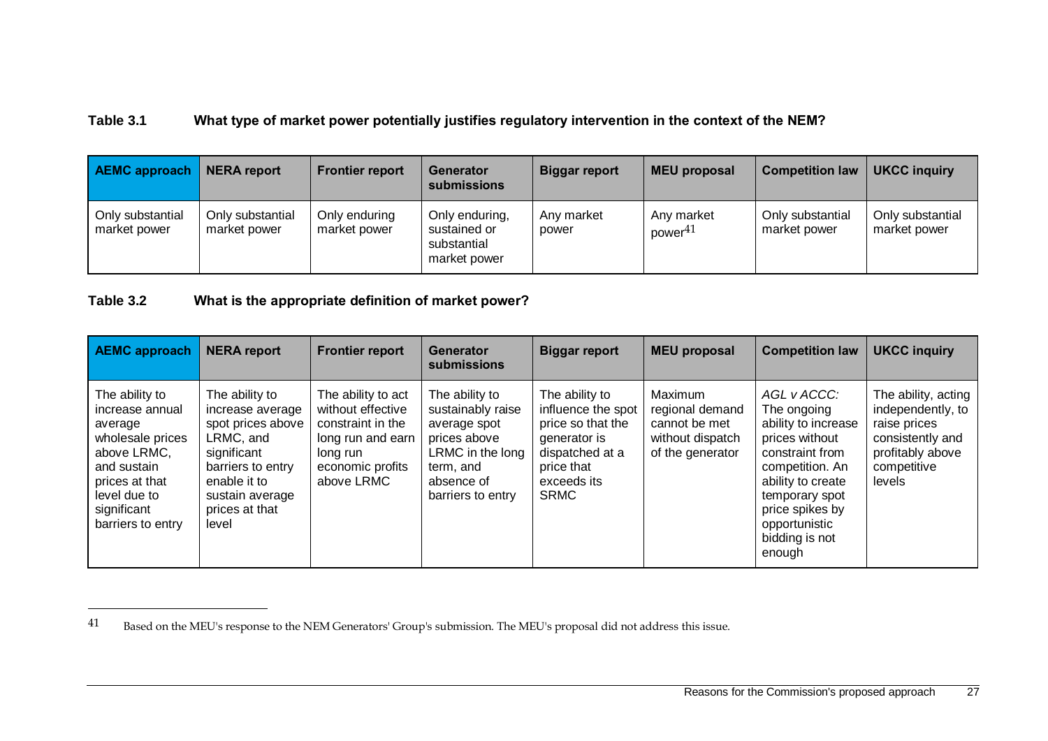**Table 3.1 What type of market power potentially justifies regulatory intervention in the context of the NEM?**

| AEMC approach | NERA report | Frontier report | Generator submissions | Biggar report | MEU proposal | Competition law | UKCC inquiry |
|---|---|---|---|---|---|---|---|
| Only substantial market power | Only substantial market power | Only enduring market power | Only enduring, sustained or substantial market power | Any market power | Any market power[41] | Only substantial market power | Only substantial market power |

**Table 3.2 What is the appropriate definition of market power?**

| AEMC approach | NERA report | Frontier report | Generator submissions | Biggar report | MEU proposal | Competition law | UKCC inquiry |
|---|---|---|---|---|---|---|---|
| The ability to increase annual average wholesale prices above LRMC, and sustain prices at that level due to significant barriers to entry | The ability to increase average spot prices above LRMC, and significant barriers to entry enable it to sustain average prices at that level | The ability to act without effective constraint in the long run and earn long run economic profits above LRMC | The ability to sustainably raise average spot prices above LRMC in the long term, and absence of barriers to entry | The ability to influence the spot price so that the generator is dispatched at a price that exceeds its SRMC | Maximum regional demand cannot be met without dispatch of the generator | *AGL v ACCC:* The ongoing ability to increase prices without constraint from competition. An ability to create temporary spot price spikes by opportunistic bidding is not enough | The ability, acting independently, to raise prices consistently and profitably above competitive levels |

---

41 Based on the MEU's response to the NEM Generators' Group's submission. The MEU's proposal did not address this issue.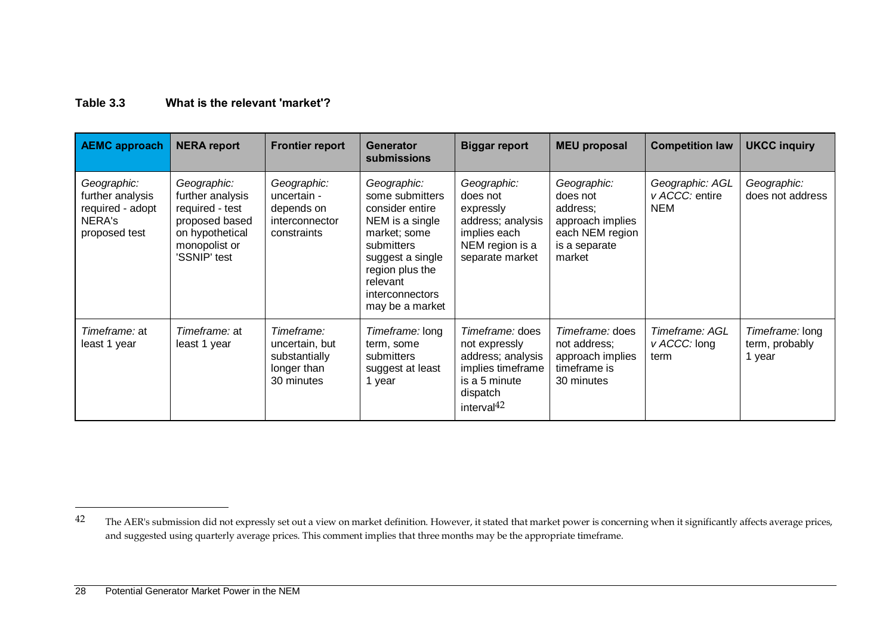**Table 3.3 What is the relevant 'market'?**

| AEMC approach | NERA report | Frontier report | Generator submissions | Biggar report | MEU proposal | Competition law | UKCC inquiry |
|---|---|---|---|---|---|---|---|
| *Geographic:* further analysis required - adopt NERA's proposed test | *Geographic:* further analysis required - test proposed based on hypothetical monopolist or 'SSNIP' test | *Geographic:* uncertain - depends on interconnector constraints | *Geographic:* some submitters consider entire NEM is a single market; some submitters suggest a single region plus the relevant interconnectors may be a market | *Geographic:* does not expressly address; analysis implies each NEM region is a separate market | *Geographic:* does not address; approach implies each NEM region is a separate market | *Geographic: AGL v ACCC:* entire NEM | *Geographic:* does not address |
| *Timeframe:* at least 1 year | *Timeframe:* at least 1 year | *Timeframe:* uncertain, but substantially longer than 30 minutes | *Timeframe:* long term, some submitters suggest at least 1 year | *Timeframe:* does not expressly address; analysis implies timeframe is a 5 minute dispatch interval[42] | *Timeframe:* does not address; approach implies timeframe is 30 minutes | *Timeframe: AGL v ACCC:* long term | *Timeframe:* long term, probably 1 year |

[42] The AER's submission did not expressly set out a view on market definition. However, it stated that market power is concerning when it significantly affects average prices, and suggested using quarterly average prices. This comment implies that three months may be the appropriate timeframe.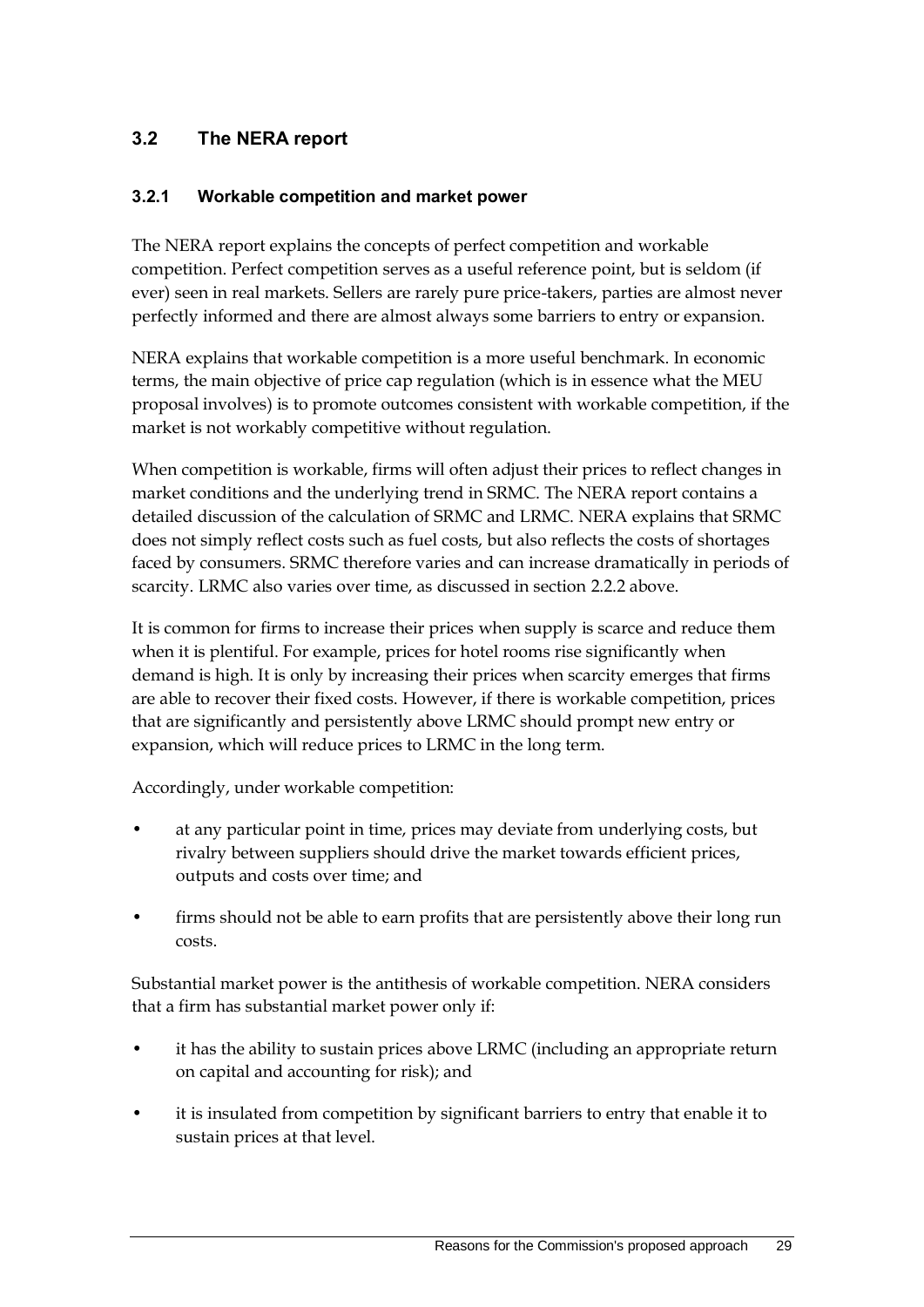## 3.2 The NERA report

### 3.2.1 Workable competition and market power

The NERA report explains the concepts of perfect competition and workable competition. Perfect competition serves as a useful reference point, but is seldom (if ever) seen in real markets. Sellers are rarely pure price-takers, parties are almost never perfectly informed and there are almost always some barriers to entry or expansion.

NERA explains that workable competition is a more useful benchmark. In economic terms, the main objective of price cap regulation (which is in essence what the MEU proposal involves) is to promote outcomes consistent with workable competition, if the market is not workably competitive without regulation.

When competition is workable, firms will often adjust their prices to reflect changes in market conditions and the underlying trend in SRMC. The NERA report contains a detailed discussion of the calculation of SRMC and LRMC. NERA explains that SRMC does not simply reflect costs such as fuel costs, but also reflects the costs of shortages faced by consumers. SRMC therefore varies and can increase dramatically in periods of scarcity. LRMC also varies over time, as discussed in section 2.2.2 above.

It is common for firms to increase their prices when supply is scarce and reduce them when it is plentiful. For example, prices for hotel rooms rise significantly when demand is high. It is only by increasing their prices when scarcity emerges that firms are able to recover their fixed costs. However, if there is workable competition, prices that are significantly and persistently above LRMC should prompt new entry or expansion, which will reduce prices to LRMC in the long term.

Accordingly, under workable competition:

- at any particular point in time, prices may deviate from underlying costs, but rivalry between suppliers should drive the market towards efficient prices, outputs and costs over time; and
- firms should not be able to earn profits that are persistently above their long run costs.

Substantial market power is the antithesis of workable competition. NERA considers that a firm has substantial market power only if:

- it has the ability to sustain prices above LRMC (including an appropriate return on capital and accounting for risk); and
- it is insulated from competition by significant barriers to entry that enable it to sustain prices at that level.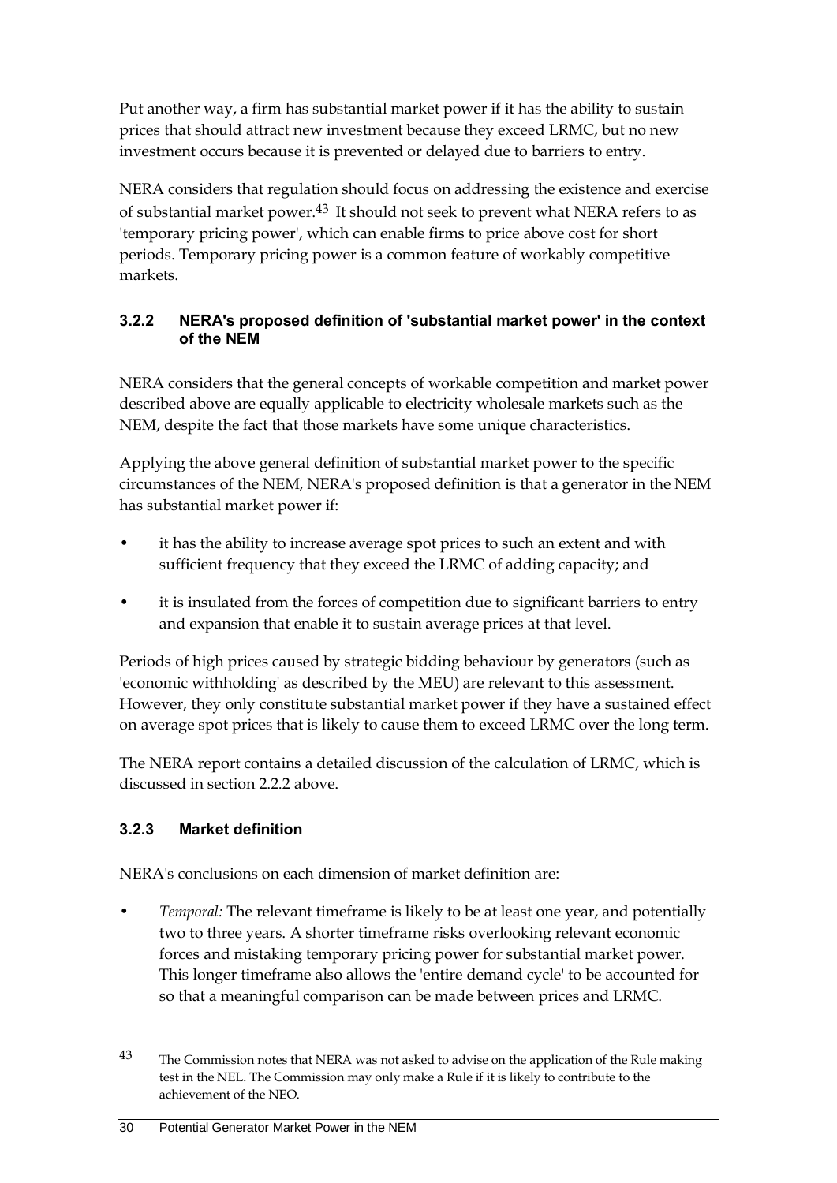Put another way, a firm has substantial market power if it has the ability to sustain prices that should attract new investment because they exceed LRMC, but no new investment occurs because it is prevented or delayed due to barriers to entry.

NERA considers that regulation should focus on addressing the existence and exercise of substantial market power.[43] It should not seek to prevent what NERA refers to as 'temporary pricing power', which can enable firms to price above cost for short periods. Temporary pricing power is a common feature of workably competitive markets.

### 3.2.2 NERA's proposed definition of 'substantial market power' in the context of the NEM

NERA considers that the general concepts of workable competition and market power described above are equally applicable to electricity wholesale markets such as the NEM, despite the fact that those markets have some unique characteristics.

Applying the above general definition of substantial market power to the specific circumstances of the NEM, NERA's proposed definition is that a generator in the NEM has substantial market power if:

- it has the ability to increase average spot prices to such an extent and with sufficient frequency that they exceed the LRMC of adding capacity; and
- it is insulated from the forces of competition due to significant barriers to entry and expansion that enable it to sustain average prices at that level.

Periods of high prices caused by strategic bidding behaviour by generators (such as 'economic withholding' as described by the MEU) are relevant to this assessment. However, they only constitute substantial market power if they have a sustained effect on average spot prices that is likely to cause them to exceed LRMC over the long term.

The NERA report contains a detailed discussion of the calculation of LRMC, which is discussed in section 2.2.2 above.

### 3.2.3 Market definition

NERA's conclusions on each dimension of market definition are:

- *Temporal:* The relevant timeframe is likely to be at least one year, and potentially two to three years. A shorter timeframe risks overlooking relevant economic forces and mistaking temporary pricing power for substantial market power. This longer timeframe also allows the 'entire demand cycle' to be accounted for so that a meaningful comparison can be made between prices and LRMC.

---

[43] The Commission notes that NERA was not asked to advise on the application of the Rule making test in the NEL. The Commission may only make a Rule if it is likely to contribute to the achievement of the NEO.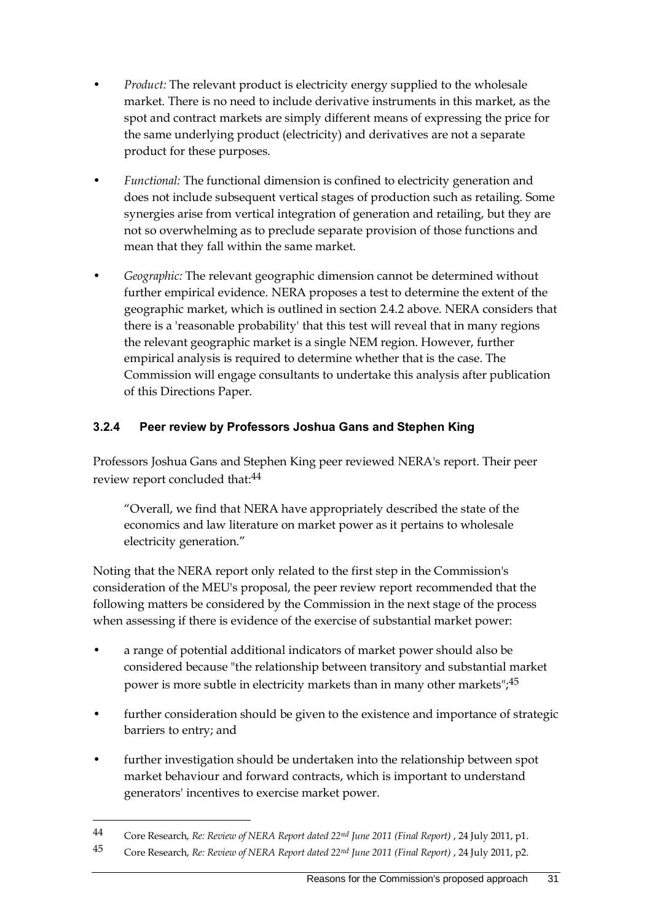- *Product:* The relevant product is electricity energy supplied to the wholesale market. There is no need to include derivative instruments in this market, as the spot and contract markets are simply different means of expressing the price for the same underlying product (electricity) and derivatives are not a separate product for these purposes.
- *Functional:* The functional dimension is confined to electricity generation and does not include subsequent vertical stages of production such as retailing. Some synergies arise from vertical integration of generation and retailing, but they are not so overwhelming as to preclude separate provision of those functions and mean that they fall within the same market.
- *Geographic:* The relevant geographic dimension cannot be determined without further empirical evidence. NERA proposes a test to determine the extent of the geographic market, which is outlined in section 2.4.2 above. NERA considers that there is a 'reasonable probability' that this test will reveal that in many regions the relevant geographic market is a single NEM region. However, further empirical analysis is required to determine whether that is the case. The Commission will engage consultants to undertake this analysis after publication of this Directions Paper.

### 3.2.4 Peer review by Professors Joshua Gans and Stephen King

Professors Joshua Gans and Stephen King peer reviewed NERA's report. Their peer review report concluded that:[44]

> "Overall, we find that NERA have appropriately described the state of the economics and law literature on market power as it pertains to wholesale electricity generation."

Noting that the NERA report only related to the first step in the Commission's consideration of the MEU's proposal, the peer review report recommended that the following matters be considered by the Commission in the next stage of the process when assessing if there is evidence of the exercise of substantial market power:

- a range of potential additional indicators of market power should also be considered because "the relationship between transitory and substantial market power is more subtle in electricity markets than in many other markets";[45]
- further consideration should be given to the existence and importance of strategic barriers to entry; and
- further investigation should be undertaken into the relationship between spot market behaviour and forward contracts, which is important to understand generators' incentives to exercise market power.

---

[44] Core Research, *Re: Review of NERA Report dated 22nd June 2011 (Final Report)* , 24 July 2011, p1.

[45] Core Research, *Re: Review of NERA Report dated 22nd June 2011 (Final Report)* , 24 July 2011, p2.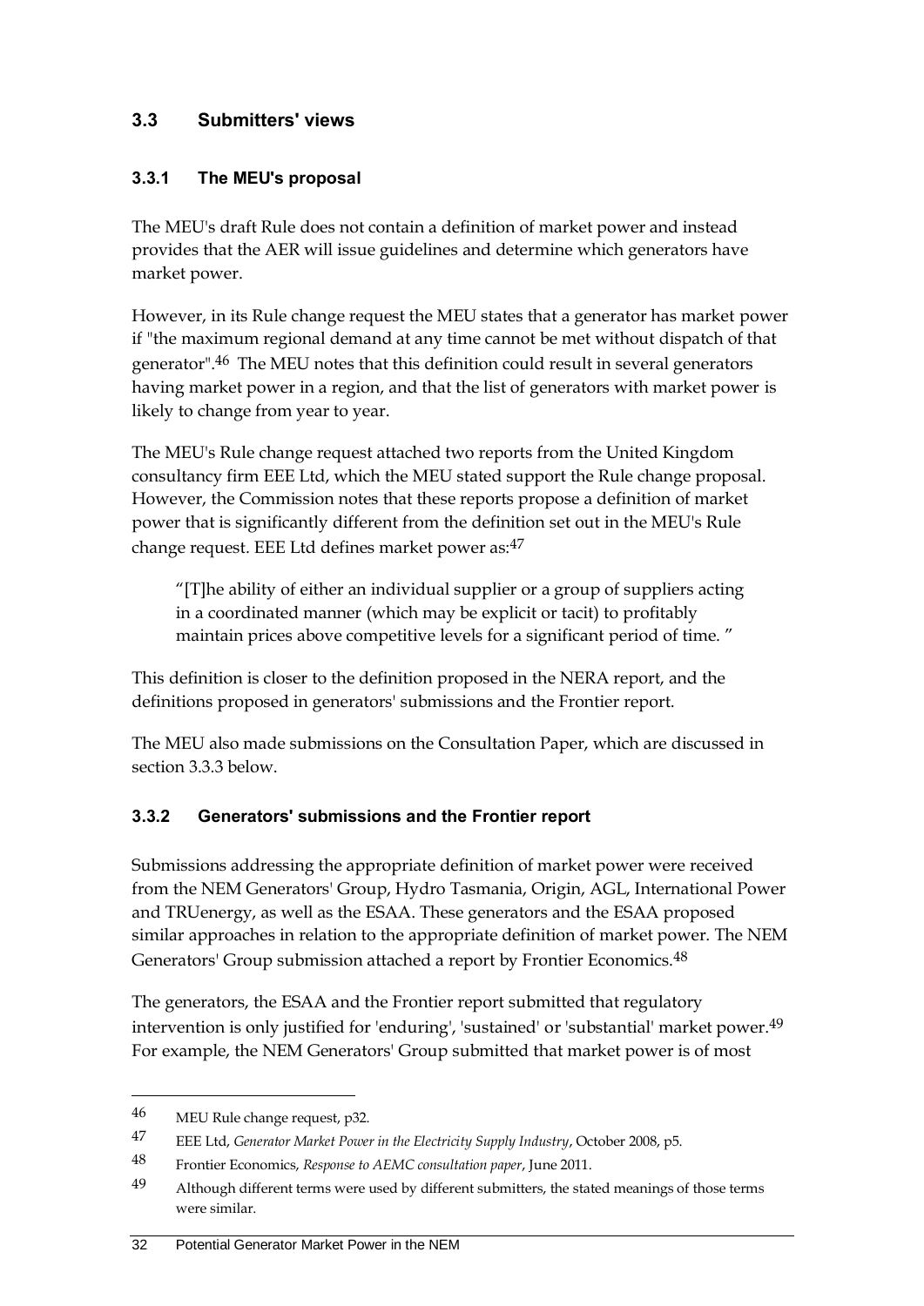## 3.3 Submitters' views

### 3.3.1 The MEU's proposal

The MEU's draft Rule does not contain a definition of market power and instead provides that the AER will issue guidelines and determine which generators have market power.

However, in its Rule change request the MEU states that a generator has market power if "the maximum regional demand at any time cannot be met without dispatch of that generator".[46] The MEU notes that this definition could result in several generators having market power in a region, and that the list of generators with market power is likely to change from year to year.

The MEU's Rule change request attached two reports from the United Kingdom consultancy firm EEE Ltd, which the MEU stated support the Rule change proposal. However, the Commission notes that these reports propose a definition of market power that is significantly different from the definition set out in the MEU's Rule change request. EEE Ltd defines market power as:[47]

> "[T]he ability of either an individual supplier or a group of suppliers acting in a coordinated manner (which may be explicit or tacit) to profitably maintain prices above competitive levels for a significant period of time. "

This definition is closer to the definition proposed in the NERA report, and the definitions proposed in generators' submissions and the Frontier report.

The MEU also made submissions on the Consultation Paper, which are discussed in section 3.3.3 below.

### 3.3.2 Generators' submissions and the Frontier report

Submissions addressing the appropriate definition of market power were received from the NEM Generators' Group, Hydro Tasmania, Origin, AGL, International Power and TRUenergy, as well as the ESAA. These generators and the ESAA proposed similar approaches in relation to the appropriate definition of market power. The NEM Generators' Group submission attached a report by Frontier Economics.[48]

The generators, the ESAA and the Frontier report submitted that regulatory intervention is only justified for 'enduring', 'sustained' or 'substantial' market power.[49] For example, the NEM Generators' Group submitted that market power is of most

---

[46] MEU Rule change request, p32.

[47] EEE Ltd, *Generator Market Power in the Electricity Supply Industry*, October 2008, p5.

[48] Frontier Economics, *Response to AEMC consultation paper*, June 2011.

[49] Although different terms were used by different submitters, the stated meanings of those terms were similar.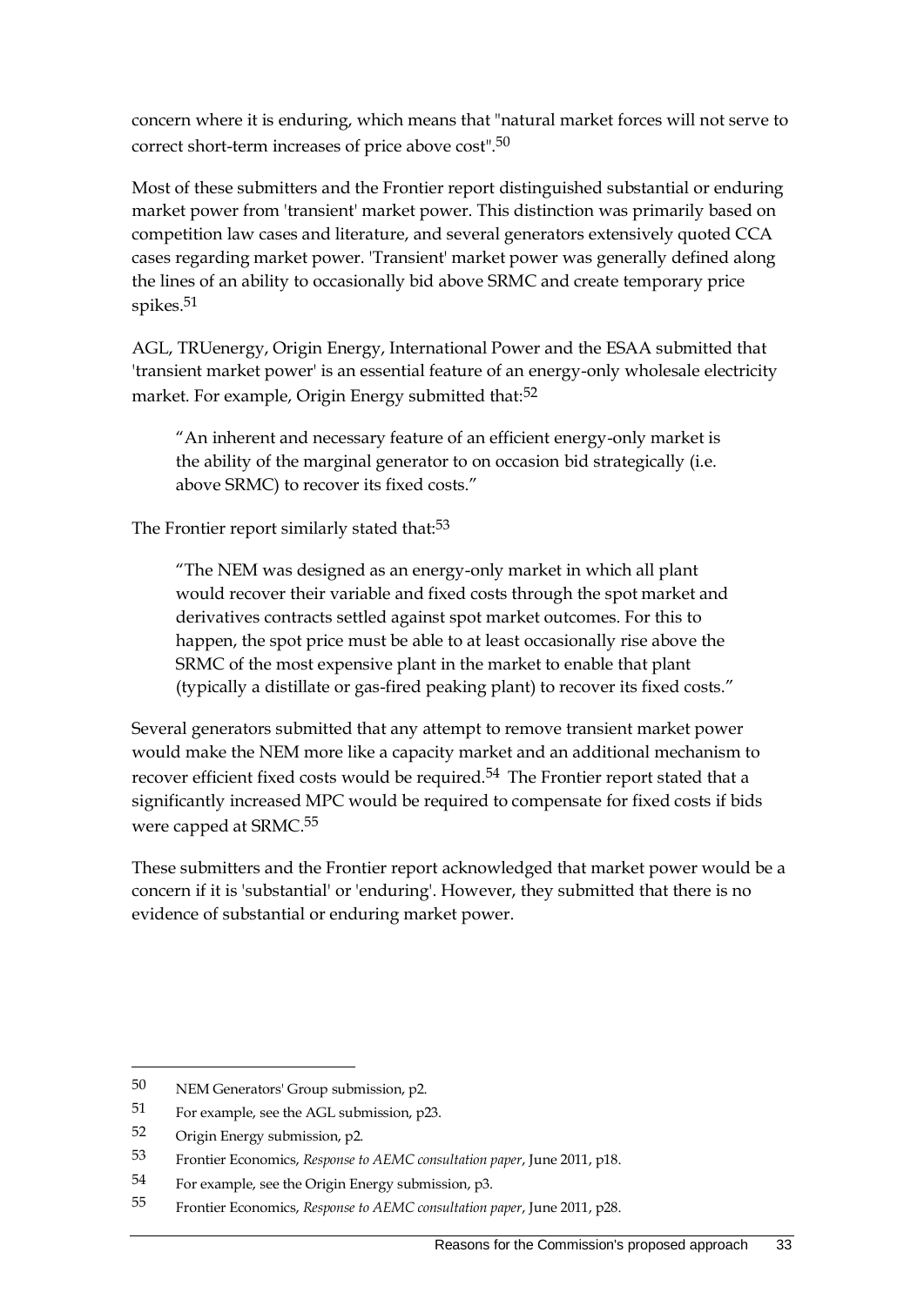concern where it is enduring, which means that "natural market forces will not serve to correct short-term increases of price above cost".[50]

Most of these submitters and the Frontier report distinguished substantial or enduring market power from 'transient' market power. This distinction was primarily based on competition law cases and literature, and several generators extensively quoted CCA cases regarding market power. 'Transient' market power was generally defined along the lines of an ability to occasionally bid above SRMC and create temporary price spikes.[51]

AGL, TRUenergy, Origin Energy, International Power and the ESAA submitted that 'transient market power' is an essential feature of an energy-only wholesale electricity market. For example, Origin Energy submitted that:[52]

> "An inherent and necessary feature of an efficient energy-only market is the ability of the marginal generator to on occasion bid strategically (i.e. above SRMC) to recover its fixed costs."

The Frontier report similarly stated that:[53]

> "The NEM was designed as an energy-only market in which all plant would recover their variable and fixed costs through the spot market and derivatives contracts settled against spot market outcomes. For this to happen, the spot price must be able to at least occasionally rise above the SRMC of the most expensive plant in the market to enable that plant (typically a distillate or gas-fired peaking plant) to recover its fixed costs."

Several generators submitted that any attempt to remove transient market power would make the NEM more like a capacity market and an additional mechanism to recover efficient fixed costs would be required.[54] The Frontier report stated that a significantly increased MPC would be required to compensate for fixed costs if bids were capped at SRMC.[55]

These submitters and the Frontier report acknowledged that market power would be a concern if it is 'substantial' or 'enduring'. However, they submitted that there is no evidence of substantial or enduring market power.

---

50 NEM Generators' Group submission, p2.

51 For example, see the AGL submission, p23.

52 Origin Energy submission, p2.

53 Frontier Economics, *Response to AEMC consultation paper*, June 2011, p18.

54 For example, see the Origin Energy submission, p3.

55 Frontier Economics, *Response to AEMC consultation paper*, June 2011, p28.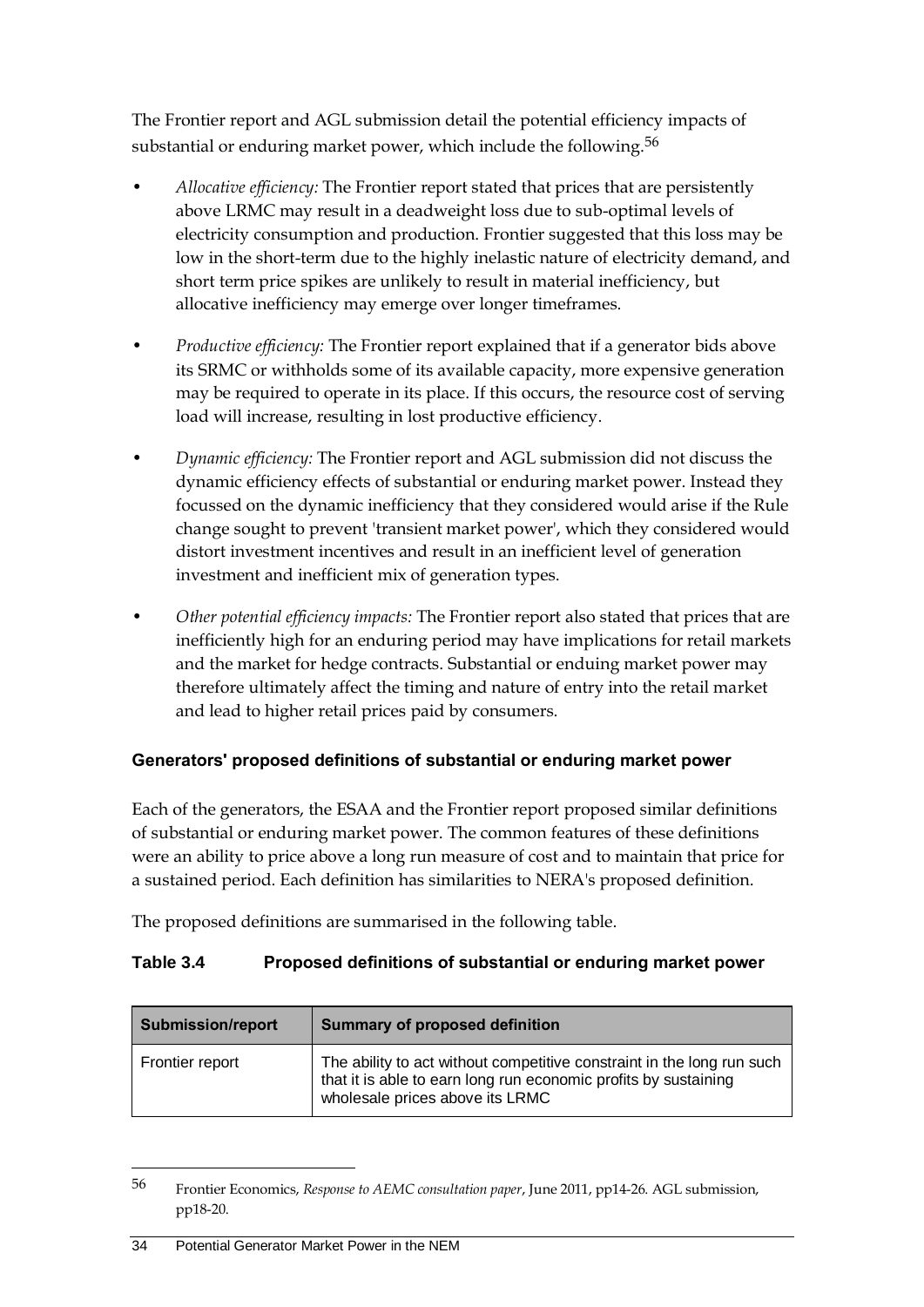The Frontier report and AGL submission detail the potential efficiency impacts of substantial or enduring market power, which include the following.[56]

- *Allocative efficiency:* The Frontier report stated that prices that are persistently above LRMC may result in a deadweight loss due to sub-optimal levels of electricity consumption and production. Frontier suggested that this loss may be low in the short-term due to the highly inelastic nature of electricity demand, and short term price spikes are unlikely to result in material inefficiency, but allocative inefficiency may emerge over longer timeframes.
- *Productive efficiency:* The Frontier report explained that if a generator bids above its SRMC or withholds some of its available capacity, more expensive generation may be required to operate in its place. If this occurs, the resource cost of serving load will increase, resulting in lost productive efficiency.
- *Dynamic efficiency:* The Frontier report and AGL submission did not discuss the dynamic efficiency effects of substantial or enduring market power. Instead they focussed on the dynamic inefficiency that they considered would arise if the Rule change sought to prevent 'transient market power', which they considered would distort investment incentives and result in an inefficient level of generation investment and inefficient mix of generation types.
- *Other potential efficiency impacts:* The Frontier report also stated that prices that are inefficiently high for an enduring period may have implications for retail markets and the market for hedge contracts. Substantial or enduing market power may therefore ultimately affect the timing and nature of entry into the retail market and lead to higher retail prices paid by consumers.

### Generators' proposed definitions of substantial or enduring market power

Each of the generators, the ESAA and the Frontier report proposed similar definitions of substantial or enduring market power. The common features of these definitions were an ability to price above a long run measure of cost and to maintain that price for a sustained period. Each definition has similarities to NERA's proposed definition.

The proposed definitions are summarised in the following table.

**Table 3.4 Proposed definitions of substantial or enduring market power**

| Submission/report | Summary of proposed definition |
|---|---|
| Frontier report | The ability to act without competitive constraint in the long run such that it is able to earn long run economic profits by sustaining wholesale prices above its LRMC |

[56] Frontier Economics, *Response to AEMC consultation paper*, June 2011, pp14-26. AGL submission, pp18-20.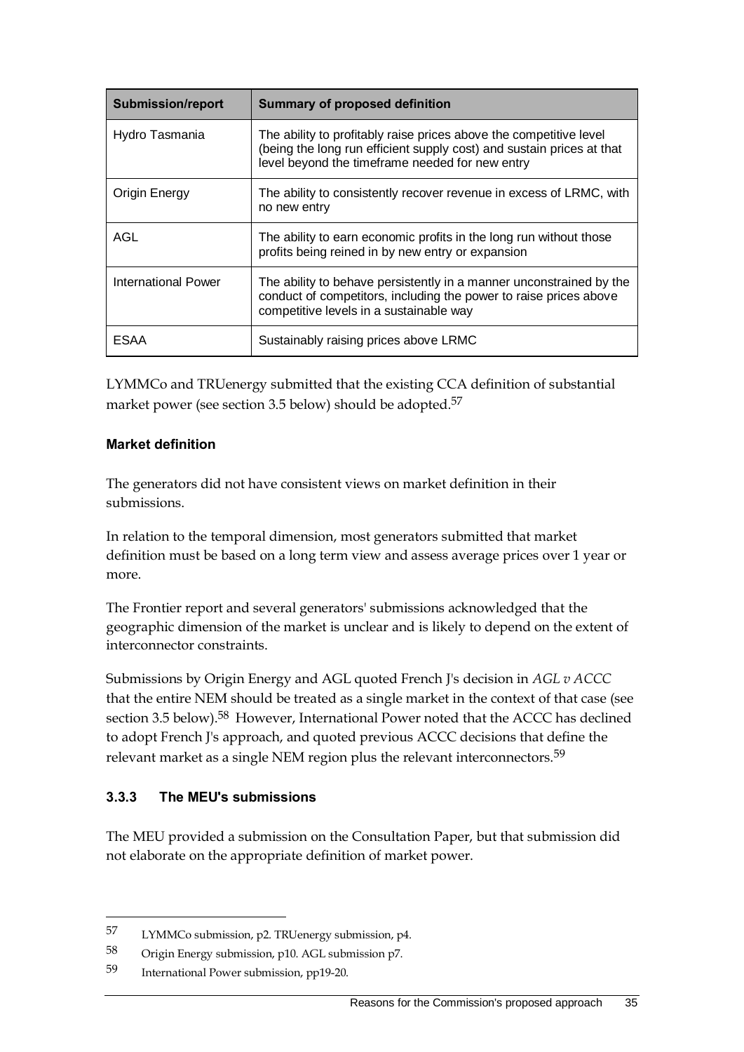| Submission/report | Summary of proposed definition |
| --- | --- |
| Hydro Tasmania | The ability to profitably raise prices above the competitive level (being the long run efficient supply cost) and sustain prices at that level beyond the timeframe needed for new entry |
| Origin Energy | The ability to consistently recover revenue in excess of LRMC, with no new entry |
| AGL | The ability to earn economic profits in the long run without those profits being reined in by new entry or expansion |
| International Power | The ability to behave persistently in a manner unconstrained by the conduct of competitors, including the power to raise prices above competitive levels in a sustainable way |
| ESAA | Sustainably raising prices above LRMC |

LYMMCo and TRUenergy submitted that the existing CCA definition of substantial market power (see section 3.5 below) should be adopted.[57]

**Market definition**

The generators did not have consistent views on market definition in their submissions.

In relation to the temporal dimension, most generators submitted that market definition must be based on a long term view and assess average prices over 1 year or more.

The Frontier report and several generators' submissions acknowledged that the geographic dimension of the market is unclear and is likely to depend on the extent of interconnector constraints.

Submissions by Origin Energy and AGL quoted French J's decision in *AGL v ACCC* that the entire NEM should be treated as a single market in the context of that case (see section 3.5 below).[58] However, International Power noted that the ACCC has declined to adopt French J's approach, and quoted previous ACCC decisions that define the relevant market as a single NEM region plus the relevant interconnectors.[59]

### 3.3.3 The MEU's submissions

The MEU provided a submission on the Consultation Paper, but that submission did not elaborate on the appropriate definition of market power.

---

57 LYMMCo submission, p2. TRUenergy submission, p4.

58 Origin Energy submission, p10. AGL submission p7.

59 International Power submission, pp19-20.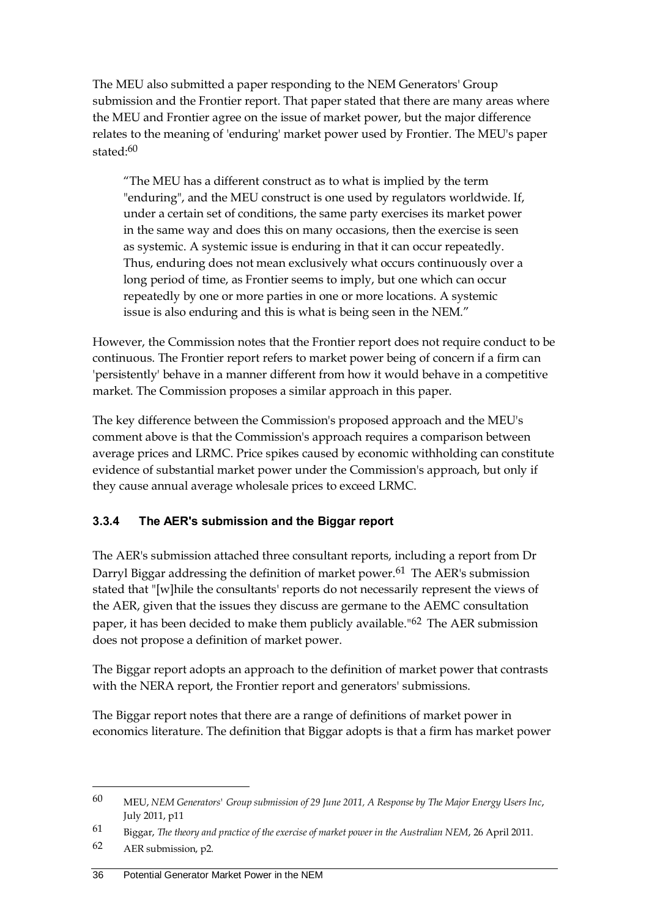The MEU also submitted a paper responding to the NEM Generators' Group submission and the Frontier report. That paper stated that there are many areas where the MEU and Frontier agree on the issue of market power, but the major difference relates to the meaning of 'enduring' market power used by Frontier. The MEU's paper stated:[60]

> "The MEU has a different construct as to what is implied by the term "enduring", and the MEU construct is one used by regulators worldwide. If, under a certain set of conditions, the same party exercises its market power in the same way and does this on many occasions, then the exercise is seen as systemic. A systemic issue is enduring in that it can occur repeatedly. Thus, enduring does not mean exclusively what occurs continuously over a long period of time, as Frontier seems to imply, but one which can occur repeatedly by one or more parties in one or more locations. A systemic issue is also enduring and this is what is being seen in the NEM."

However, the Commission notes that the Frontier report does not require conduct to be continuous. The Frontier report refers to market power being of concern if a firm can 'persistently' behave in a manner different from how it would behave in a competitive market. The Commission proposes a similar approach in this paper.

The key difference between the Commission's proposed approach and the MEU's comment above is that the Commission's approach requires a comparison between average prices and LRMC. Price spikes caused by economic withholding can constitute evidence of substantial market power under the Commission's approach, but only if they cause annual average wholesale prices to exceed LRMC.

### 3.3.4 The AER's submission and the Biggar report

The AER's submission attached three consultant reports, including a report from Dr Darryl Biggar addressing the definition of market power.[61] The AER's submission stated that "[w]hile the consultants' reports do not necessarily represent the views of the AER, given that the issues they discuss are germane to the AEMC consultation paper, it has been decided to make them publicly available."[62] The AER submission does not propose a definition of market power.

The Biggar report adopts an approach to the definition of market power that contrasts with the NERA report, the Frontier report and generators' submissions.

The Biggar report notes that there are a range of definitions of market power in economics literature. The definition that Biggar adopts is that a firm has market power

---

60 MEU, *NEM Generators' Group submission of 29 June 2011, A Response by The Major Energy Users Inc*, July 2011, p11

61 Biggar, *The theory and practice of the exercise of market power in the Australian NEM*, 26 April 2011.

62 AER submission, p2.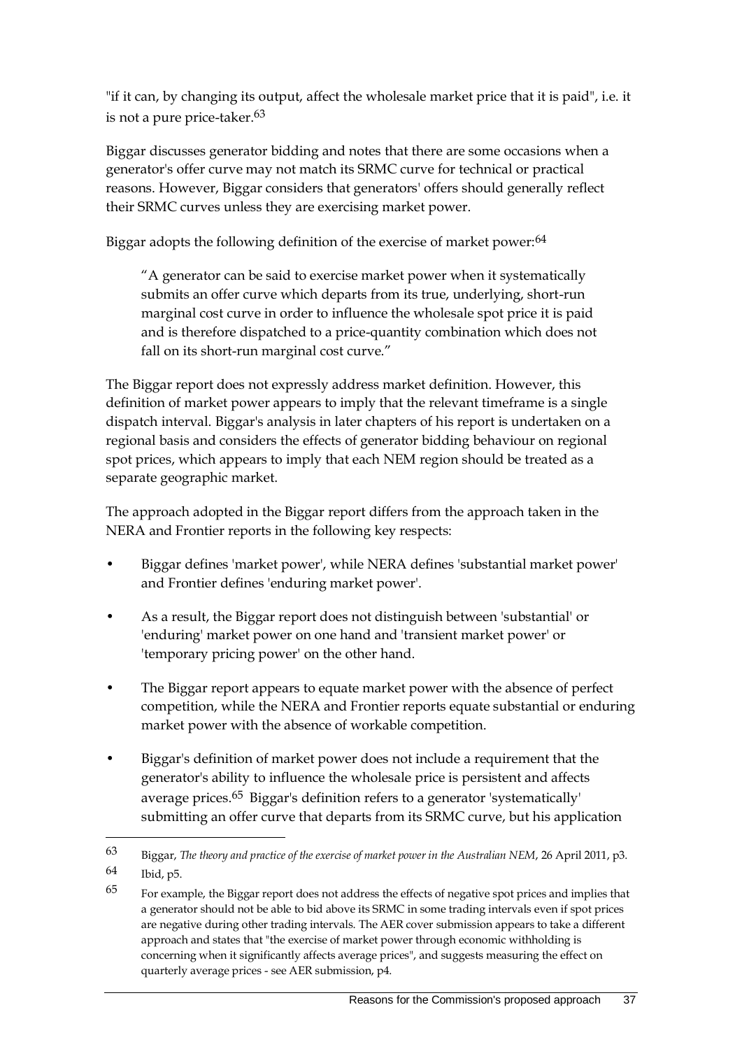"if it can, by changing its output, affect the wholesale market price that it is paid", i.e. it is not a pure price-taker.[63]

Biggar discusses generator bidding and notes that there are some occasions when a generator's offer curve may not match its SRMC curve for technical or practical reasons. However, Biggar considers that generators' offers should generally reflect their SRMC curves unless they are exercising market power.

Biggar adopts the following definition of the exercise of market power:[64]

> "A generator can be said to exercise market power when it systematically submits an offer curve which departs from its true, underlying, short-run marginal cost curve in order to influence the wholesale spot price it is paid and is therefore dispatched to a price-quantity combination which does not fall on its short-run marginal cost curve."

The Biggar report does not expressly address market definition. However, this definition of market power appears to imply that the relevant timeframe is a single dispatch interval. Biggar's analysis in later chapters of his report is undertaken on a regional basis and considers the effects of generator bidding behaviour on regional spot prices, which appears to imply that each NEM region should be treated as a separate geographic market.

The approach adopted in the Biggar report differs from the approach taken in the NERA and Frontier reports in the following key respects:

- Biggar defines 'market power', while NERA defines 'substantial market power' and Frontier defines 'enduring market power'.
- As a result, the Biggar report does not distinguish between 'substantial' or 'enduring' market power on one hand and 'transient market power' or 'temporary pricing power' on the other hand.
- The Biggar report appears to equate market power with the absence of perfect competition, while the NERA and Frontier reports equate substantial or enduring market power with the absence of workable competition.
- Biggar's definition of market power does not include a requirement that the generator's ability to influence the wholesale price is persistent and affects average prices.[65] Biggar's definition refers to a generator 'systematically' submitting an offer curve that departs from its SRMC curve, but his application

---

[63] Biggar, *The theory and practice of the exercise of market power in the Australian NEM*, 26 April 2011, p3.

[64] Ibid, p5.

[65] For example, the Biggar report does not address the effects of negative spot prices and implies that a generator should not be able to bid above its SRMC in some trading intervals even if spot prices are negative during other trading intervals. The AER cover submission appears to take a different approach and states that "the exercise of market power through economic withholding is concerning when it significantly affects average prices", and suggests measuring the effect on quarterly average prices - see AER submission, p4.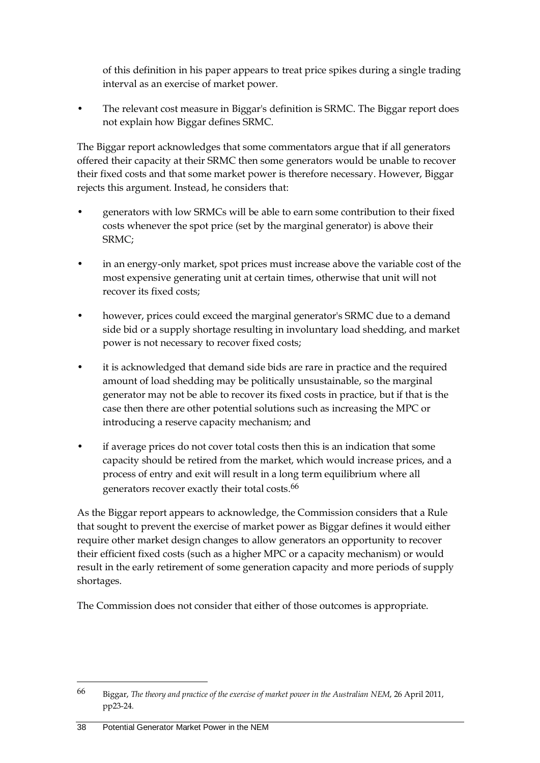of this definition in his paper appears to treat price spikes during a single trading interval as an exercise of market power.

- The relevant cost measure in Biggar's definition is SRMC. The Biggar report does not explain how Biggar defines SRMC.

The Biggar report acknowledges that some commentators argue that if all generators offered their capacity at their SRMC then some generators would be unable to recover their fixed costs and that some market power is therefore necessary. However, Biggar rejects this argument. Instead, he considers that:

- generators with low SRMCs will be able to earn some contribution to their fixed costs whenever the spot price (set by the marginal generator) is above their SRMC;
- in an energy-only market, spot prices must increase above the variable cost of the most expensive generating unit at certain times, otherwise that unit will not recover its fixed costs;
- however, prices could exceed the marginal generator's SRMC due to a demand side bid or a supply shortage resulting in involuntary load shedding, and market power is not necessary to recover fixed costs;
- it is acknowledged that demand side bids are rare in practice and the required amount of load shedding may be politically unsustainable, so the marginal generator may not be able to recover its fixed costs in practice, but if that is the case then there are other potential solutions such as increasing the MPC or introducing a reserve capacity mechanism; and
- if average prices do not cover total costs then this is an indication that some capacity should be retired from the market, which would increase prices, and a process of entry and exit will result in a long term equilibrium where all generators recover exactly their total costs.[66]

As the Biggar report appears to acknowledge, the Commission considers that a Rule that sought to prevent the exercise of market power as Biggar defines it would either require other market design changes to allow generators an opportunity to recover their efficient fixed costs (such as a higher MPC or a capacity mechanism) or would result in the early retirement of some generation capacity and more periods of supply shortages.

The Commission does not consider that either of those outcomes is appropriate.

---

66 Biggar, *The theory and practice of the exercise of market power in the Australian NEM*, 26 April 2011, pp23-24.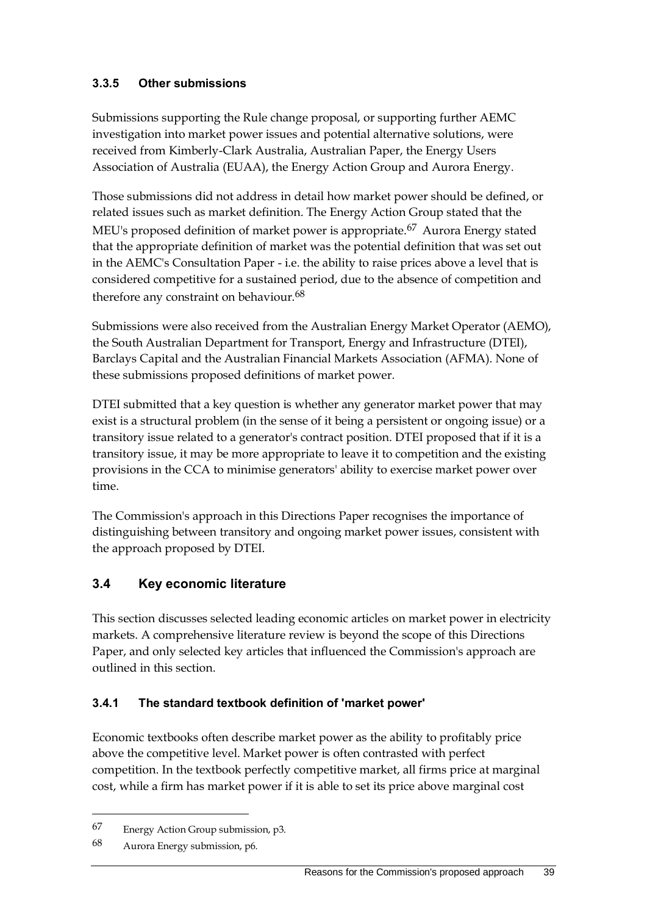### 3.3.5 Other submissions

Submissions supporting the Rule change proposal, or supporting further AEMC investigation into market power issues and potential alternative solutions, were received from Kimberly-Clark Australia, Australian Paper, the Energy Users Association of Australia (EUAA), the Energy Action Group and Aurora Energy.

Those submissions did not address in detail how market power should be defined, or related issues such as market definition. The Energy Action Group stated that the MEU's proposed definition of market power is appropriate.[67] Aurora Energy stated that the appropriate definition of market was the potential definition that was set out in the AEMC's Consultation Paper - i.e. the ability to raise prices above a level that is considered competitive for a sustained period, due to the absence of competition and therefore any constraint on behaviour.[68]

Submissions were also received from the Australian Energy Market Operator (AEMO), the South Australian Department for Transport, Energy and Infrastructure (DTEI), Barclays Capital and the Australian Financial Markets Association (AFMA). None of these submissions proposed definitions of market power.

DTEI submitted that a key question is whether any generator market power that may exist is a structural problem (in the sense of it being a persistent or ongoing issue) or a transitory issue related to a generator's contract position. DTEI proposed that if it is a transitory issue, it may be more appropriate to leave it to competition and the existing provisions in the CCA to minimise generators' ability to exercise market power over time.

The Commission's approach in this Directions Paper recognises the importance of distinguishing between transitory and ongoing market power issues, consistent with the approach proposed by DTEI.

## 3.4 Key economic literature

This section discusses selected leading economic articles on market power in electricity markets. A comprehensive literature review is beyond the scope of this Directions Paper, and only selected key articles that influenced the Commission's approach are outlined in this section.

### 3.4.1 The standard textbook definition of 'market power'

Economic textbooks often describe market power as the ability to profitably price above the competitive level. Market power is often contrasted with perfect competition. In the textbook perfectly competitive market, all firms price at marginal cost, while a firm has market power if it is able to set its price above marginal cost

---

67 Energy Action Group submission, p3.

68 Aurora Energy submission, p6.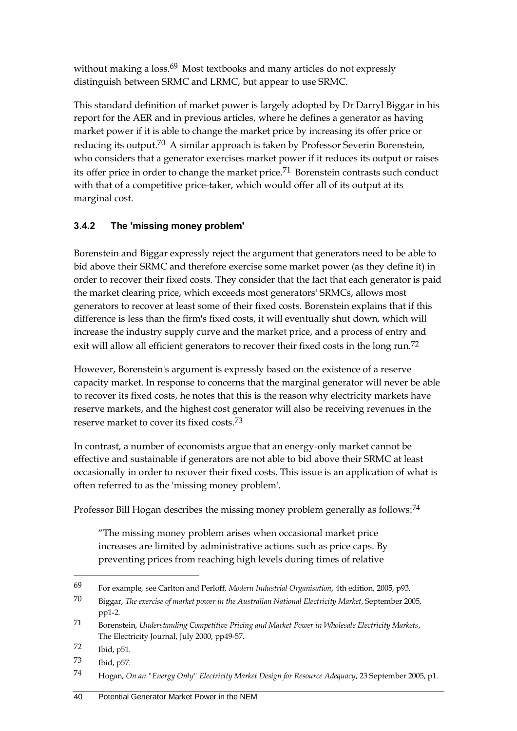without making a loss.[69] Most textbooks and many articles do not expressly distinguish between SRMC and LRMC, but appear to use SRMC.

This standard definition of market power is largely adopted by Dr Darryl Biggar in his report for the AER and in previous articles, where he defines a generator as having market power if it is able to change the market price by increasing its offer price or reducing its output.[70] A similar approach is taken by Professor Severin Borenstein, who considers that a generator exercises market power if it reduces its output or raises its offer price in order to change the market price.[71] Borenstein contrasts such conduct with that of a competitive price-taker, which would offer all of its output at its marginal cost.

### 3.4.2 The 'missing money problem'

Borenstein and Biggar expressly reject the argument that generators need to be able to bid above their SRMC and therefore exercise some market power (as they define it) in order to recover their fixed costs. They consider that the fact that each generator is paid the market clearing price, which exceeds most generators' SRMCs, allows most generators to recover at least some of their fixed costs. Borenstein explains that if this difference is less than the firm's fixed costs, it will eventually shut down, which will increase the industry supply curve and the market price, and a process of entry and exit will allow all efficient generators to recover their fixed costs in the long run.[72]

However, Borenstein's argument is expressly based on the existence of a reserve capacity market. In response to concerns that the marginal generator will never be able to recover its fixed costs, he notes that this is the reason why electricity markets have reserve markets, and the highest cost generator will also be receiving revenues in the reserve market to cover its fixed costs.[73]

In contrast, a number of economists argue that an energy-only market cannot be effective and sustainable if generators are not able to bid above their SRMC at least occasionally in order to recover their fixed costs. This issue is an application of what is often referred to as the 'missing money problem'.

Professor Bill Hogan describes the missing money problem generally as follows:[74]

> "The missing money problem arises when occasional market price increases are limited by administrative actions such as price caps. By preventing prices from reaching high levels during times of relative

---

69 For example, see Carlton and Perloff, *Modern Industrial Organisation*, 4th edition, 2005, p93.

70 Biggar, *The exercise of market power in the Australian National Electricity Market*, September 2005, pp1-2.

71 Borenstein, *Understanding Competitive Pricing and Market Power in Wholesale Electricity Markets*, The Electricity Journal, July 2000, pp49-57.

72 Ibid, p51.

73 Ibid, p57.

74 Hogan, *On an "Energy Only" Electricity Market Design for Resource Adequacy*, 23 September 2005, p1.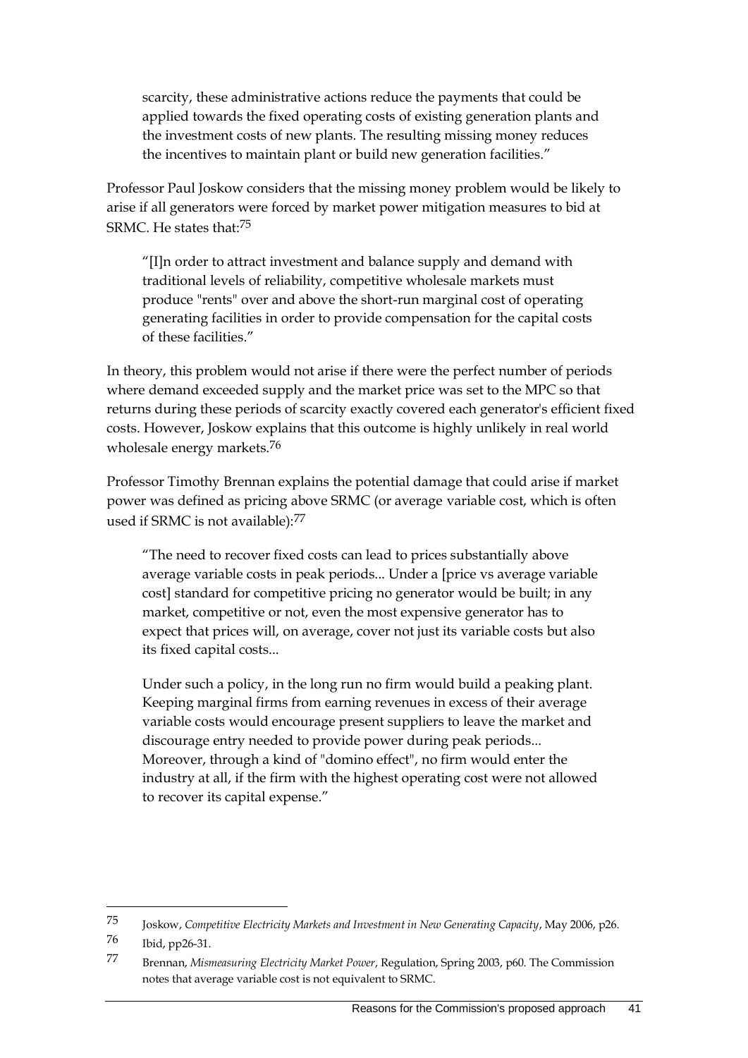scarcity, these administrative actions reduce the payments that could be applied towards the fixed operating costs of existing generation plants and the investment costs of new plants. The resulting missing money reduces the incentives to maintain plant or build new generation facilities."

Professor Paul Joskow considers that the missing money problem would be likely to arise if all generators were forced by market power mitigation measures to bid at SRMC. He states that:[75]

> "[I]n order to attract investment and balance supply and demand with traditional levels of reliability, competitive wholesale markets must produce "rents" over and above the short-run marginal cost of operating generating facilities in order to provide compensation for the capital costs of these facilities."

In theory, this problem would not arise if there were the perfect number of periods where demand exceeded supply and the market price was set to the MPC so that returns during these periods of scarcity exactly covered each generator's efficient fixed costs. However, Joskow explains that this outcome is highly unlikely in real world wholesale energy markets.[76]

Professor Timothy Brennan explains the potential damage that could arise if market power was defined as pricing above SRMC (or average variable cost, which is often used if SRMC is not available):[77]

> "The need to recover fixed costs can lead to prices substantially above average variable costs in peak periods... Under a [price vs average variable cost] standard for competitive pricing no generator would be built; in any market, competitive or not, even the most expensive generator has to expect that prices will, on average, cover not just its variable costs but also its fixed capital costs...
>
> Under such a policy, in the long run no firm would build a peaking plant. Keeping marginal firms from earning revenues in excess of their average variable costs would encourage present suppliers to leave the market and discourage entry needed to provide power during peak periods... Moreover, through a kind of "domino effect", no firm would enter the industry at all, if the firm with the highest operating cost were not allowed to recover its capital expense."

---

75 Joskow, *Competitive Electricity Markets and Investment in New Generating Capacity*, May 2006, p26.

76 Ibid, pp26-31.

77 Brennan, *Mismeasuring Electricity Market Power*, Regulation, Spring 2003, p60. The Commission notes that average variable cost is not equivalent to SRMC.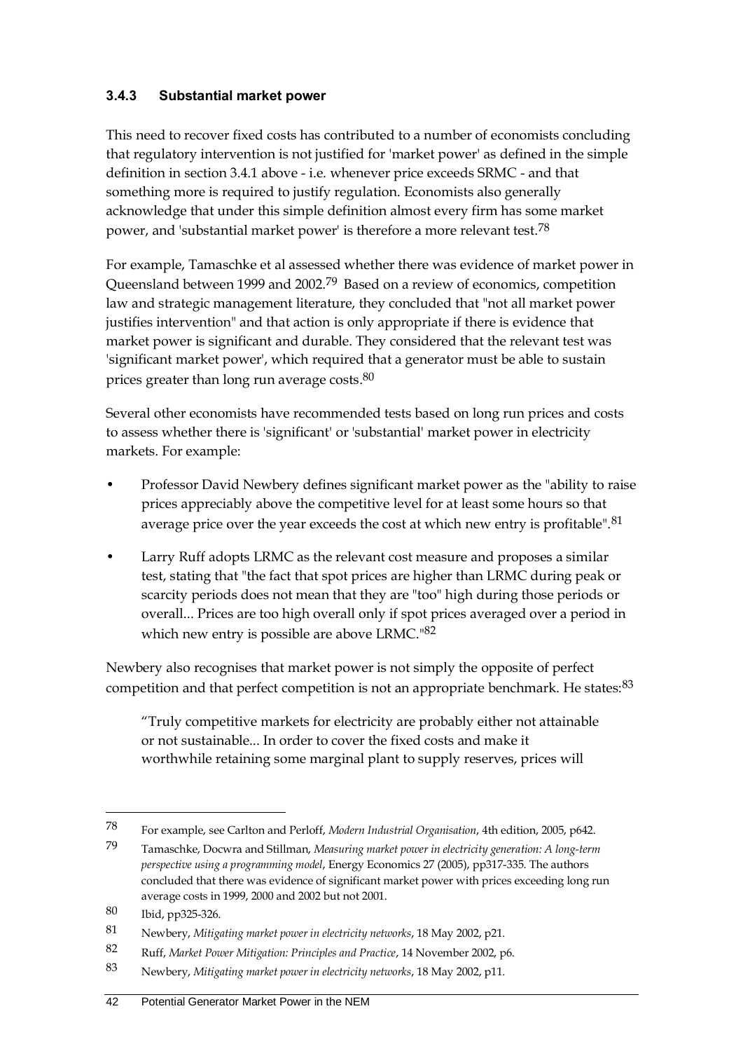### 3.4.3 Substantial market power

This need to recover fixed costs has contributed to a number of economists concluding that regulatory intervention is not justified for 'market power' as defined in the simple definition in section 3.4.1 above - i.e. whenever price exceeds SRMC - and that something more is required to justify regulation. Economists also generally acknowledge that under this simple definition almost every firm has some market power, and 'substantial market power' is therefore a more relevant test.[78]

For example, Tamaschke et al assessed whether there was evidence of market power in Queensland between 1999 and 2002.[79] Based on a review of economics, competition law and strategic management literature, they concluded that "not all market power justifies intervention" and that action is only appropriate if there is evidence that market power is significant and durable. They considered that the relevant test was 'significant market power', which required that a generator must be able to sustain prices greater than long run average costs.[80]

Several other economists have recommended tests based on long run prices and costs to assess whether there is 'significant' or 'substantial' market power in electricity markets. For example:

- Professor David Newbery defines significant market power as the "ability to raise prices appreciably above the competitive level for at least some hours so that average price over the year exceeds the cost at which new entry is profitable".[81]
- Larry Ruff adopts LRMC as the relevant cost measure and proposes a similar test, stating that "the fact that spot prices are higher than LRMC during peak or scarcity periods does not mean that they are "too" high during those periods or overall... Prices are too high overall only if spot prices averaged over a period in which new entry is possible are above LRMC."[82]

Newbery also recognises that market power is not simply the opposite of perfect competition and that perfect competition is not an appropriate benchmark. He states:[83]

> "Truly competitive markets for electricity are probably either not attainable or not sustainable... In order to cover the fixed costs and make it worthwhile retaining some marginal plant to supply reserves, prices will

---

78 For example, see Carlton and Perloff, *Modern Industrial Organisation*, 4th edition, 2005, p642.

79 Tamaschke, Docwra and Stillman, *Measuring market power in electricity generation: A long-term perspective using a programming model*, Energy Economics 27 (2005), pp317-335. The authors concluded that there was evidence of significant market power with prices exceeding long run average costs in 1999, 2000 and 2002 but not 2001.

80 Ibid, pp325-326.

81 Newbery, *Mitigating market power in electricity networks*, 18 May 2002, p21.

82 Ruff, *Market Power Mitigation: Principles and Practice*, 14 November 2002, p6.

83 Newbery, *Mitigating market power in electricity networks*, 18 May 2002, p11.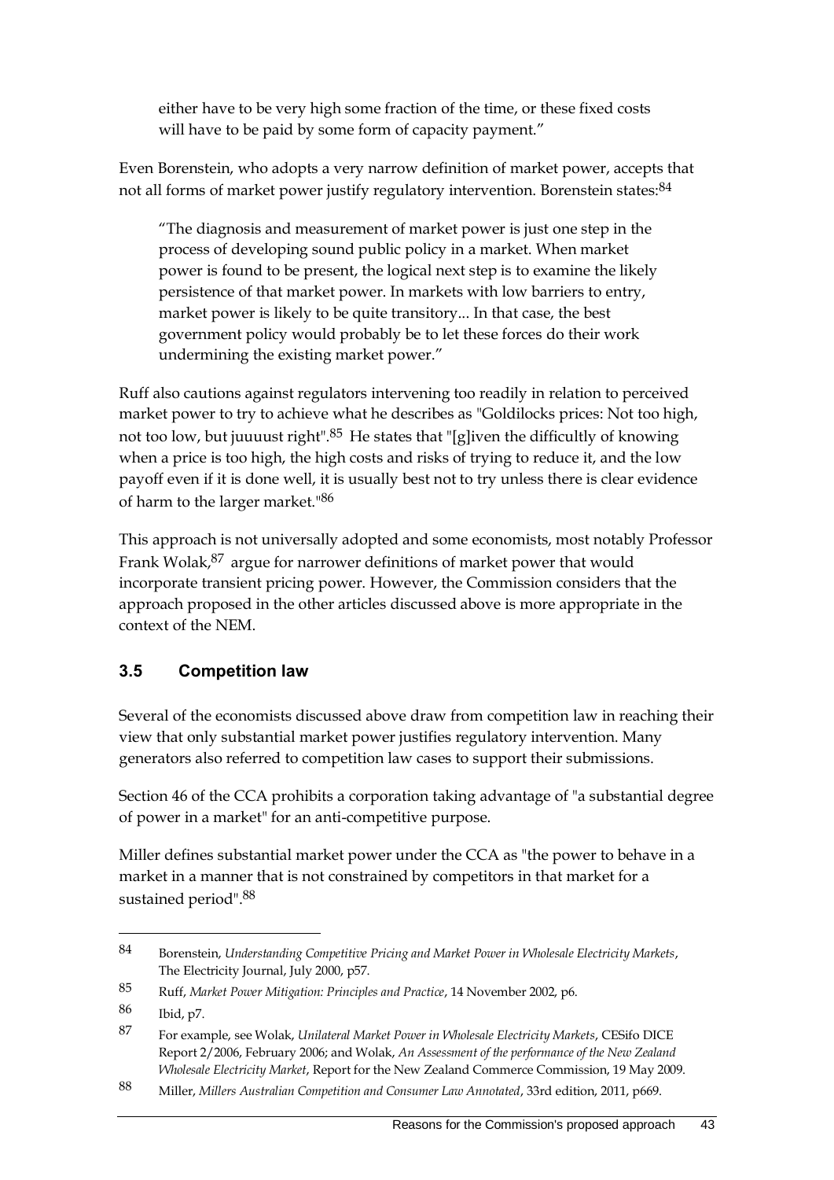either have to be very high some fraction of the time, or these fixed costs will have to be paid by some form of capacity payment."

Even Borenstein, who adopts a very narrow definition of market power, accepts that not all forms of market power justify regulatory intervention. Borenstein states:[84]

> "The diagnosis and measurement of market power is just one step in the process of developing sound public policy in a market. When market power is found to be present, the logical next step is to examine the likely persistence of that market power. In markets with low barriers to entry, market power is likely to be quite transitory... In that case, the best government policy would probably be to let these forces do their work undermining the existing market power."

Ruff also cautions against regulators intervening too readily in relation to perceived market power to try to achieve what he describes as "Goldilocks prices: Not too high, not too low, but juuuust right".[85] He states that "[g]iven the difficultly of knowing when a price is too high, the high costs and risks of trying to reduce it, and the low payoff even if it is done well, it is usually best not to try unless there is clear evidence of harm to the larger market."[86]

This approach is not universally adopted and some economists, most notably Professor Frank Wolak,[87] argue for narrower definitions of market power that would incorporate transient pricing power. However, the Commission considers that the approach proposed in the other articles discussed above is more appropriate in the context of the NEM.

## 3.5 Competition law

Several of the economists discussed above draw from competition law in reaching their view that only substantial market power justifies regulatory intervention. Many generators also referred to competition law cases to support their submissions.

Section 46 of the CCA prohibits a corporation taking advantage of "a substantial degree of power in a market" for an anti-competitive purpose.

Miller defines substantial market power under the CCA as "the power to behave in a market in a manner that is not constrained by competitors in that market for a sustained period".[88]

---

84 Borenstein, *Understanding Competitive Pricing and Market Power in Wholesale Electricity Markets*, The Electricity Journal, July 2000, p57.

85 Ruff, *Market Power Mitigation: Principles and Practice*, 14 November 2002, p6.

86 Ibid, p7.

87 For example, see Wolak, *Unilateral Market Power in Wholesale Electricity Markets*, CESifo DICE Report 2/2006, February 2006; and Wolak, *An Assessment of the performance of the New Zealand Wholesale Electricity Market*, Report for the New Zealand Commerce Commission, 19 May 2009.

88 Miller, *Millers Australian Competition and Consumer Law Annotated*, 33rd edition, 2011, p669.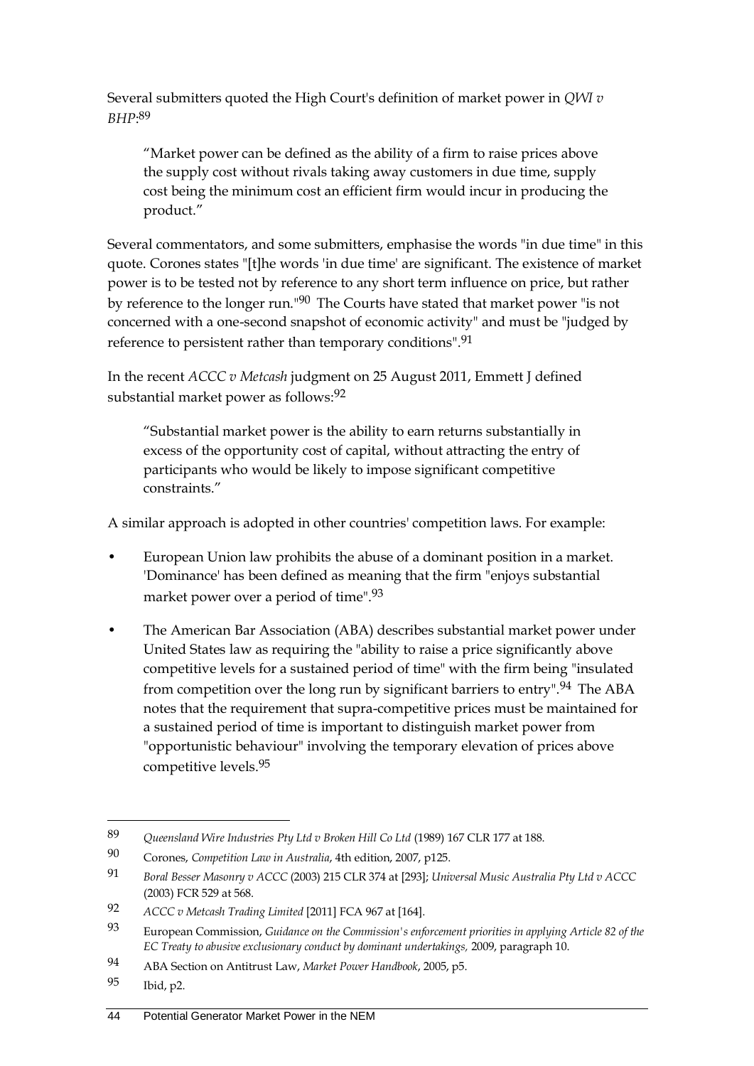Several submitters quoted the High Court's definition of market power in *QWI v BHP*:[89]

> "Market power can be defined as the ability of a firm to raise prices above the supply cost without rivals taking away customers in due time, supply cost being the minimum cost an efficient firm would incur in producing the product."

Several commentators, and some submitters, emphasise the words "in due time" in this quote. Corones states "[t]he words 'in due time' are significant. The existence of market power is to be tested not by reference to any short term influence on price, but rather by reference to the longer run."[90] The Courts have stated that market power "is not concerned with a one-second snapshot of economic activity" and must be "judged by reference to persistent rather than temporary conditions".[91]

In the recent *ACCC v Metcash* judgment on 25 August 2011, Emmett J defined substantial market power as follows:[92]

> "Substantial market power is the ability to earn returns substantially in excess of the opportunity cost of capital, without attracting the entry of participants who would be likely to impose significant competitive constraints."

A similar approach is adopted in other countries' competition laws. For example:

- European Union law prohibits the abuse of a dominant position in a market. 'Dominance' has been defined as meaning that the firm "enjoys substantial market power over a period of time".[93]
- The American Bar Association (ABA) describes substantial market power under United States law as requiring the "ability to raise a price significantly above competitive levels for a sustained period of time" with the firm being "insulated from competition over the long run by significant barriers to entry".[94] The ABA notes that the requirement that supra-competitive prices must be maintained for a sustained period of time is important to distinguish market power from "opportunistic behaviour" involving the temporary elevation of prices above competitive levels.[95]

---

89 *Queensland Wire Industries Pty Ltd v Broken Hill Co Ltd* (1989) 167 CLR 177 at 188.

90 Corones, *Competition Law in Australia*, 4th edition, 2007, p125.

91 *Boral Besser Masonry v ACCC* (2003) 215 CLR 374 at [293]; *Universal Music Australia Pty Ltd v ACCC* (2003) FCR 529 at 568.

92 *ACCC v Metcash Trading Limited* [2011] FCA 967 at [164].

93 European Commission, *Guidance on the Commission's enforcement priorities in applying Article 82 of the EC Treaty to abusive exclusionary conduct by dominant undertakings,* 2009, paragraph 10.

94 ABA Section on Antitrust Law, *Market Power Handbook*, 2005, p5.

95 Ibid, p2.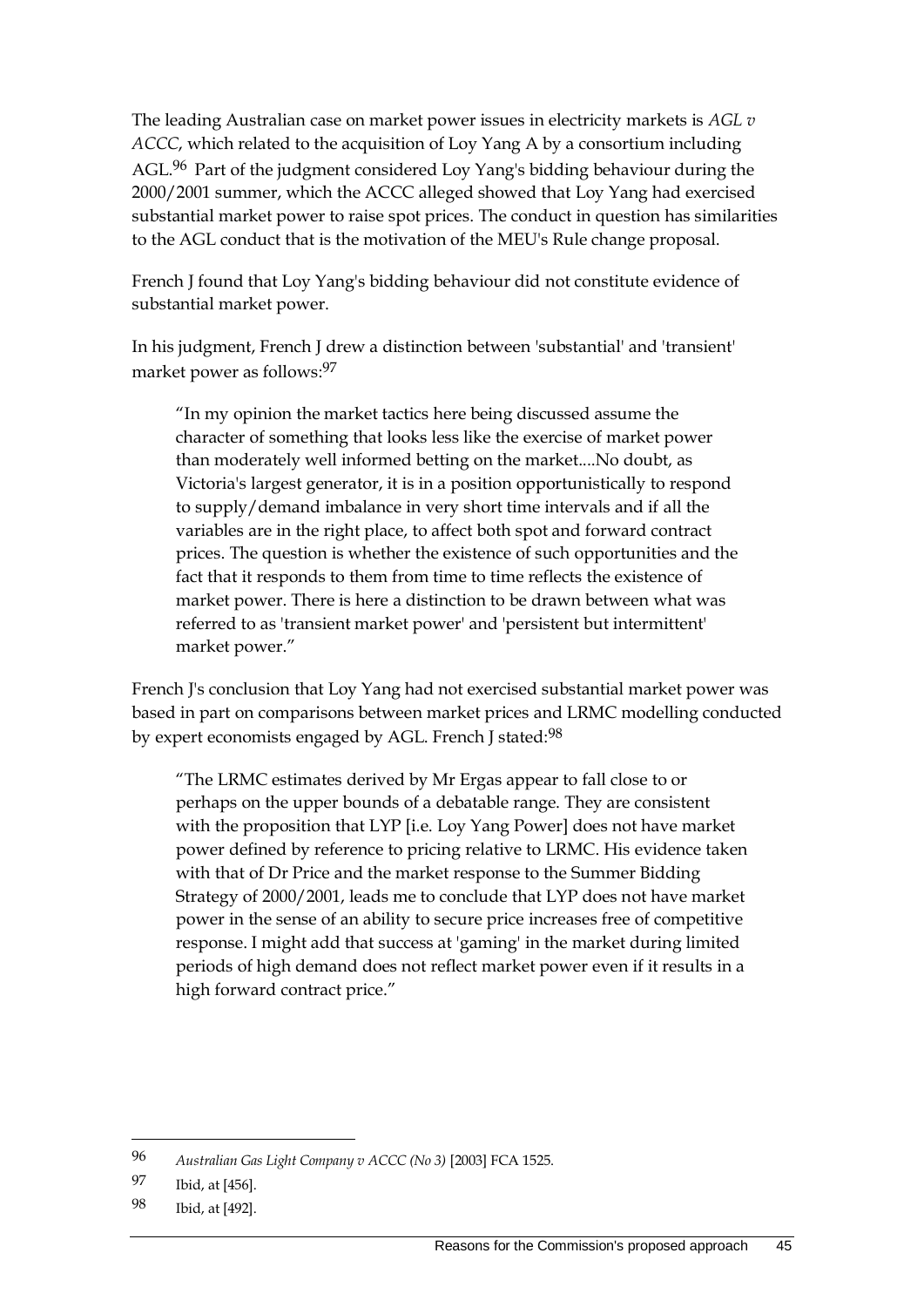The leading Australian case on market power issues in electricity markets is *AGL v ACCC*, which related to the acquisition of Loy Yang A by a consortium including AGL.[96] Part of the judgment considered Loy Yang's bidding behaviour during the 2000/2001 summer, which the ACCC alleged showed that Loy Yang had exercised substantial market power to raise spot prices. The conduct in question has similarities to the AGL conduct that is the motivation of the MEU's Rule change proposal.

French J found that Loy Yang's bidding behaviour did not constitute evidence of substantial market power.

In his judgment, French J drew a distinction between 'substantial' and 'transient' market power as follows:[97]

> "In my opinion the market tactics here being discussed assume the character of something that looks less like the exercise of market power than moderately well informed betting on the market....No doubt, as Victoria's largest generator, it is in a position opportunistically to respond to supply/demand imbalance in very short time intervals and if all the variables are in the right place, to affect both spot and forward contract prices. The question is whether the existence of such opportunities and the fact that it responds to them from time to time reflects the existence of market power. There is here a distinction to be drawn between what was referred to as 'transient market power' and 'persistent but intermittent' market power."

French J's conclusion that Loy Yang had not exercised substantial market power was based in part on comparisons between market prices and LRMC modelling conducted by expert economists engaged by AGL. French J stated:[98]

> "The LRMC estimates derived by Mr Ergas appear to fall close to or perhaps on the upper bounds of a debatable range. They are consistent with the proposition that LYP [i.e. Loy Yang Power] does not have market power defined by reference to pricing relative to LRMC. His evidence taken with that of Dr Price and the market response to the Summer Bidding Strategy of 2000/2001, leads me to conclude that LYP does not have market power in the sense of an ability to secure price increases free of competitive response. I might add that success at 'gaming' in the market during limited periods of high demand does not reflect market power even if it results in a high forward contract price."

---

96 *Australian Gas Light Company v ACCC (No 3)* [2003] FCA 1525.

97 Ibid, at [456].

98 Ibid, at [492].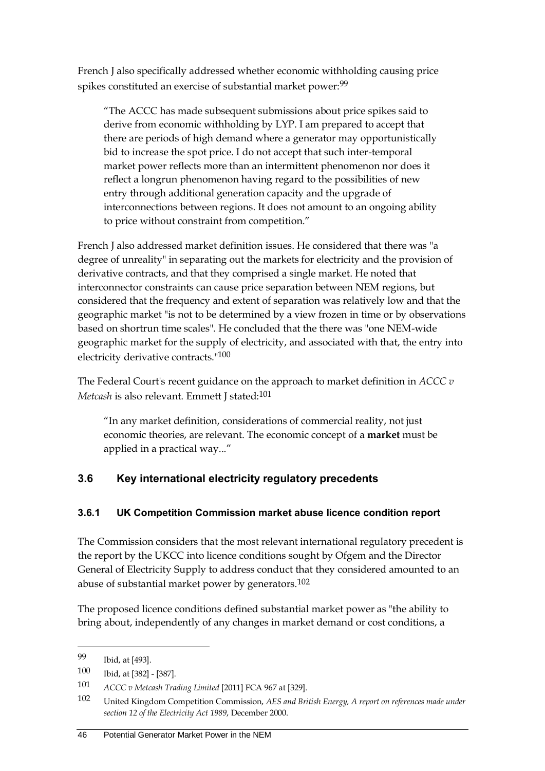French J also specifically addressed whether economic withholding causing price spikes constituted an exercise of substantial market power:[99]

> "The ACCC has made subsequent submissions about price spikes said to derive from economic withholding by LYP. I am prepared to accept that there are periods of high demand where a generator may opportunistically bid to increase the spot price. I do not accept that such inter-temporal market power reflects more than an intermittent phenomenon nor does it reflect a longrun phenomenon having regard to the possibilities of new entry through additional generation capacity and the upgrade of interconnections between regions. It does not amount to an ongoing ability to price without constraint from competition."

French J also addressed market definition issues. He considered that there was "a degree of unreality" in separating out the markets for electricity and the provision of derivative contracts, and that they comprised a single market. He noted that interconnector constraints can cause price separation between NEM regions, but considered that the frequency and extent of separation was relatively low and that the geographic market "is not to be determined by a view frozen in time or by observations based on shortrun time scales". He concluded that the there was "one NEM-wide geographic market for the supply of electricity, and associated with that, the entry into electricity derivative contracts."[100]

The Federal Court's recent guidance on the approach to market definition in *ACCC v Metcash* is also relevant. Emmett J stated:[101]

> "In any market definition, considerations of commercial reality, not just economic theories, are relevant. The economic concept of a **market** must be applied in a practical way..."

## 3.6 Key international electricity regulatory precedents

### 3.6.1 UK Competition Commission market abuse licence condition report

The Commission considers that the most relevant international regulatory precedent is the report by the UKCC into licence conditions sought by Ofgem and the Director General of Electricity Supply to address conduct that they considered amounted to an abuse of substantial market power by generators.[102]

The proposed licence conditions defined substantial market power as "the ability to bring about, independently of any changes in market demand or cost conditions, a

---

[99] Ibid, at [493].

[100] Ibid, at [382] - [387].

[101] *ACCC v Metcash Trading Limited* [2011] FCA 967 at [329].

[102] United Kingdom Competition Commission, *AES and British Energy, A report on references made under section 12 of the Electricity Act 1989*, December 2000.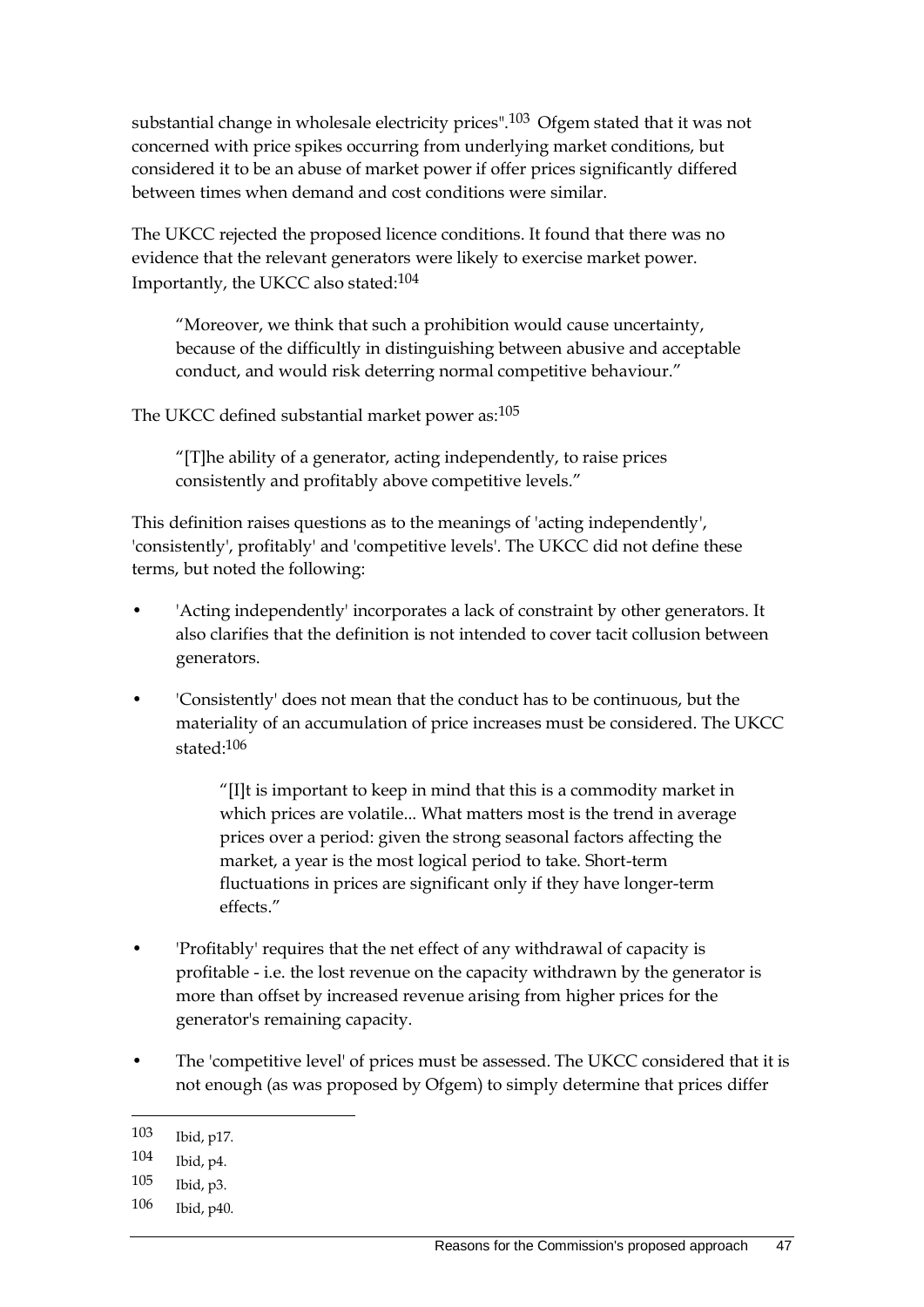substantial change in wholesale electricity prices".[103] Ofgem stated that it was not concerned with price spikes occurring from underlying market conditions, but considered it to be an abuse of market power if offer prices significantly differed between times when demand and cost conditions were similar.

The UKCC rejected the proposed licence conditions. It found that there was no evidence that the relevant generators were likely to exercise market power. Importantly, the UKCC also stated:[104]

> "Moreover, we think that such a prohibition would cause uncertainty, because of the difficultly in distinguishing between abusive and acceptable conduct, and would risk deterring normal competitive behaviour."

The UKCC defined substantial market power as:[105]

> "[T]he ability of a generator, acting independently, to raise prices consistently and profitably above competitive levels."

This definition raises questions as to the meanings of 'acting independently', 'consistently', profitably' and 'competitive levels'. The UKCC did not define these terms, but noted the following:

- 'Acting independently' incorporates a lack of constraint by other generators. It also clarifies that the definition is not intended to cover tacit collusion between generators.
- 'Consistently' does not mean that the conduct has to be continuous, but the materiality of an accumulation of price increases must be considered. The UKCC stated:[106]

  > "[I]t is important to keep in mind that this is a commodity market in which prices are volatile... What matters most is the trend in average prices over a period: given the strong seasonal factors affecting the market, a year is the most logical period to take. Short-term fluctuations in prices are significant only if they have longer-term effects."

- 'Profitably' requires that the net effect of any withdrawal of capacity is profitable - i.e. the lost revenue on the capacity withdrawn by the generator is more than offset by increased revenue arising from higher prices for the generator's remaining capacity.
- The 'competitive level' of prices must be assessed. The UKCC considered that it is not enough (as was proposed by Ofgem) to simply determine that prices differ

---

103 Ibid, p17.

104 Ibid, p4.

105 Ibid, p3.

106 Ibid, p40.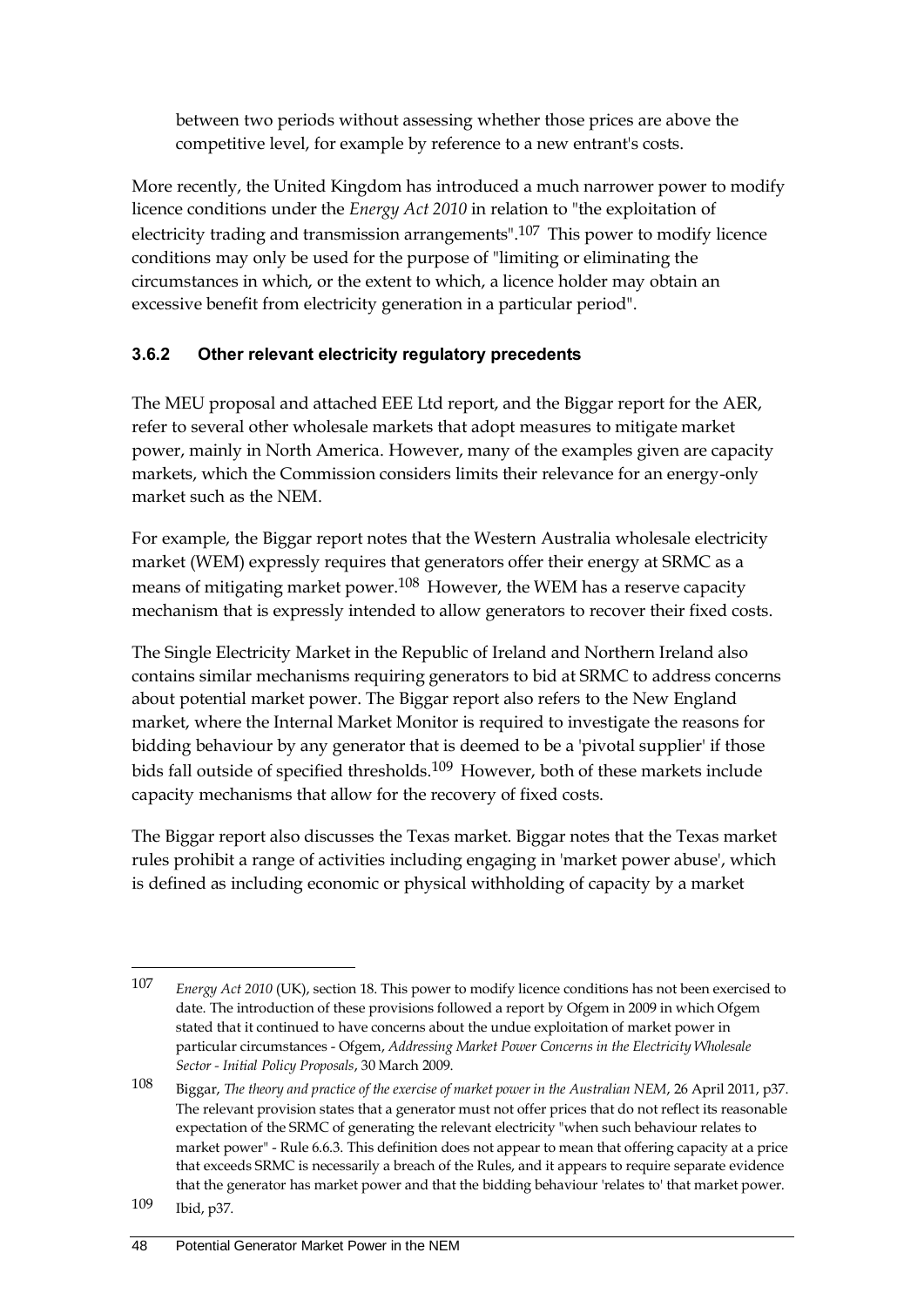between two periods without assessing whether those prices are above the competitive level, for example by reference to a new entrant's costs.

More recently, the United Kingdom has introduced a much narrower power to modify licence conditions under the *Energy Act 2010* in relation to "the exploitation of electricity trading and transmission arrangements".[107] This power to modify licence conditions may only be used for the purpose of "limiting or eliminating the circumstances in which, or the extent to which, a licence holder may obtain an excessive benefit from electricity generation in a particular period".

### 3.6.2 Other relevant electricity regulatory precedents

The MEU proposal and attached EEE Ltd report, and the Biggar report for the AER, refer to several other wholesale markets that adopt measures to mitigate market power, mainly in North America. However, many of the examples given are capacity markets, which the Commission considers limits their relevance for an energy-only market such as the NEM.

For example, the Biggar report notes that the Western Australia wholesale electricity market (WEM) expressly requires that generators offer their energy at SRMC as a means of mitigating market power.[108] However, the WEM has a reserve capacity mechanism that is expressly intended to allow generators to recover their fixed costs.

The Single Electricity Market in the Republic of Ireland and Northern Ireland also contains similar mechanisms requiring generators to bid at SRMC to address concerns about potential market power. The Biggar report also refers to the New England market, where the Internal Market Monitor is required to investigate the reasons for bidding behaviour by any generator that is deemed to be a 'pivotal supplier' if those bids fall outside of specified thresholds.[109] However, both of these markets include capacity mechanisms that allow for the recovery of fixed costs.

The Biggar report also discusses the Texas market. Biggar notes that the Texas market rules prohibit a range of activities including engaging in 'market power abuse', which is defined as including economic or physical withholding of capacity by a market

---

107 *Energy Act 2010* (UK), section 18. This power to modify licence conditions has not been exercised to date. The introduction of these provisions followed a report by Ofgem in 2009 in which Ofgem stated that it continued to have concerns about the undue exploitation of market power in particular circumstances - Ofgem, *Addressing Market Power Concerns in the Electricity Wholesale Sector - Initial Policy Proposals*, 30 March 2009.

108 Biggar, *The theory and practice of the exercise of market power in the Australian NEM*, 26 April 2011, p37. The relevant provision states that a generator must not offer prices that do not reflect its reasonable expectation of the SRMC of generating the relevant electricity "when such behaviour relates to market power" - Rule 6.6.3. This definition does not appear to mean that offering capacity at a price that exceeds SRMC is necessarily a breach of the Rules, and it appears to require separate evidence that the generator has market power and that the bidding behaviour 'relates to' that market power.

109 Ibid, p37.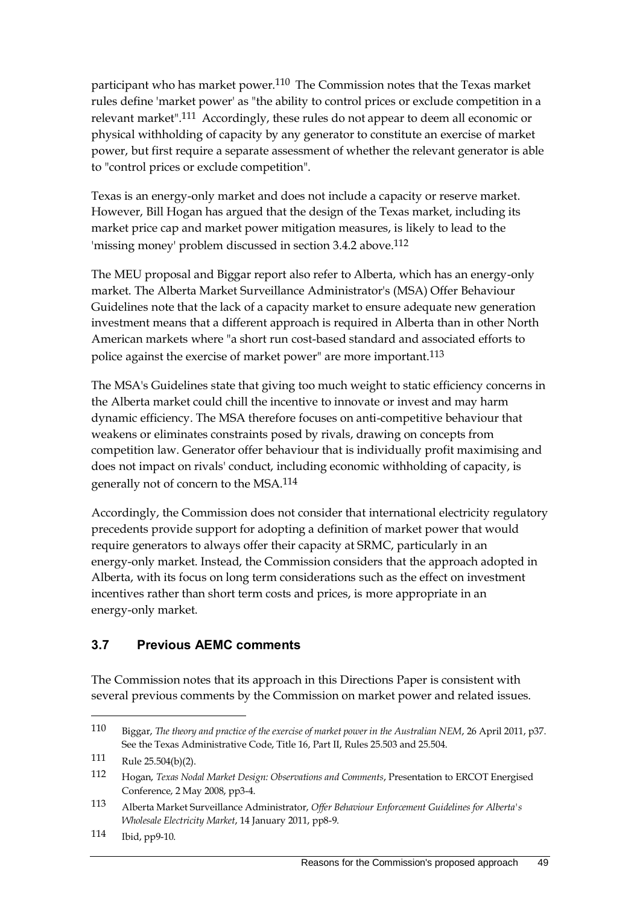participant who has market power.[110] The Commission notes that the Texas market rules define 'market power' as "the ability to control prices or exclude competition in a relevant market".[111] Accordingly, these rules do not appear to deem all economic or physical withholding of capacity by any generator to constitute an exercise of market power, but first require a separate assessment of whether the relevant generator is able to "control prices or exclude competition".

Texas is an energy-only market and does not include a capacity or reserve market. However, Bill Hogan has argued that the design of the Texas market, including its market price cap and market power mitigation measures, is likely to lead to the 'missing money' problem discussed in section 3.4.2 above.[112]

The MEU proposal and Biggar report also refer to Alberta, which has an energy-only market. The Alberta Market Surveillance Administrator's (MSA) Offer Behaviour Guidelines note that the lack of a capacity market to ensure adequate new generation investment means that a different approach is required in Alberta than in other North American markets where "a short run cost-based standard and associated efforts to police against the exercise of market power" are more important.[113]

The MSA's Guidelines state that giving too much weight to static efficiency concerns in the Alberta market could chill the incentive to innovate or invest and may harm dynamic efficiency. The MSA therefore focuses on anti-competitive behaviour that weakens or eliminates constraints posed by rivals, drawing on concepts from competition law. Generator offer behaviour that is individually profit maximising and does not impact on rivals' conduct, including economic withholding of capacity, is generally not of concern to the MSA.[114]

Accordingly, the Commission does not consider that international electricity regulatory precedents provide support for adopting a definition of market power that would require generators to always offer their capacity at SRMC, particularly in an energy-only market. Instead, the Commission considers that the approach adopted in Alberta, with its focus on long term considerations such as the effect on investment incentives rather than short term costs and prices, is more appropriate in an energy-only market.

## 3.7 Previous AEMC comments

The Commission notes that its approach in this Directions Paper is consistent with several previous comments by the Commission on market power and related issues.

---

110 Biggar, *The theory and practice of the exercise of market power in the Australian NEM*, 26 April 2011, p37. See the Texas Administrative Code, Title 16, Part II, Rules 25.503 and 25.504.

111 Rule 25.504(b)(2).

112 Hogan, *Texas Nodal Market Design: Observations and Comments*, Presentation to ERCOT Energised Conference, 2 May 2008, pp3-4.

113 Alberta Market Surveillance Administrator, *Offer Behaviour Enforcement Guidelines for Alberta's Wholesale Electricity Market*, 14 January 2011, pp8-9.

114 Ibid, pp9-10.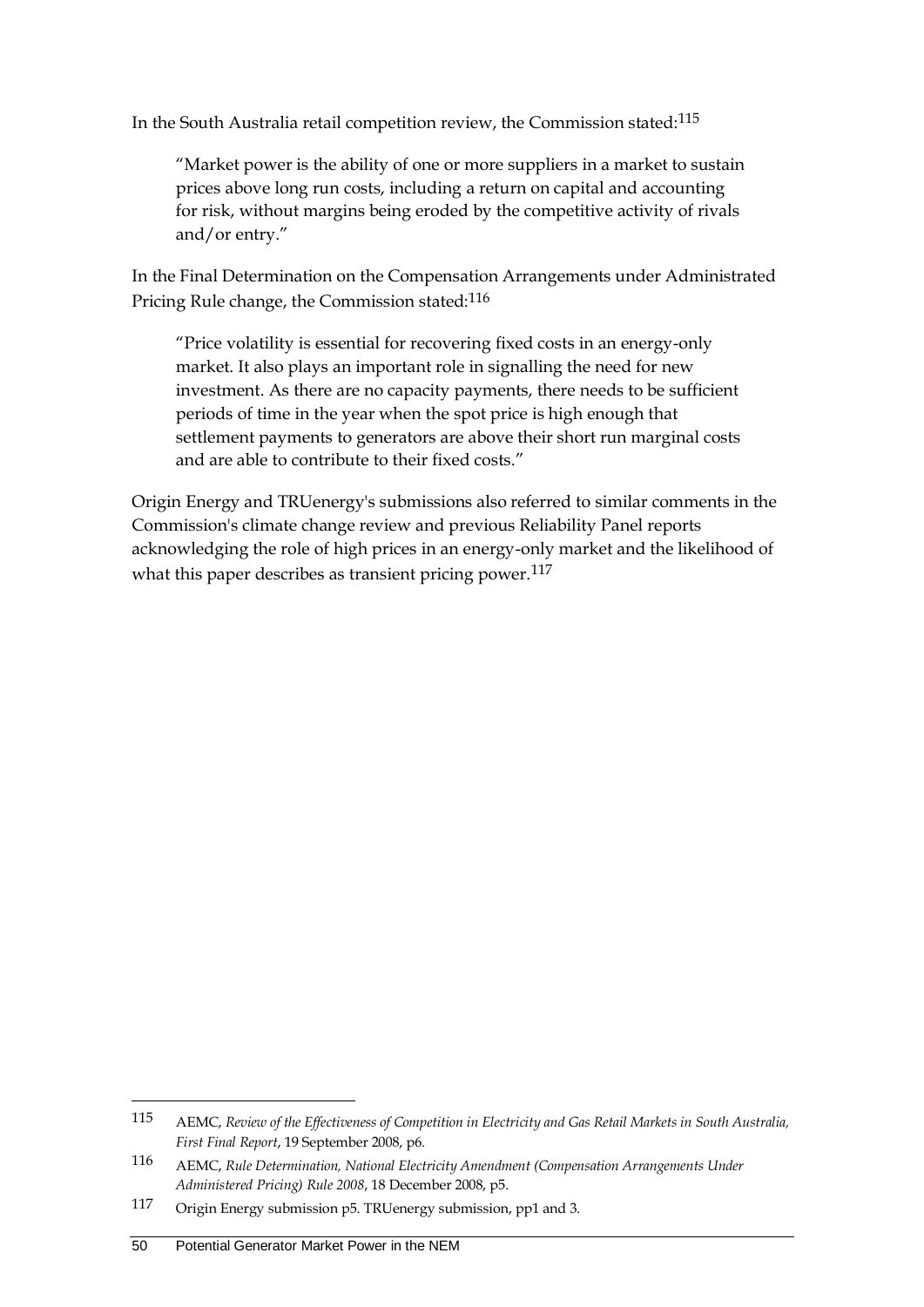In the South Australia retail competition review, the Commission stated:[115]

> "Market power is the ability of one or more suppliers in a market to sustain prices above long run costs, including a return on capital and accounting for risk, without margins being eroded by the competitive activity of rivals and/or entry."

In the Final Determination on the Compensation Arrangements under Administrated Pricing Rule change, the Commission stated:[116]

> "Price volatility is essential for recovering fixed costs in an energy-only market. It also plays an important role in signalling the need for new investment. As there are no capacity payments, there needs to be sufficient periods of time in the year when the spot price is high enough that settlement payments to generators are above their short run marginal costs and are able to contribute to their fixed costs."

Origin Energy and TRUenergy's submissions also referred to similar comments in the Commission's climate change review and previous Reliability Panel reports acknowledging the role of high prices in an energy-only market and the likelihood of what this paper describes as transient pricing power.[117]

---

115 AEMC, *Review of the Effectiveness of Competition in Electricity and Gas Retail Markets in South Australia, First Final Report*, 19 September 2008, p6.

116 AEMC, *Rule Determination, National Electricity Amendment (Compensation Arrangements Under Administered Pricing) Rule 2008*, 18 December 2008, p5.

117 Origin Energy submission p5. TRUenergy submission, pp1 and 3.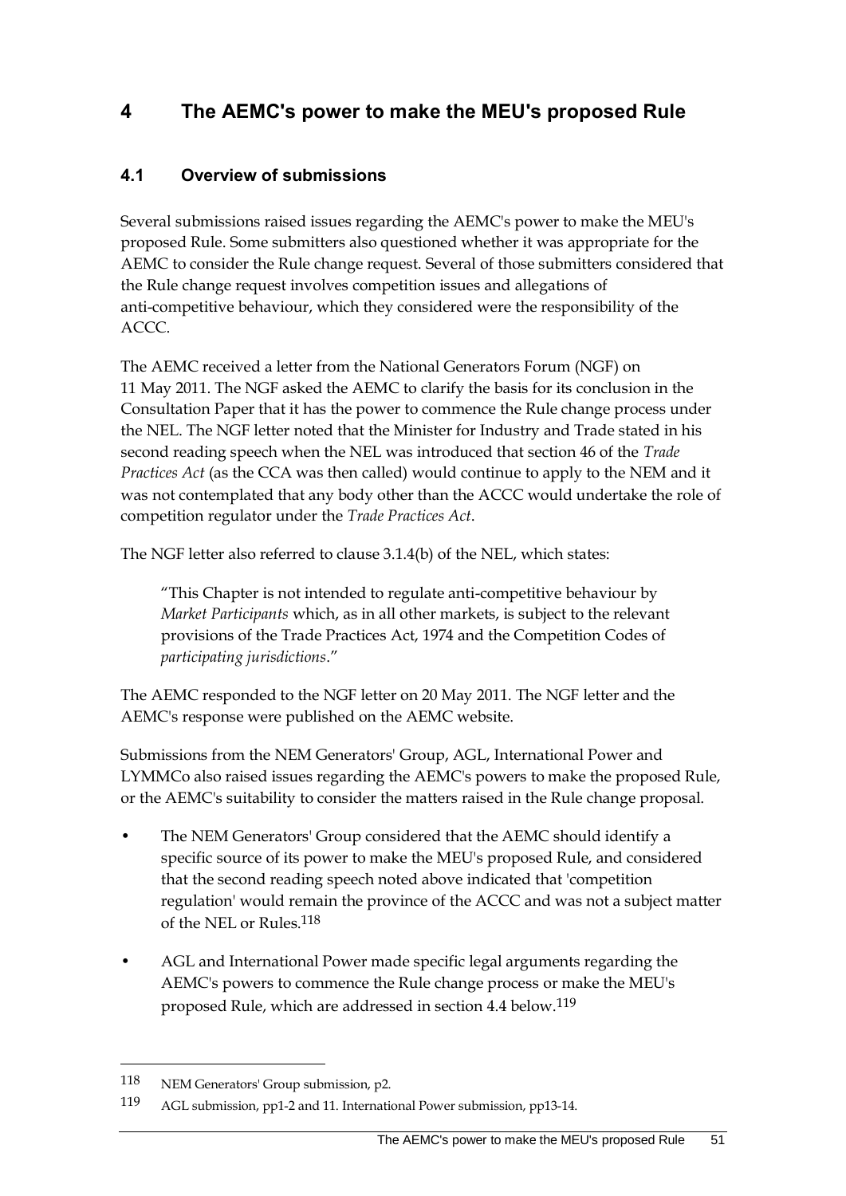# 4 The AEMC's power to make the MEU's proposed Rule

## 4.1 Overview of submissions

Several submissions raised issues regarding the AEMC's power to make the MEU's proposed Rule. Some submitters also questioned whether it was appropriate for the AEMC to consider the Rule change request. Several of those submitters considered that the Rule change request involves competition issues and allegations of anti-competitive behaviour, which they considered were the responsibility of the ACCC.

The AEMC received a letter from the National Generators Forum (NGF) on 11 May 2011. The NGF asked the AEMC to clarify the basis for its conclusion in the Consultation Paper that it has the power to commence the Rule change process under the NEL. The NGF letter noted that the Minister for Industry and Trade stated in his second reading speech when the NEL was introduced that section 46 of the *Trade Practices Act* (as the CCA was then called) would continue to apply to the NEM and it was not contemplated that any body other than the ACCC would undertake the role of competition regulator under the *Trade Practices Act*.

The NGF letter also referred to clause 3.1.4(b) of the NEL, which states:

> "This Chapter is not intended to regulate anti-competitive behaviour by *Market Participants* which, as in all other markets, is subject to the relevant provisions of the Trade Practices Act, 1974 and the Competition Codes of *participating jurisdictions*."

The AEMC responded to the NGF letter on 20 May 2011. The NGF letter and the AEMC's response were published on the AEMC website.

Submissions from the NEM Generators' Group, AGL, International Power and LYMMCo also raised issues regarding the AEMC's powers to make the proposed Rule, or the AEMC's suitability to consider the matters raised in the Rule change proposal.

- The NEM Generators' Group considered that the AEMC should identify a specific source of its power to make the MEU's proposed Rule, and considered that the second reading speech noted above indicated that 'competition regulation' would remain the province of the ACCC and was not a subject matter of the NEL or Rules.[118]
- AGL and International Power made specific legal arguments regarding the AEMC's powers to commence the Rule change process or make the MEU's proposed Rule, which are addressed in section 4.4 below.[119]

---

118 NEM Generators' Group submission, p2.

119 AGL submission, pp1-2 and 11. International Power submission, pp13-14.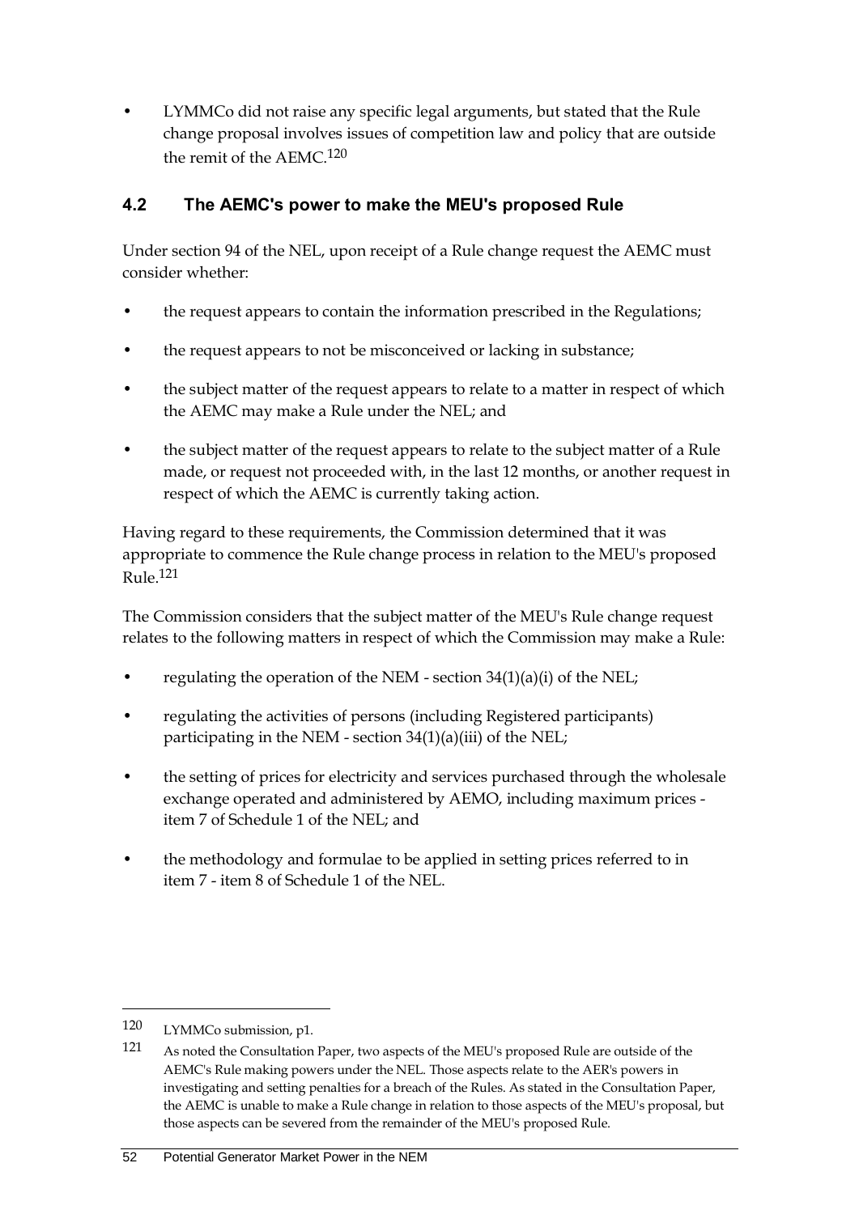- LYMMCo did not raise any specific legal arguments, but stated that the Rule change proposal involves issues of competition law and policy that are outside the remit of the AEMC.[120]

## 4.2 The AEMC's power to make the MEU's proposed Rule

Under section 94 of the NEL, upon receipt of a Rule change request the AEMC must consider whether:

- the request appears to contain the information prescribed in the Regulations;
- the request appears to not be misconceived or lacking in substance;
- the subject matter of the request appears to relate to a matter in respect of which the AEMC may make a Rule under the NEL; and
- the subject matter of the request appears to relate to the subject matter of a Rule made, or request not proceeded with, in the last 12 months, or another request in respect of which the AEMC is currently taking action.

Having regard to these requirements, the Commission determined that it was appropriate to commence the Rule change process in relation to the MEU's proposed Rule.[121]

The Commission considers that the subject matter of the MEU's Rule change request relates to the following matters in respect of which the Commission may make a Rule:

- regulating the operation of the NEM - section 34(1)(a)(i) of the NEL;
- regulating the activities of persons (including Registered participants) participating in the NEM - section 34(1)(a)(iii) of the NEL;
- the setting of prices for electricity and services purchased through the wholesale exchange operated and administered by AEMO, including maximum prices - item 7 of Schedule 1 of the NEL; and
- the methodology and formulae to be applied in setting prices referred to in item 7 - item 8 of Schedule 1 of the NEL.

---

120 LYMMCo submission, p1.

121 As noted the Consultation Paper, two aspects of the MEU's proposed Rule are outside of the AEMC's Rule making powers under the NEL. Those aspects relate to the AER's powers in investigating and setting penalties for a breach of the Rules. As stated in the Consultation Paper, the AEMC is unable to make a Rule change in relation to those aspects of the MEU's proposal, but those aspects can be severed from the remainder of the MEU's proposed Rule.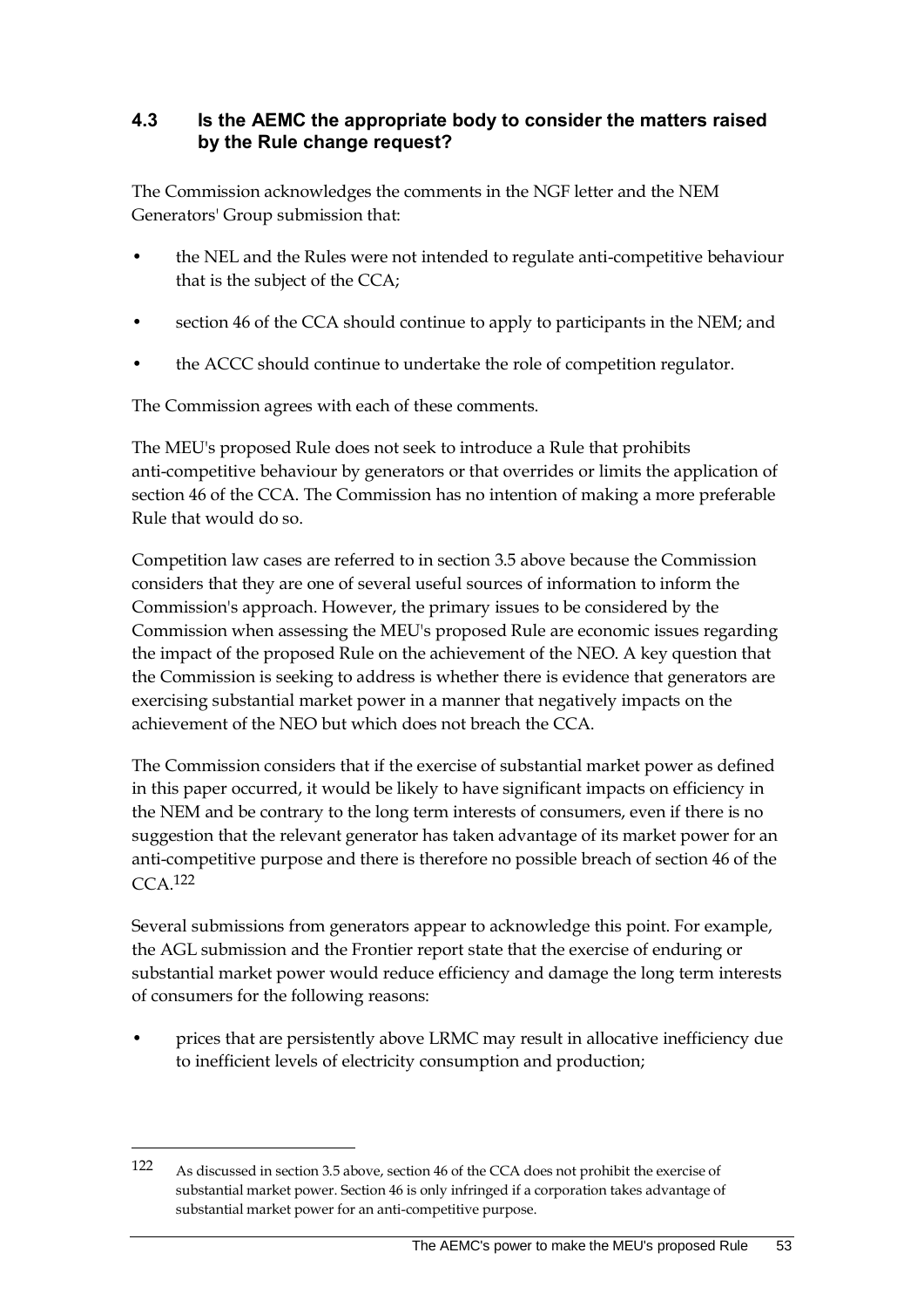## 4.3 Is the AEMC the appropriate body to consider the matters raised by the Rule change request?

The Commission acknowledges the comments in the NGF letter and the NEM Generators' Group submission that:

- the NEL and the Rules were not intended to regulate anti-competitive behaviour that is the subject of the CCA;
- section 46 of the CCA should continue to apply to participants in the NEM; and
- the ACCC should continue to undertake the role of competition regulator.

The Commission agrees with each of these comments.

The MEU's proposed Rule does not seek to introduce a Rule that prohibits anti-competitive behaviour by generators or that overrides or limits the application of section 46 of the CCA. The Commission has no intention of making a more preferable Rule that would do so.

Competition law cases are referred to in section 3.5 above because the Commission considers that they are one of several useful sources of information to inform the Commission's approach. However, the primary issues to be considered by the Commission when assessing the MEU's proposed Rule are economic issues regarding the impact of the proposed Rule on the achievement of the NEO. A key question that the Commission is seeking to address is whether there is evidence that generators are exercising substantial market power in a manner that negatively impacts on the achievement of the NEO but which does not breach the CCA.

The Commission considers that if the exercise of substantial market power as defined in this paper occurred, it would be likely to have significant impacts on efficiency in the NEM and be contrary to the long term interests of consumers, even if there is no suggestion that the relevant generator has taken advantage of its market power for an anti-competitive purpose and there is therefore no possible breach of section 46 of the CCA.[122]

Several submissions from generators appear to acknowledge this point. For example, the AGL submission and the Frontier report state that the exercise of enduring or substantial market power would reduce efficiency and damage the long term interests of consumers for the following reasons:

- prices that are persistently above LRMC may result in allocative inefficiency due to inefficient levels of electricity consumption and production;

---

[122] As discussed in section 3.5 above, section 46 of the CCA does not prohibit the exercise of substantial market power. Section 46 is only infringed if a corporation takes advantage of substantial market power for an anti-competitive purpose.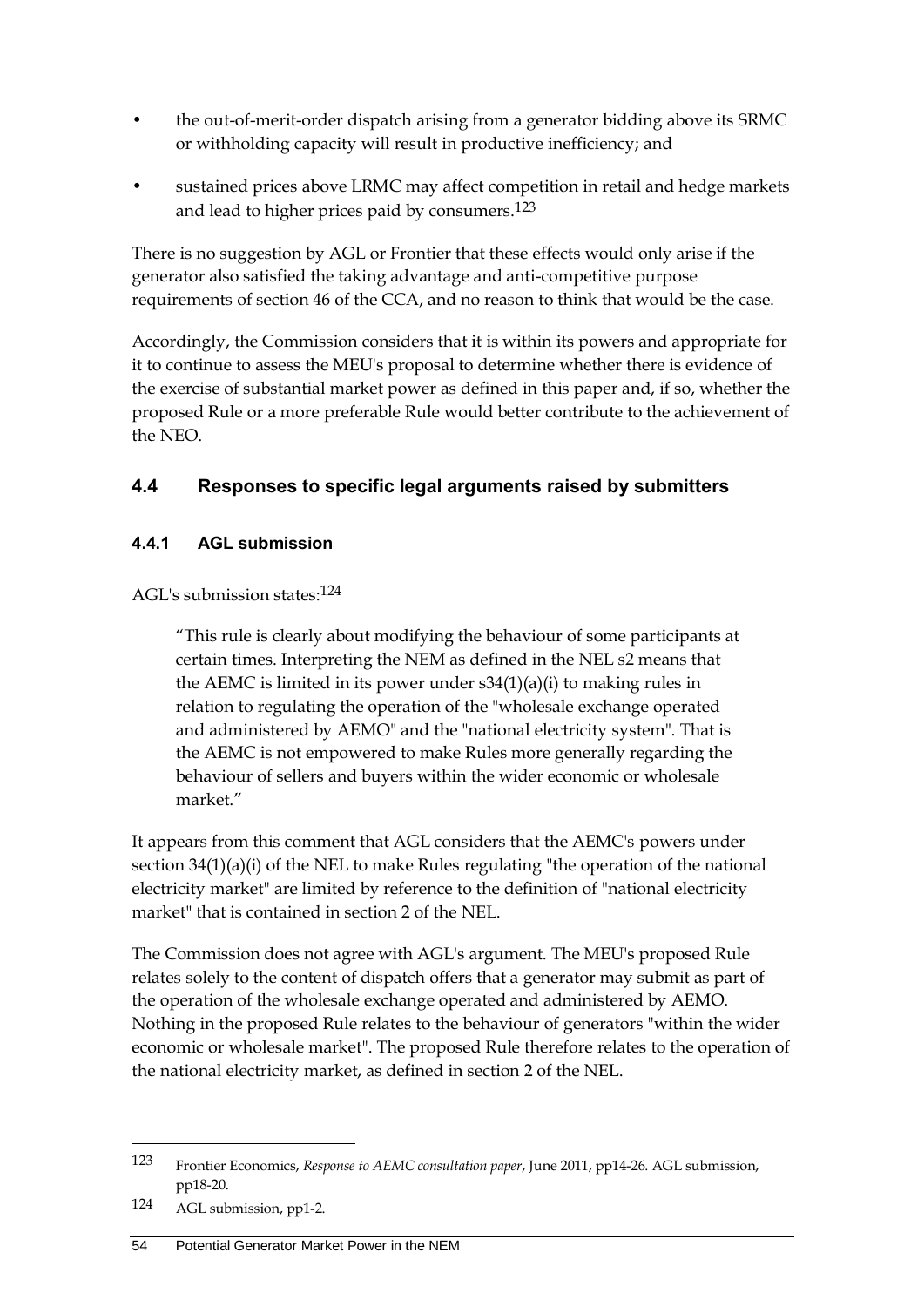- the out-of-merit-order dispatch arising from a generator bidding above its SRMC or withholding capacity will result in productive inefficiency; and
- sustained prices above LRMC may affect competition in retail and hedge markets and lead to higher prices paid by consumers.[123]

There is no suggestion by AGL or Frontier that these effects would only arise if the generator also satisfied the taking advantage and anti-competitive purpose requirements of section 46 of the CCA, and no reason to think that would be the case.

Accordingly, the Commission considers that it is within its powers and appropriate for it to continue to assess the MEU's proposal to determine whether there is evidence of the exercise of substantial market power as defined in this paper and, if so, whether the proposed Rule or a more preferable Rule would better contribute to the achievement of the NEO.

## 4.4 Responses to specific legal arguments raised by submitters

### 4.4.1 AGL submission

AGL's submission states:[124]

> "This rule is clearly about modifying the behaviour of some participants at certain times. Interpreting the NEM as defined in the NEL s2 means that the AEMC is limited in its power under s34(1)(a)(i) to making rules in relation to regulating the operation of the "wholesale exchange operated and administered by AEMO" and the "national electricity system". That is the AEMC is not empowered to make Rules more generally regarding the behaviour of sellers and buyers within the wider economic or wholesale market."

It appears from this comment that AGL considers that the AEMC's powers under section 34(1)(a)(i) of the NEL to make Rules regulating "the operation of the national electricity market" are limited by reference to the definition of "national electricity market" that is contained in section 2 of the NEL.

The Commission does not agree with AGL's argument. The MEU's proposed Rule relates solely to the content of dispatch offers that a generator may submit as part of the operation of the wholesale exchange operated and administered by AEMO. Nothing in the proposed Rule relates to the behaviour of generators "within the wider economic or wholesale market". The proposed Rule therefore relates to the operation of the national electricity market, as defined in section 2 of the NEL.

---

123 Frontier Economics, *Response to AEMC consultation paper*, June 2011, pp14-26. AGL submission, pp18-20.

124 AGL submission, pp1-2.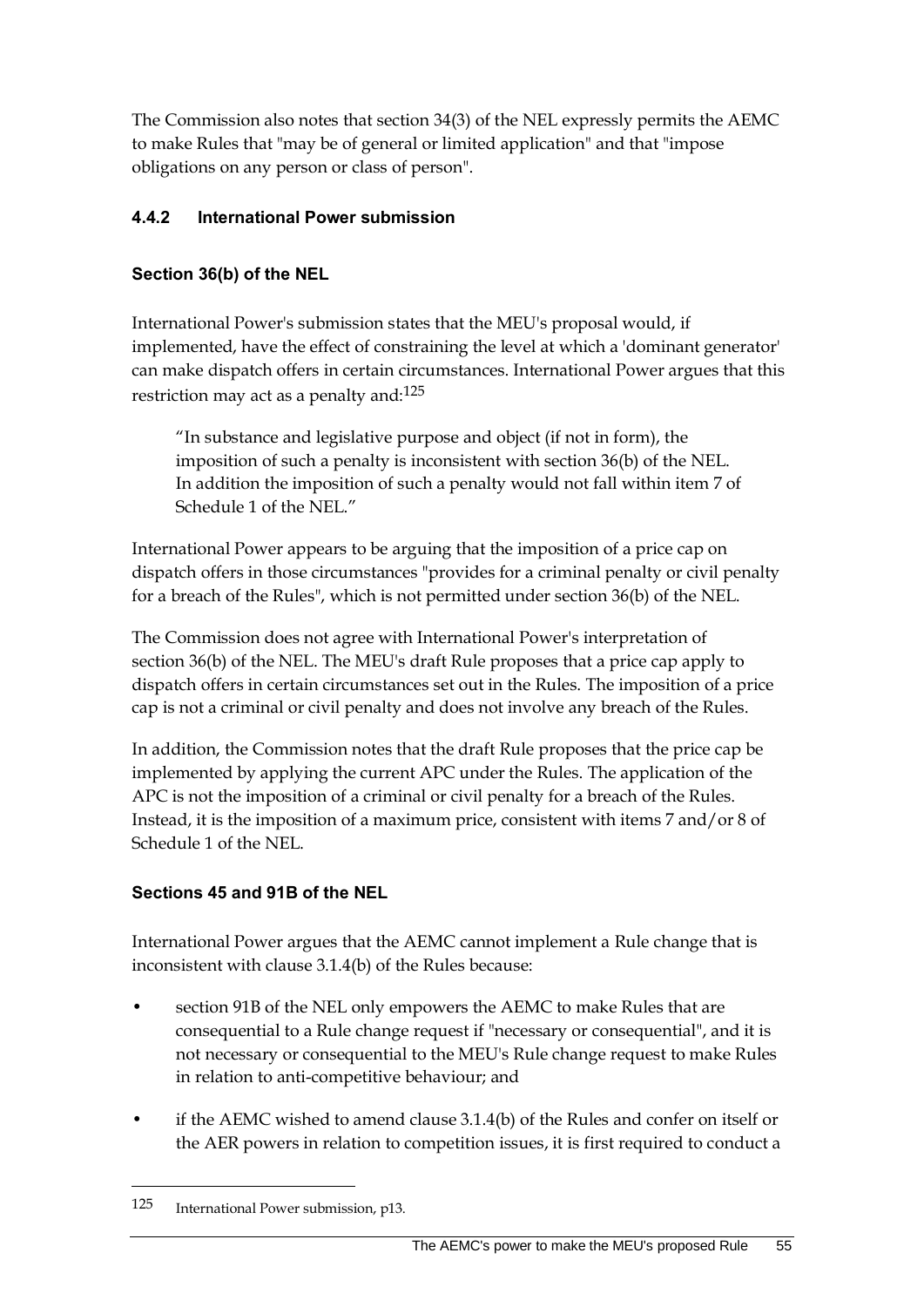The Commission also notes that section 34(3) of the NEL expressly permits the AEMC to make Rules that "may be of general or limited application" and that "impose obligations on any person or class of person".

### 4.4.2 International Power submission

#### Section 36(b) of the NEL

International Power's submission states that the MEU's proposal would, if implemented, have the effect of constraining the level at which a 'dominant generator' can make dispatch offers in certain circumstances. International Power argues that this restriction may act as a penalty and:[125]

> "In substance and legislative purpose and object (if not in form), the imposition of such a penalty is inconsistent with section 36(b) of the NEL. In addition the imposition of such a penalty would not fall within item 7 of Schedule 1 of the NEL."

International Power appears to be arguing that the imposition of a price cap on dispatch offers in those circumstances "provides for a criminal penalty or civil penalty for a breach of the Rules", which is not permitted under section 36(b) of the NEL.

The Commission does not agree with International Power's interpretation of section 36(b) of the NEL. The MEU's draft Rule proposes that a price cap apply to dispatch offers in certain circumstances set out in the Rules. The imposition of a price cap is not a criminal or civil penalty and does not involve any breach of the Rules.

In addition, the Commission notes that the draft Rule proposes that the price cap be implemented by applying the current APC under the Rules. The application of the APC is not the imposition of a criminal or civil penalty for a breach of the Rules. Instead, it is the imposition of a maximum price, consistent with items 7 and/or 8 of Schedule 1 of the NEL.

#### Sections 45 and 91B of the NEL

International Power argues that the AEMC cannot implement a Rule change that is inconsistent with clause 3.1.4(b) of the Rules because:

- section 91B of the NEL only empowers the AEMC to make Rules that are consequential to a Rule change request if "necessary or consequential", and it is not necessary or consequential to the MEU's Rule change request to make Rules in relation to anti-competitive behaviour; and
- if the AEMC wished to amend clause 3.1.4(b) of the Rules and confer on itself or the AER powers in relation to competition issues, it is first required to conduct a

---

[125] International Power submission, p13.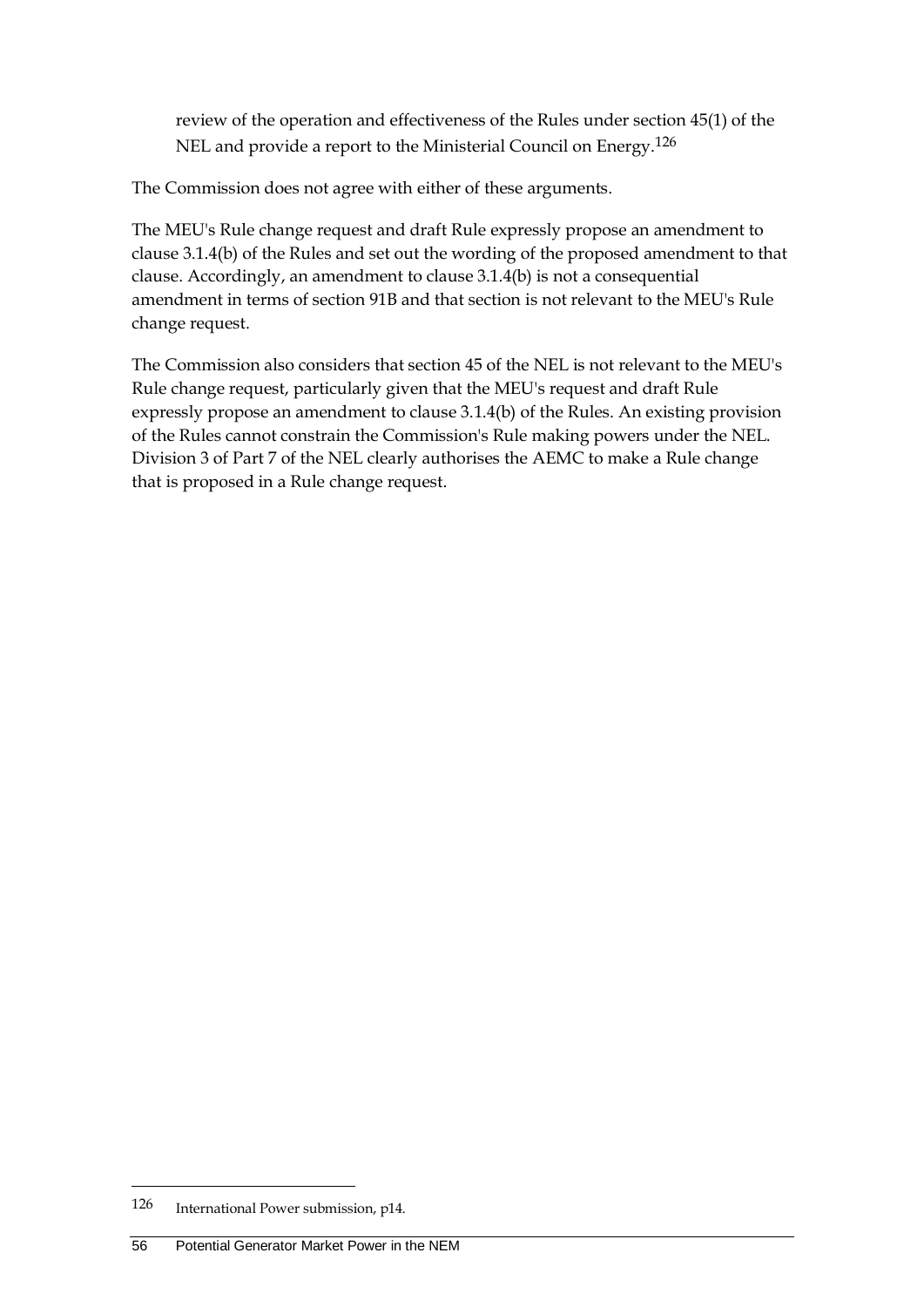review of the operation and effectiveness of the Rules under section 45(1) of the NEL and provide a report to the Ministerial Council on Energy.[126]

The Commission does not agree with either of these arguments.

The MEU's Rule change request and draft Rule expressly propose an amendment to clause 3.1.4(b) of the Rules and set out the wording of the proposed amendment to that clause. Accordingly, an amendment to clause 3.1.4(b) is not a consequential amendment in terms of section 91B and that section is not relevant to the MEU's Rule change request.

The Commission also considers that section 45 of the NEL is not relevant to the MEU's Rule change request, particularly given that the MEU's request and draft Rule expressly propose an amendment to clause 3.1.4(b) of the Rules. An existing provision of the Rules cannot constrain the Commission's Rule making powers under the NEL. Division 3 of Part 7 of the NEL clearly authorises the AEMC to make a Rule change that is proposed in a Rule change request.

---

[126] International Power submission, p14.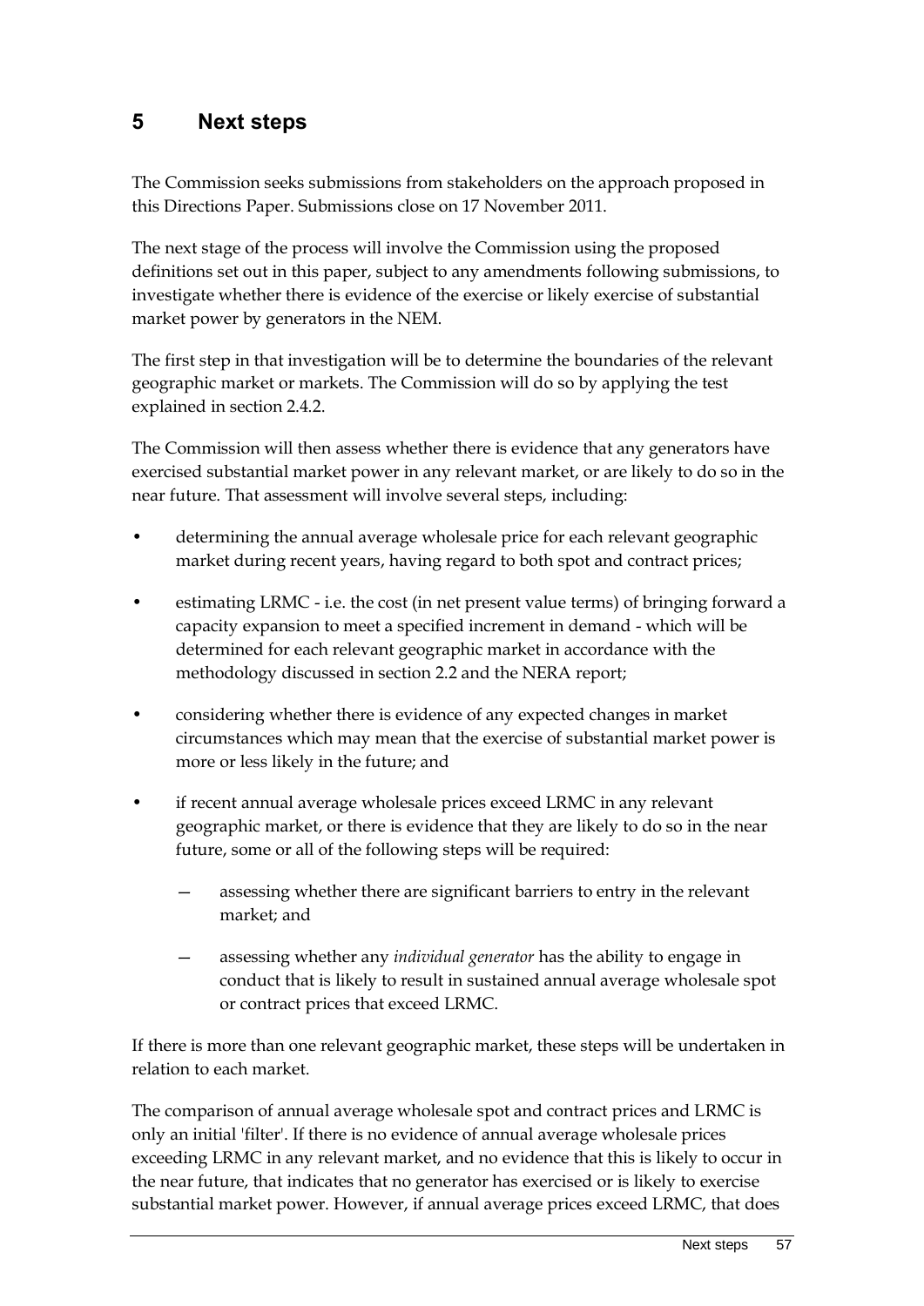# 5 Next steps

The Commission seeks submissions from stakeholders on the approach proposed in this Directions Paper. Submissions close on 17 November 2011.

The next stage of the process will involve the Commission using the proposed definitions set out in this paper, subject to any amendments following submissions, to investigate whether there is evidence of the exercise or likely exercise of substantial market power by generators in the NEM.

The first step in that investigation will be to determine the boundaries of the relevant geographic market or markets. The Commission will do so by applying the test explained in section 2.4.2.

The Commission will then assess whether there is evidence that any generators have exercised substantial market power in any relevant market, or are likely to do so in the near future. That assessment will involve several steps, including:

- determining the annual average wholesale price for each relevant geographic market during recent years, having regard to both spot and contract prices;
- estimating LRMC - i.e. the cost (in net present value terms) of bringing forward a capacity expansion to meet a specified increment in demand - which will be determined for each relevant geographic market in accordance with the methodology discussed in section 2.2 and the NERA report;
- considering whether there is evidence of any expected changes in market circumstances which may mean that the exercise of substantial market power is more or less likely in the future; and
- if recent annual average wholesale prices exceed LRMC in any relevant geographic market, or there is evidence that they are likely to do so in the near future, some or all of the following steps will be required:
  - assessing whether there are significant barriers to entry in the relevant market; and
  - assessing whether any *individual generator* has the ability to engage in conduct that is likely to result in sustained annual average wholesale spot or contract prices that exceed LRMC.

If there is more than one relevant geographic market, these steps will be undertaken in relation to each market.

The comparison of annual average wholesale spot and contract prices and LRMC is only an initial 'filter'. If there is no evidence of annual average wholesale prices exceeding LRMC in any relevant market, and no evidence that this is likely to occur in the near future, that indicates that no generator has exercised or is likely to exercise substantial market power. However, if annual average prices exceed LRMC, that does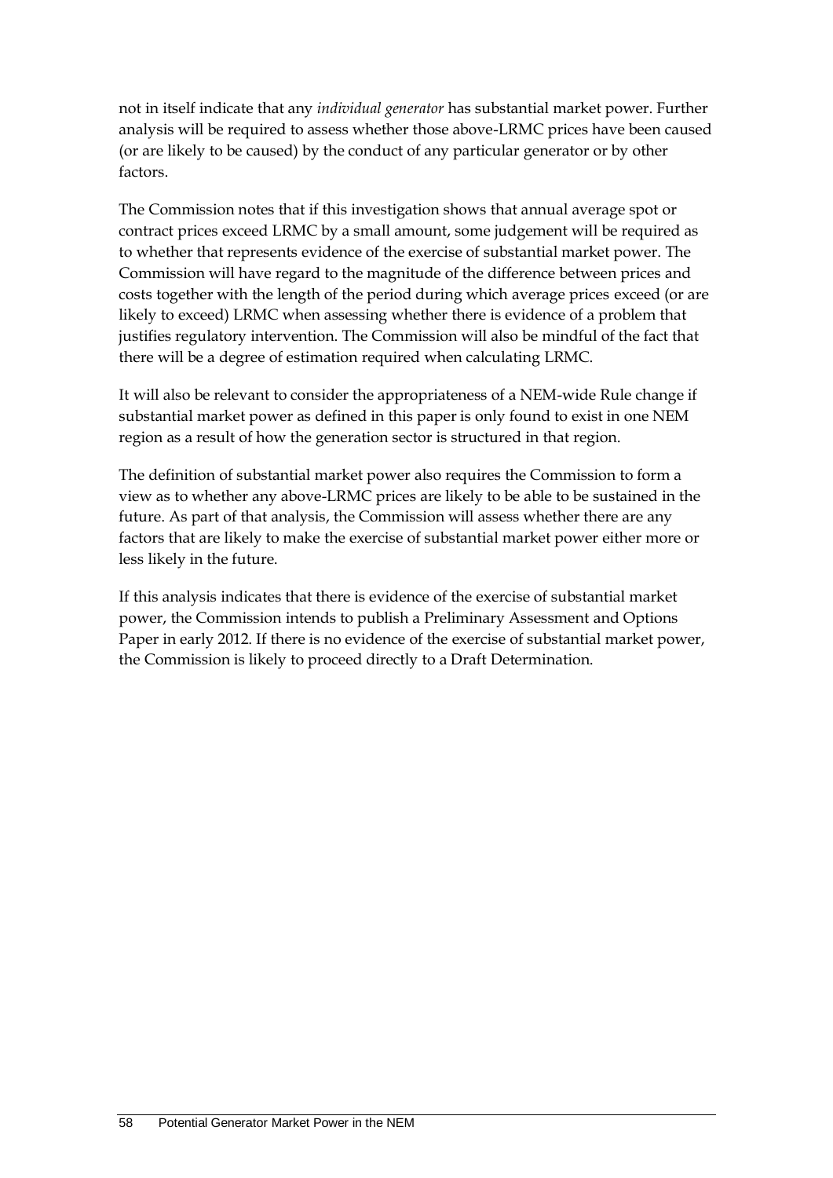not in itself indicate that any *individual generator* has substantial market power. Further analysis will be required to assess whether those above-LRMC prices have been caused (or are likely to be caused) by the conduct of any particular generator or by other factors.

The Commission notes that if this investigation shows that annual average spot or contract prices exceed LRMC by a small amount, some judgement will be required as to whether that represents evidence of the exercise of substantial market power. The Commission will have regard to the magnitude of the difference between prices and costs together with the length of the period during which average prices exceed (or are likely to exceed) LRMC when assessing whether there is evidence of a problem that justifies regulatory intervention. The Commission will also be mindful of the fact that there will be a degree of estimation required when calculating LRMC.

It will also be relevant to consider the appropriateness of a NEM-wide Rule change if substantial market power as defined in this paper is only found to exist in one NEM region as a result of how the generation sector is structured in that region.

The definition of substantial market power also requires the Commission to form a view as to whether any above-LRMC prices are likely to be able to be sustained in the future. As part of that analysis, the Commission will assess whether there are any factors that are likely to make the exercise of substantial market power either more or less likely in the future.

If this analysis indicates that there is evidence of the exercise of substantial market power, the Commission intends to publish a Preliminary Assessment and Options Paper in early 2012. If there is no evidence of the exercise of substantial market power, the Commission is likely to proceed directly to a Draft Determination.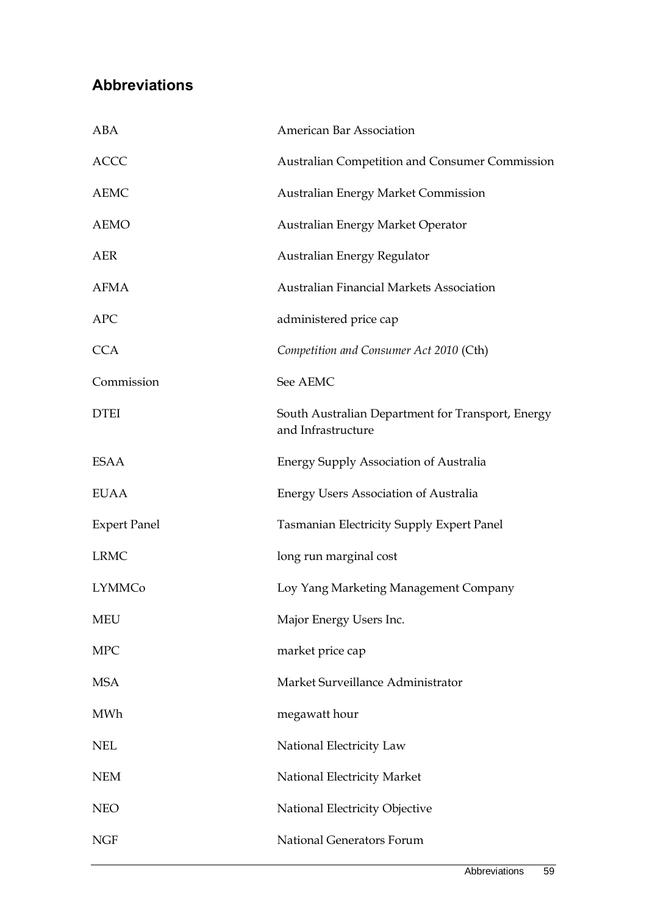## Abbreviations

| | |
|---|---|
| ABA | American Bar Association |
| ACCC | Australian Competition and Consumer Commission |
| AEMC | Australian Energy Market Commission |
| AEMO | Australian Energy Market Operator |
| AER | Australian Energy Regulator |
| AFMA | Australian Financial Markets Association |
| APC | administered price cap |
| CCA | *Competition and Consumer Act 2010* (Cth) |
| Commission | See AEMC |
| DTEI | South Australian Department for Transport, Energy and Infrastructure |
| ESAA | Energy Supply Association of Australia |
| EUAA | Energy Users Association of Australia |
| Expert Panel | Tasmanian Electricity Supply Expert Panel |
| LRMC | long run marginal cost |
| LYMMCo | Loy Yang Marketing Management Company |
| MEU | Major Energy Users Inc. |
| MPC | market price cap |
| MSA | Market Surveillance Administrator |
| MWh | megawatt hour |
| NEL | National Electricity Law |
| NEM | National Electricity Market |
| NEO | National Electricity Objective |
| NGF | National Generators Forum |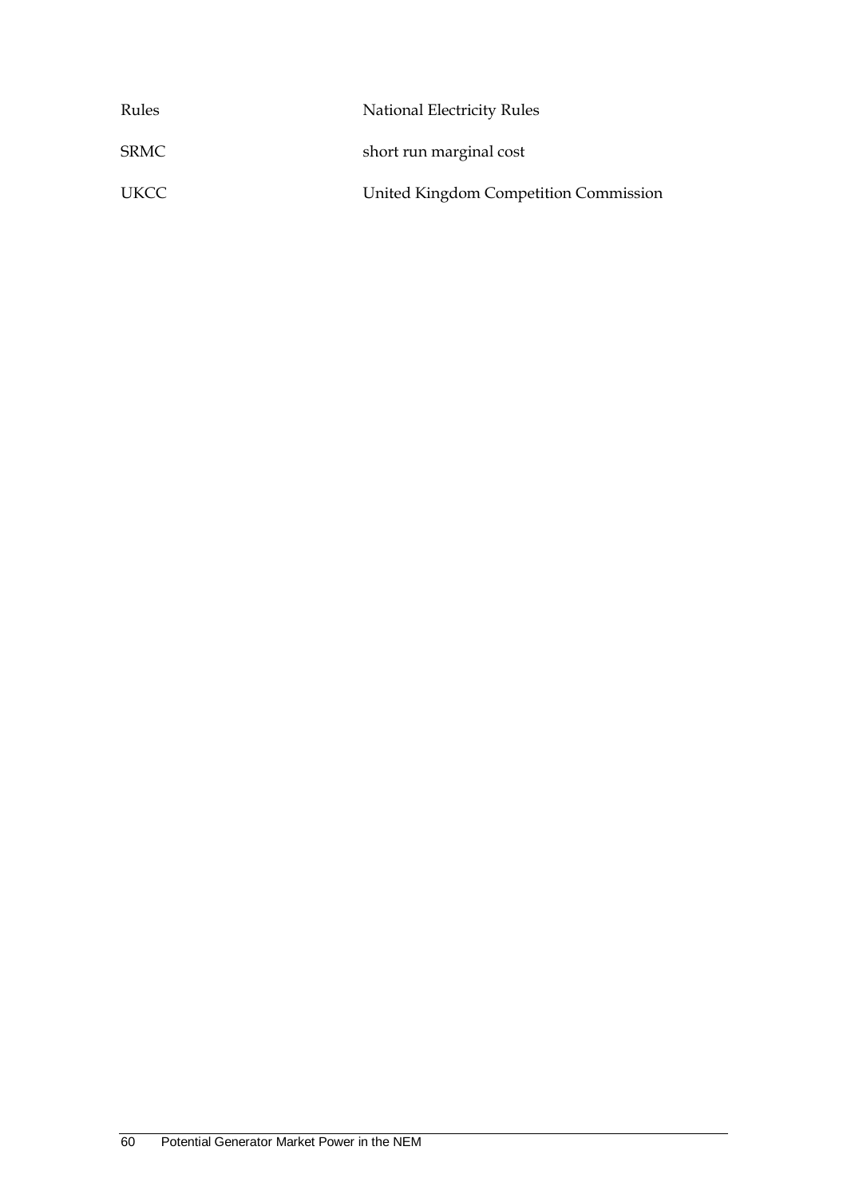| | |
|---|---|
| Rules | National Electricity Rules |
| SRMC | short run marginal cost |
| UKCC | United Kingdom Competition Commission |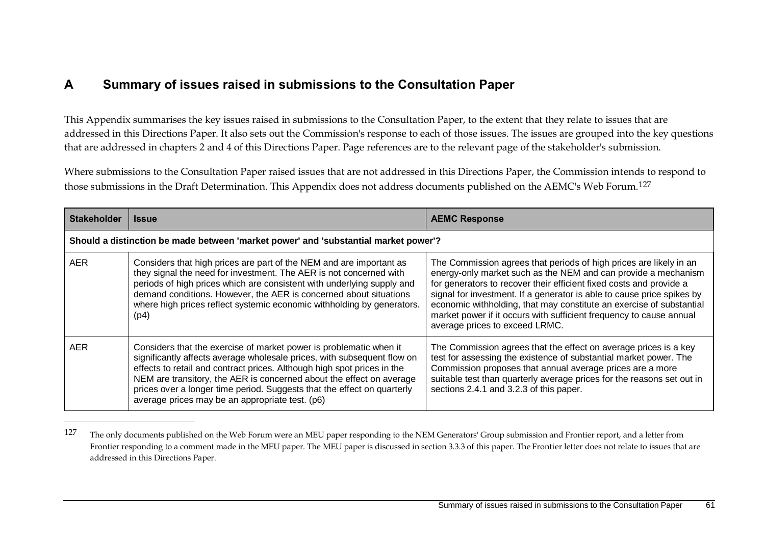# A Summary of issues raised in submissions to the Consultation Paper

This Appendix summarises the key issues raised in submissions to the Consultation Paper, to the extent that they relate to issues that are addressed in this Directions Paper. It also sets out the Commission's response to each of those issues. The issues are grouped into the key questions that are addressed in chapters 2 and 4 of this Directions Paper. Page references are to the relevant page of the stakeholder's submission.

Where submissions to the Consultation Paper raised issues that are not addressed in this Directions Paper, the Commission intends to respond to those submissions in the Draft Determination. This Appendix does not address documents published on the AEMC's Web Forum.[127]

| Stakeholder | Issue | AEMC Response |
|---|---|---|
| **Should a distinction be made between 'market power' and 'substantial market power'?** | | |
| AER | Considers that high prices are part of the NEM and are important as they signal the need for investment. The AER is not concerned with periods of high prices which are consistent with underlying supply and demand conditions. However, the AER is concerned about situations where high prices reflect systemic economic withholding by generators. (p4) | The Commission agrees that periods of high prices are likely in an energy-only market such as the NEM and can provide a mechanism for generators to recover their efficient fixed costs and provide a signal for investment. If a generator is able to cause price spikes by economic withholding, that may constitute an exercise of substantial market power if it occurs with sufficient frequency to cause annual average prices to exceed LRMC. |
| AER | Considers that the exercise of market power is problematic when it significantly affects average wholesale prices, with subsequent flow on effects to retail and contract prices. Although high spot prices in the NEM are transitory, the AER is concerned about the effect on average prices over a longer time period. Suggests that the effect on quarterly average prices may be an appropriate test. (p6) | The Commission agrees that the effect on average prices is a key test for assessing the existence of substantial market power. The Commission proposes that annual average prices are a more suitable test than quarterly average prices for the reasons set out in sections 2.4.1 and 3.2.3 of this paper. |

[127] The only documents published on the Web Forum were an MEU paper responding to the NEM Generators' Group submission and Frontier report, and a letter from Frontier responding to a comment made in the MEU paper. The MEU paper is discussed in section 3.3.3 of this paper. The Frontier letter does not relate to issues that are addressed in this Directions Paper.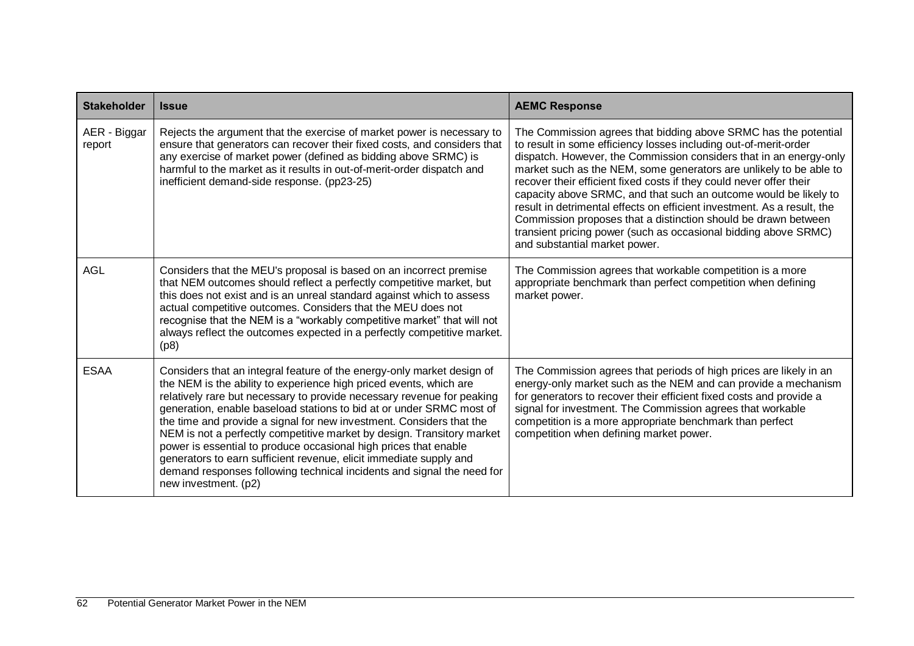| Stakeholder | Issue | AEMC Response |
|---|---|---|
| AER - Biggar report | Rejects the argument that the exercise of market power is necessary to ensure that generators can recover their fixed costs, and considers that any exercise of market power (defined as bidding above SRMC) is harmful to the market as it results in out-of-merit-order dispatch and inefficient demand-side response. (pp23-25) | The Commission agrees that bidding above SRMC has the potential to result in some efficiency losses including out-of-merit-order dispatch. However, the Commission considers that in an energy-only market such as the NEM, some generators are unlikely to be able to recover their efficient fixed costs if they could never offer their capacity above SRMC, and that such an outcome would be likely to result in detrimental effects on efficient investment. As a result, the Commission proposes that a distinction should be drawn between transient pricing power (such as occasional bidding above SRMC) and substantial market power. |
| AGL | Considers that the MEU's proposal is based on an incorrect premise that NEM outcomes should reflect a perfectly competitive market, but this does not exist and is an unreal standard against which to assess actual competitive outcomes. Considers that the MEU does not recognise that the NEM is a "workably competitive market" that will not always reflect the outcomes expected in a perfectly competitive market. (p8) | The Commission agrees that workable competition is a more appropriate benchmark than perfect competition when defining market power. |
| ESAA | Considers that an integral feature of the energy-only market design of the NEM is the ability to experience high priced events, which are relatively rare but necessary to provide necessary revenue for peaking generation, enable baseload stations to bid at or under SRMC most of the time and provide a signal for new investment. Considers that the NEM is not a perfectly competitive market by design. Transitory market power is essential to produce occasional high prices that enable generators to earn sufficient revenue, elicit immediate supply and demand responses following technical incidents and signal the need for new investment. (p2) | The Commission agrees that periods of high prices are likely in an energy-only market such as the NEM and can provide a mechanism for generators to recover their efficient fixed costs and provide a signal for investment. The Commission agrees that workable competition is a more appropriate benchmark than perfect competition when defining market power. |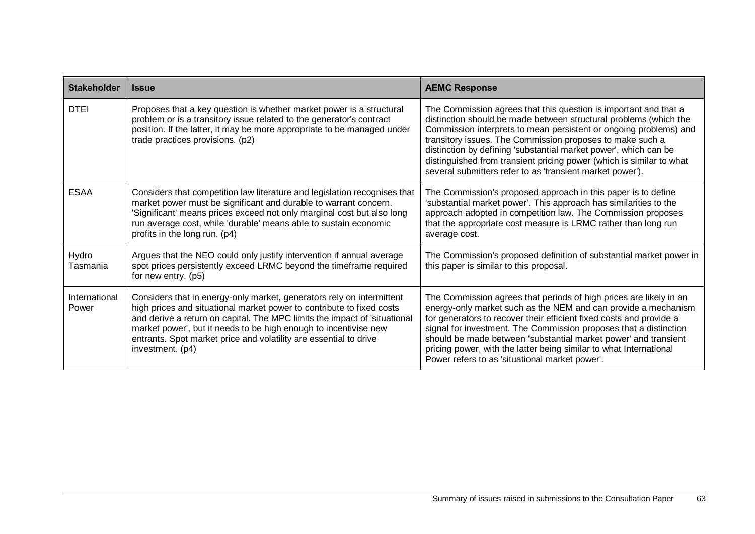| Stakeholder | Issue | AEMC Response |
|---|---|---|
| DTEI | Proposes that a key question is whether market power is a structural problem or is a transitory issue related to the generator's contract position. If the latter, it may be more appropriate to be managed under trade practices provisions. (p2) | The Commission agrees that this question is important and that a distinction should be made between structural problems (which the Commission interprets to mean persistent or ongoing problems) and transitory issues. The Commission proposes to make such a distinction by defining 'substantial market power', which can be distinguished from transient pricing power (which is similar to what several submitters refer to as 'transient market power'). |
| ESAA | Considers that competition law literature and legislation recognises that market power must be significant and durable to warrant concern. 'Significant' means prices exceed not only marginal cost but also long run average cost, while 'durable' means able to sustain economic profits in the long run. (p4) | The Commission's proposed approach in this paper is to define 'substantial market power'. This approach has similarities to the approach adopted in competition law. The Commission proposes that the appropriate cost measure is LRMC rather than long run average cost. |
| Hydro Tasmania | Argues that the NEO could only justify intervention if annual average spot prices persistently exceed LRMC beyond the timeframe required for new entry. (p5) | The Commission's proposed definition of substantial market power in this paper is similar to this proposal. |
| International Power | Considers that in energy-only market, generators rely on intermittent high prices and situational market power to contribute to fixed costs and derive a return on capital. The MPC limits the impact of 'situational market power', but it needs to be high enough to incentivise new entrants. Spot market price and volatility are essential to drive investment. (p4) | The Commission agrees that periods of high prices are likely in an energy-only market such as the NEM and can provide a mechanism for generators to recover their efficient fixed costs and provide a signal for investment. The Commission proposes that a distinction should be made between 'substantial market power' and transient pricing power, with the latter being similar to what International Power refers to as 'situational market power'. |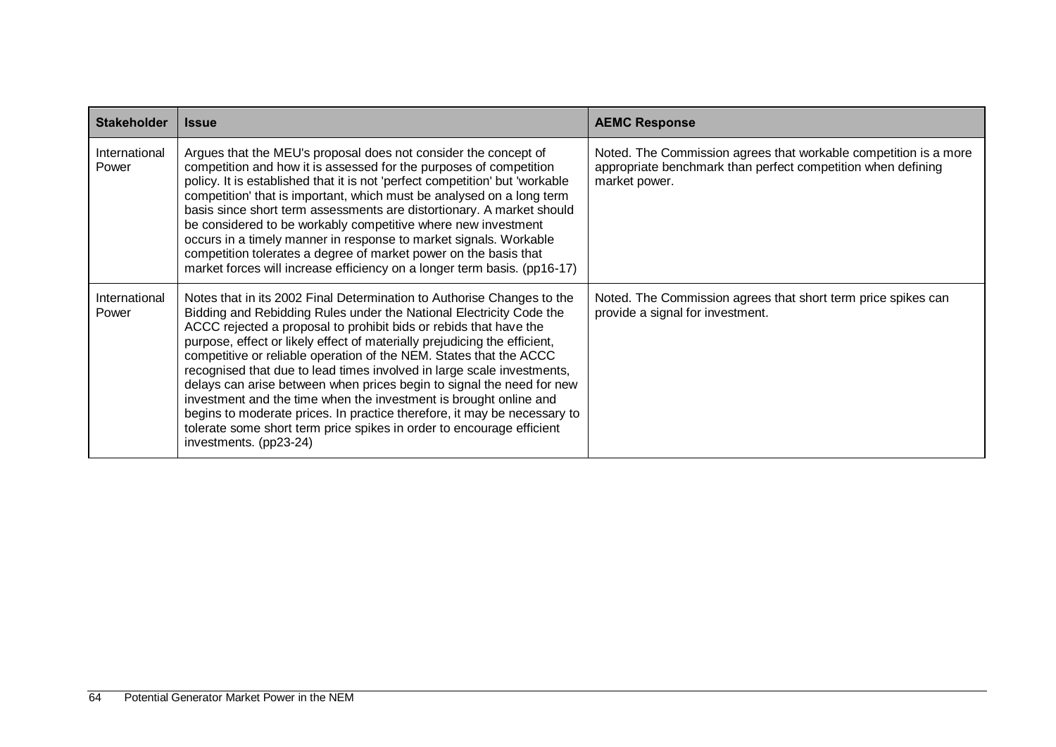| Stakeholder | Issue | AEMC Response |
|---|---|---|
| International Power | Argues that the MEU's proposal does not consider the concept of competition and how it is assessed for the purposes of competition policy. It is established that it is not 'perfect competition' but 'workable competition' that is important, which must be analysed on a long term basis since short term assessments are distortionary. A market should be considered to be workably competitive where new investment occurs in a timely manner in response to market signals. Workable competition tolerates a degree of market power on the basis that market forces will increase efficiency on a longer term basis. (pp16-17) | Noted. The Commission agrees that workable competition is a more appropriate benchmark than perfect competition when defining market power. |
| International Power | Notes that in its 2002 Final Determination to Authorise Changes to the Bidding and Rebidding Rules under the National Electricity Code the ACCC rejected a proposal to prohibit bids or rebids that have the purpose, effect or likely effect of materially prejudicing the efficient, competitive or reliable operation of the NEM. States that the ACCC recognised that due to lead times involved in large scale investments, delays can arise between when prices begin to signal the need for new investment and the time when the investment is brought online and begins to moderate prices. In practice therefore, it may be necessary to tolerate some short term price spikes in order to encourage efficient investments. (pp23-24) | Noted. The Commission agrees that short term price spikes can provide a signal for investment. |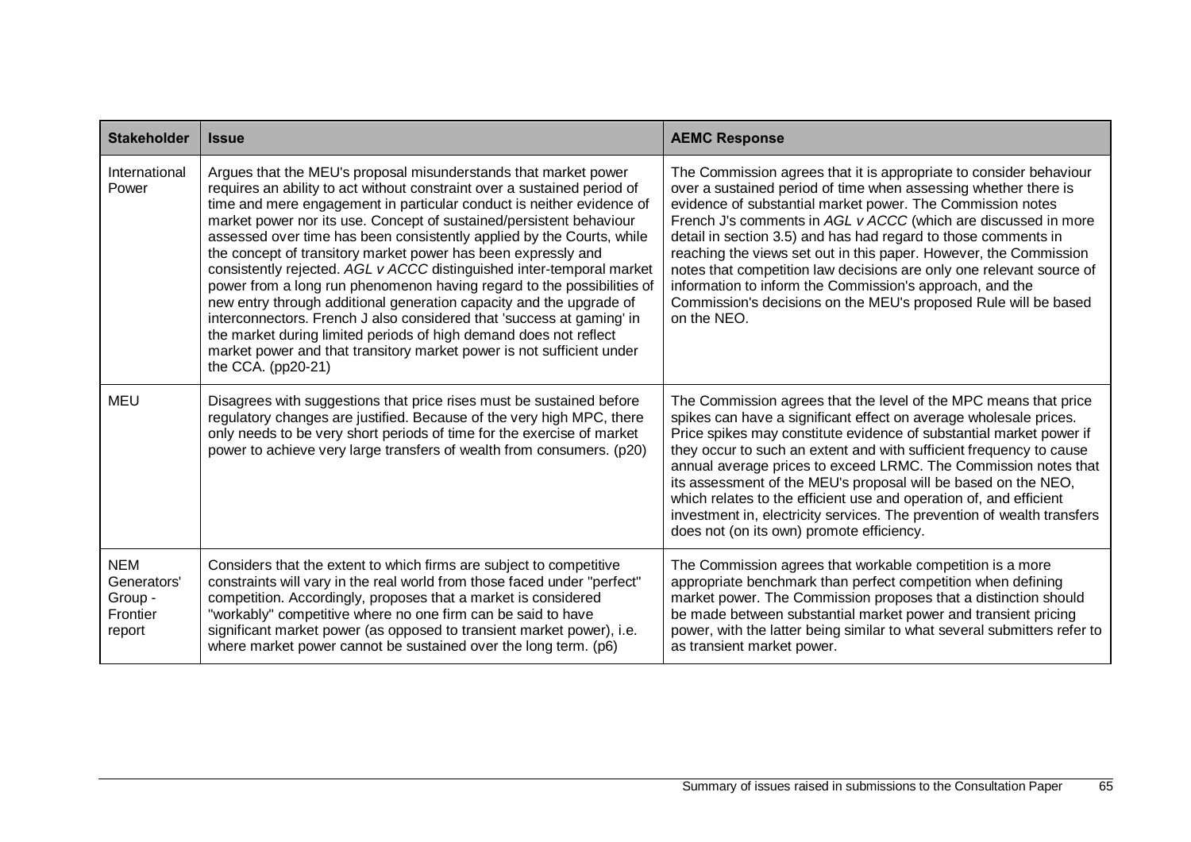| Stakeholder | Issue | AEMC Response |
| --- | --- | --- |
| International Power | Argues that the MEU's proposal misunderstands that market power requires an ability to act without constraint over a sustained period of time and mere engagement in particular conduct is neither evidence of market power nor its use. Concept of sustained/persistent behaviour assessed over time has been consistently applied by the Courts, while the concept of transitory market power has been expressly and consistently rejected. *AGL v ACCC* distinguished inter-temporal market power from a long run phenomenon having regard to the possibilities of new entry through additional generation capacity and the upgrade of interconnectors. French J also considered that 'success at gaming' in the market during limited periods of high demand does not reflect market power and that transitory market power is not sufficient under the CCA. (pp20-21) | The Commission agrees that it is appropriate to consider behaviour over a sustained period of time when assessing whether there is evidence of substantial market power. The Commission notes French J's comments in *AGL v ACCC* (which are discussed in more detail in section 3.5) and has had regard to those comments in reaching the views set out in this paper. However, the Commission notes that competition law decisions are only one relevant source of information to inform the Commission's approach, and the Commission's decisions on the MEU's proposed Rule will be based on the NEO. |
| MEU | Disagrees with suggestions that price rises must be sustained before regulatory changes are justified. Because of the very high MPC, there only needs to be very short periods of time for the exercise of market power to achieve very large transfers of wealth from consumers. (p20) | The Commission agrees that the level of the MPC means that price spikes can have a significant effect on average wholesale prices. Price spikes may constitute evidence of substantial market power if they occur to such an extent and with sufficient frequency to cause annual average prices to exceed LRMC. The Commission notes that its assessment of the MEU's proposal will be based on the NEO, which relates to the efficient use and operation of, and efficient investment in, electricity services. The prevention of wealth transfers does not (on its own) promote efficiency. |
| NEM Generators' Group - Frontier report | Considers that the extent to which firms are subject to competitive constraints will vary in the real world from those faced under "perfect" competition. Accordingly, proposes that a market is considered "workably" competitive where no one firm can be said to have significant market power (as opposed to transient market power), i.e. where market power cannot be sustained over the long term. (p6) | The Commission agrees that workable competition is a more appropriate benchmark than perfect competition when defining market power. The Commission proposes that a distinction should be made between substantial market power and transient pricing power, with the latter being similar to what several submitters refer to as transient market power. |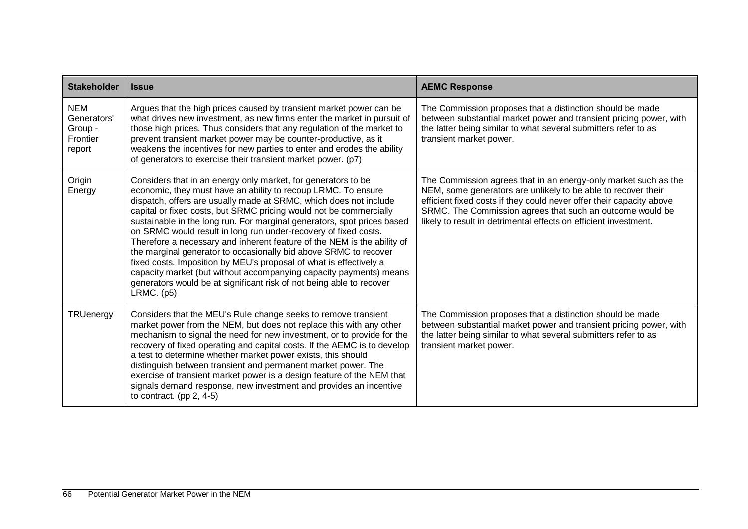| Stakeholder | Issue | AEMC Response |
|---|---|---|
| NEM Generators' Group - Frontier report | Argues that the high prices caused by transient market power can be what drives new investment, as new firms enter the market in pursuit of those high prices. Thus considers that any regulation of the market to prevent transient market power may be counter-productive, as it weakens the incentives for new parties to enter and erodes the ability of generators to exercise their transient market power. (p7) | The Commission proposes that a distinction should be made between substantial market power and transient pricing power, with the latter being similar to what several submitters refer to as transient market power. |
| Origin Energy | Considers that in an energy only market, for generators to be economic, they must have an ability to recoup LRMC. To ensure dispatch, offers are usually made at SRMC, which does not include capital or fixed costs, but SRMC pricing would not be commercially sustainable in the long run. For marginal generators, spot prices based on SRMC would result in long run under-recovery of fixed costs. Therefore a necessary and inherent feature of the NEM is the ability of the marginal generator to occasionally bid above SRMC to recover fixed costs. Imposition by MEU's proposal of what is effectively a capacity market (but without accompanying capacity payments) means generators would be at significant risk of not being able to recover LRMC. (p5) | The Commission agrees that in an energy-only market such as the NEM, some generators are unlikely to be able to recover their efficient fixed costs if they could never offer their capacity above SRMC. The Commission agrees that such an outcome would be likely to result in detrimental effects on efficient investment. |
| TRUenergy | Considers that the MEU's Rule change seeks to remove transient market power from the NEM, but does not replace this with any other mechanism to signal the need for new investment, or to provide for the recovery of fixed operating and capital costs. If the AEMC is to develop a test to determine whether market power exists, this should distinguish between transient and permanent market power. The exercise of transient market power is a design feature of the NEM that signals demand response, new investment and provides an incentive to contract. (pp 2, 4-5) | The Commission proposes that a distinction should be made between substantial market power and transient pricing power, with the latter being similar to what several submitters refer to as transient market power. |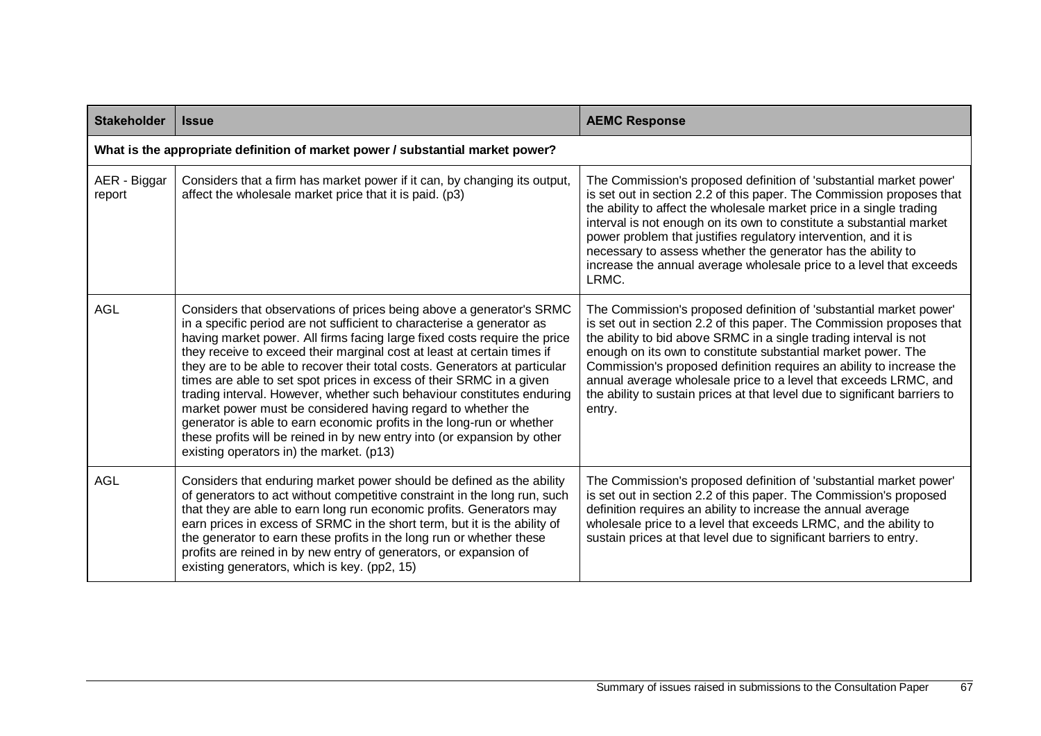| Stakeholder | Issue | AEMC Response |
|---|---|---|
| **What is the appropriate definition of market power / substantial market power?** | | |
| AER - Biggar report | Considers that a firm has market power if it can, by changing its output, affect the wholesale market price that it is paid. (p3) | The Commission's proposed definition of 'substantial market power' is set out in section 2.2 of this paper. The Commission proposes that the ability to affect the wholesale market price in a single trading interval is not enough on its own to constitute a substantial market power problem that justifies regulatory intervention, and it is necessary to assess whether the generator has the ability to increase the annual average wholesale price to a level that exceeds LRMC. |
| AGL | Considers that observations of prices being above a generator's SRMC in a specific period are not sufficient to characterise a generator as having market power. All firms facing large fixed costs require the price they receive to exceed their marginal cost at least at certain times if they are to be able to recover their total costs. Generators at particular times are able to set spot prices in excess of their SRMC in a given trading interval. However, whether such behaviour constitutes enduring market power must be considered having regard to whether the generator is able to earn economic profits in the long-run or whether these profits will be reined in by new entry into (or expansion by other existing operators in) the market. (p13) | The Commission's proposed definition of 'substantial market power' is set out in section 2.2 of this paper. The Commission proposes that the ability to bid above SRMC in a single trading interval is not enough on its own to constitute substantial market power. The Commission's proposed definition requires an ability to increase the annual average wholesale price to a level that exceeds LRMC, and the ability to sustain prices at that level due to significant barriers to entry. |
| AGL | Considers that enduring market power should be defined as the ability of generators to act without competitive constraint in the long run, such that they are able to earn long run economic profits. Generators may earn prices in excess of SRMC in the short term, but it is the ability of the generator to earn these profits in the long run or whether these profits are reined in by new entry of generators, or expansion of existing generators, which is key. (pp2, 15) | The Commission's proposed definition of 'substantial market power' is set out in section 2.2 of this paper. The Commission's proposed definition requires an ability to increase the annual average wholesale price to a level that exceeds LRMC, and the ability to sustain prices at that level due to significant barriers to entry. |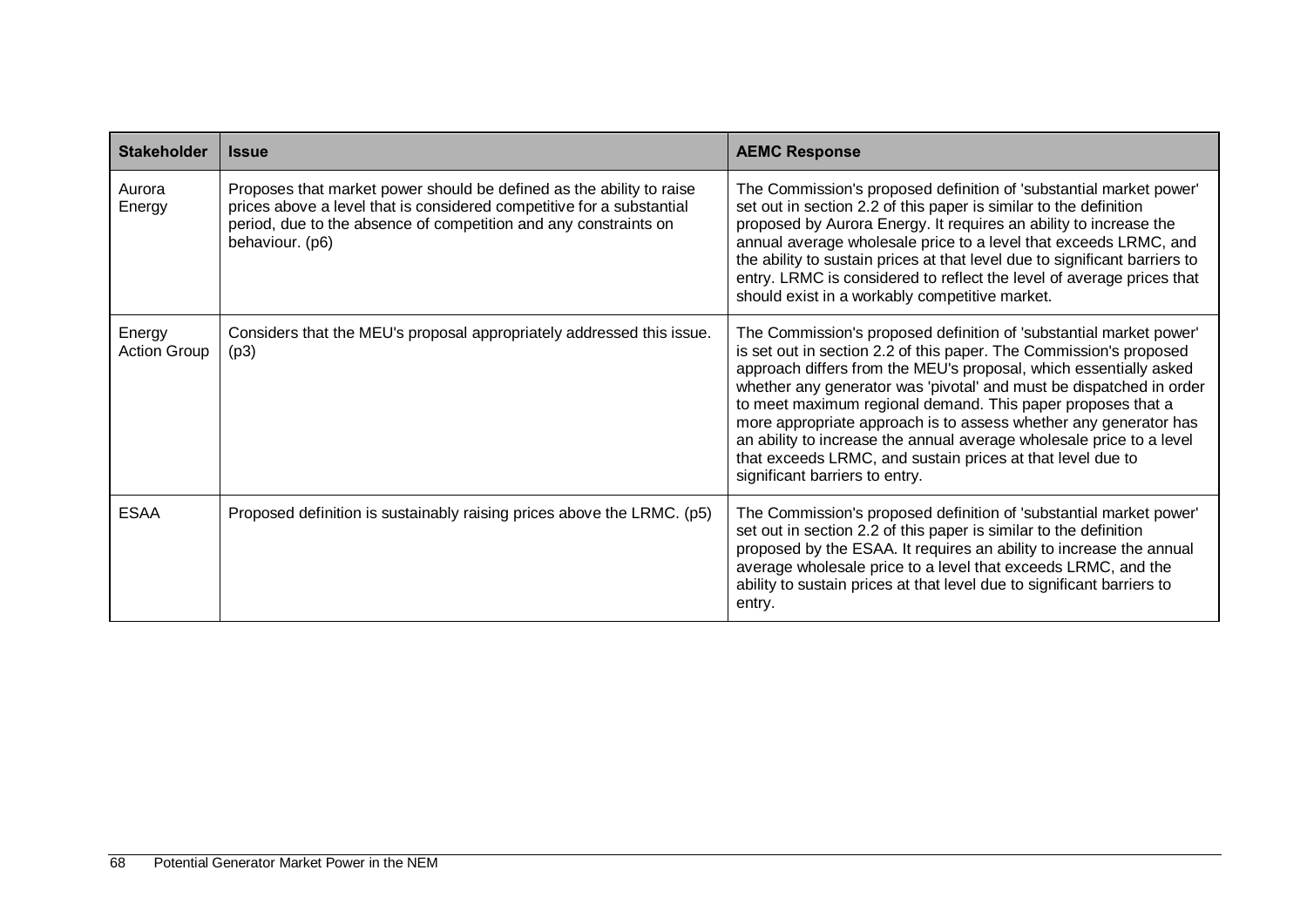| Stakeholder | Issue | AEMC Response |
|---|---|---|
| Aurora Energy | Proposes that market power should be defined as the ability to raise prices above a level that is considered competitive for a substantial period, due to the absence of competition and any constraints on behaviour. (p6) | The Commission's proposed definition of 'substantial market power' set out in section 2.2 of this paper is similar to the definition proposed by Aurora Energy. It requires an ability to increase the annual average wholesale price to a level that exceeds LRMC, and the ability to sustain prices at that level due to significant barriers to entry. LRMC is considered to reflect the level of average prices that should exist in a workably competitive market. |
| Energy Action Group | Considers that the MEU's proposal appropriately addressed this issue. (p3) | The Commission's proposed definition of 'substantial market power' is set out in section 2.2 of this paper. The Commission's proposed approach differs from the MEU's proposal, which essentially asked whether any generator was 'pivotal' and must be dispatched in order to meet maximum regional demand. This paper proposes that a more appropriate approach is to assess whether any generator has an ability to increase the annual average wholesale price to a level that exceeds LRMC, and sustain prices at that level due to significant barriers to entry. |
| ESAA | Proposed definition is sustainably raising prices above the LRMC. (p5) | The Commission's proposed definition of 'substantial market power' set out in section 2.2 of this paper is similar to the definition proposed by the ESAA. It requires an ability to increase the annual average wholesale price to a level that exceeds LRMC, and the ability to sustain prices at that level due to significant barriers to entry. |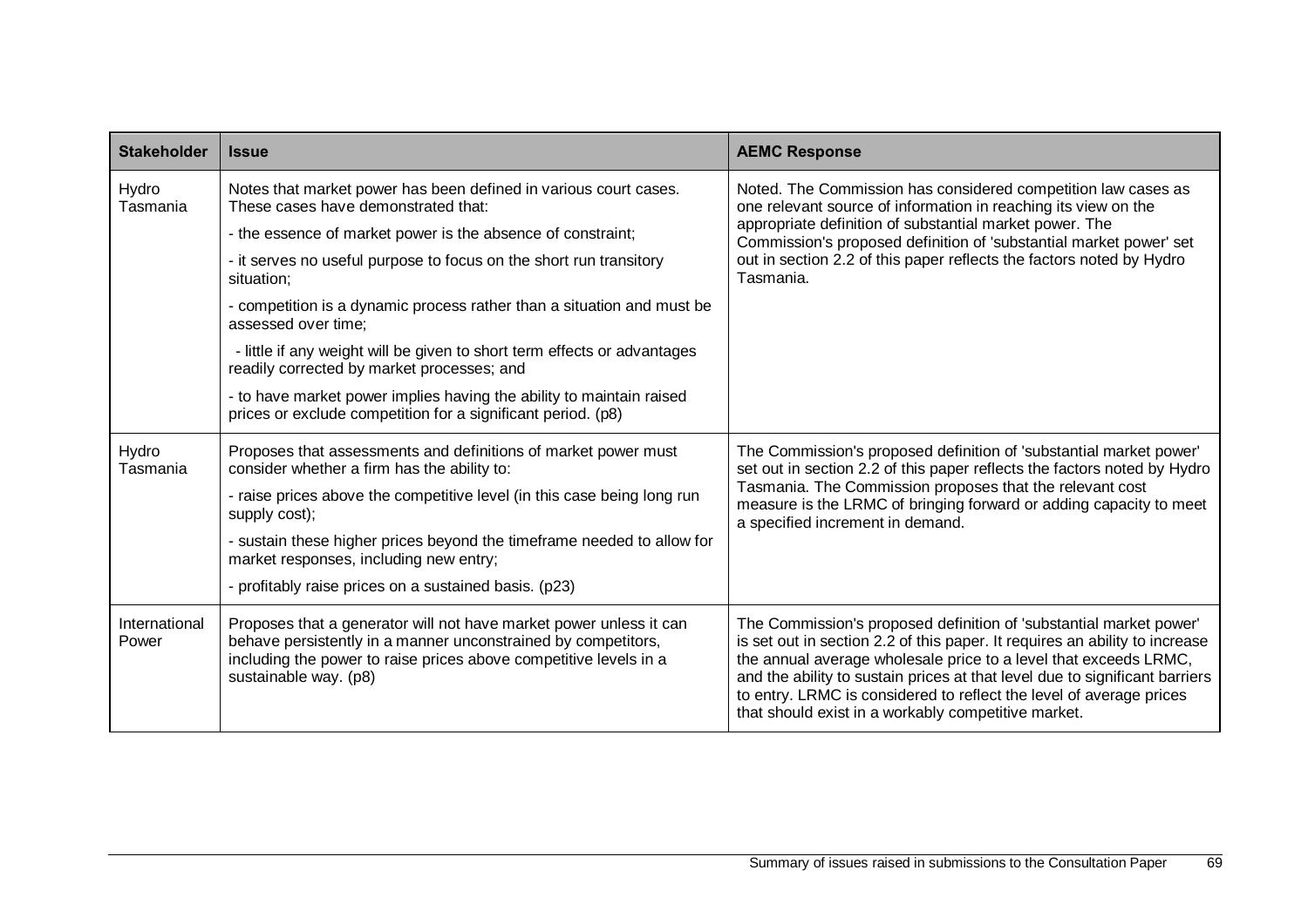| Stakeholder | Issue | AEMC Response |
|---|---|---|
| Hydro Tasmania | Notes that market power has been defined in various court cases. These cases have demonstrated that:<br>- the essence of market power is the absence of constraint;<br>- it serves no useful purpose to focus on the short run transitory situation;<br>- competition is a dynamic process rather than a situation and must be assessed over time;<br>- little if any weight will be given to short term effects or advantages readily corrected by market processes; and<br>- to have market power implies having the ability to maintain raised prices or exclude competition for a significant period. (p8) | Noted. The Commission has considered competition law cases as one relevant source of information in reaching its view on the appropriate definition of substantial market power. The Commission's proposed definition of 'substantial market power' set out in section 2.2 of this paper reflects the factors noted by Hydro Tasmania. |
| Hydro Tasmania | Proposes that assessments and definitions of market power must consider whether a firm has the ability to:<br>- raise prices above the competitive level (in this case being long run supply cost);<br>- sustain these higher prices beyond the timeframe needed to allow for market responses, including new entry;<br>- profitably raise prices on a sustained basis. (p23) | The Commission's proposed definition of 'substantial market power' set out in section 2.2 of this paper reflects the factors noted by Hydro Tasmania. The Commission proposes that the relevant cost measure is the LRMC of bringing forward or adding capacity to meet a specified increment in demand. |
| International Power | Proposes that a generator will not have market power unless it can behave persistently in a manner unconstrained by competitors, including the power to raise prices above competitive levels in a sustainable way. (p8) | The Commission's proposed definition of 'substantial market power' is set out in section 2.2 of this paper. It requires an ability to increase the annual average wholesale price to a level that exceeds LRMC, and the ability to sustain prices at that level due to significant barriers to entry. LRMC is considered to reflect the level of average prices that should exist in a workably competitive market. |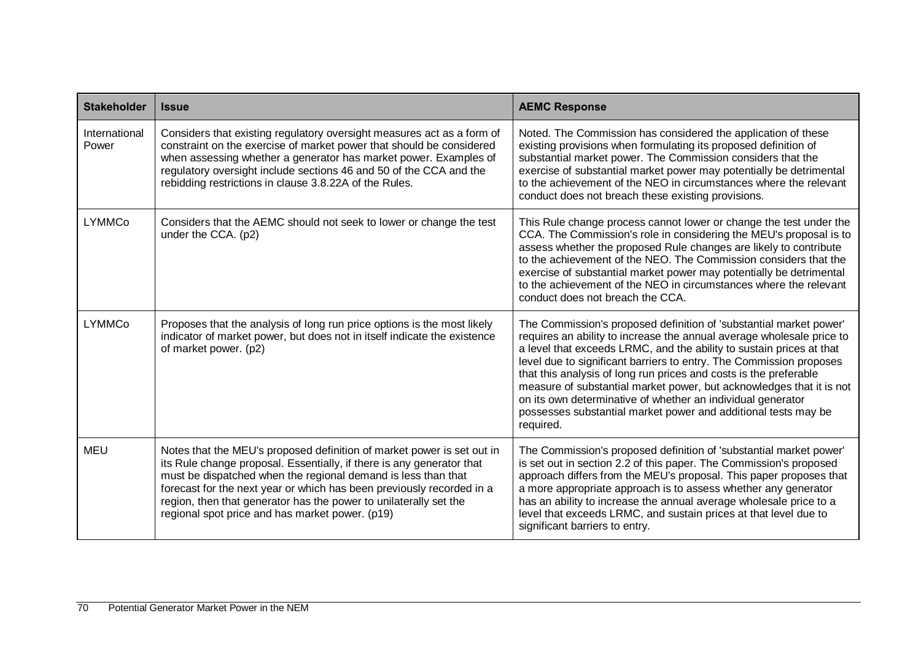| Stakeholder | Issue | AEMC Response |
|---|---|---|
| International Power | Considers that existing regulatory oversight measures act as a form of constraint on the exercise of market power that should be considered when assessing whether a generator has market power. Examples of regulatory oversight include sections 46 and 50 of the CCA and the rebidding restrictions in clause 3.8.22A of the Rules. | Noted. The Commission has considered the application of these existing provisions when formulating its proposed definition of substantial market power. The Commission considers that the exercise of substantial market power may potentially be detrimental to the achievement of the NEO in circumstances where the relevant conduct does not breach these existing provisions. |
| LYMMCo | Considers that the AEMC should not seek to lower or change the test under the CCA. (p2) | This Rule change process cannot lower or change the test under the CCA. The Commission's role in considering the MEU's proposal is to assess whether the proposed Rule changes are likely to contribute to the achievement of the NEO. The Commission considers that the exercise of substantial market power may potentially be detrimental to the achievement of the NEO in circumstances where the relevant conduct does not breach the CCA. |
| LYMMCo | Proposes that the analysis of long run price options is the most likely indicator of market power, but does not in itself indicate the existence of market power. (p2) | The Commission's proposed definition of 'substantial market power' requires an ability to increase the annual average wholesale price to a level that exceeds LRMC, and the ability to sustain prices at that level due to significant barriers to entry. The Commission proposes that this analysis of long run prices and costs is the preferable measure of substantial market power, but acknowledges that it is not on its own determinative of whether an individual generator possesses substantial market power and additional tests may be required. |
| MEU | Notes that the MEU's proposed definition of market power is set out in its Rule change proposal. Essentially, if there is any generator that must be dispatched when the regional demand is less than that forecast for the next year or which has been previously recorded in a region, then that generator has the power to unilaterally set the regional spot price and has market power. (p19) | The Commission's proposed definition of 'substantial market power' is set out in section 2.2 of this paper. The Commission's proposed approach differs from the MEU's proposal. This paper proposes that a more appropriate approach is to assess whether any generator has an ability to increase the annual average wholesale price to a level that exceeds LRMC, and sustain prices at that level due to significant barriers to entry. |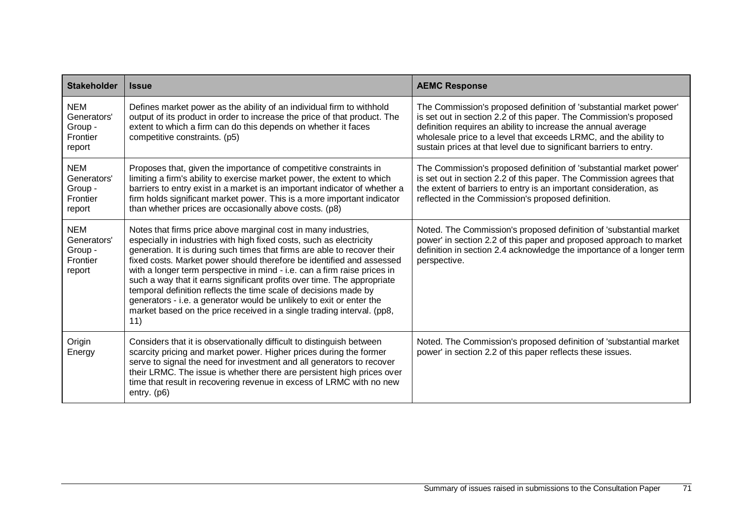| Stakeholder | Issue | AEMC Response |
|---|---|---|
| NEM Generators' Group - Frontier report | Defines market power as the ability of an individual firm to withhold output of its product in order to increase the price of that product. The extent to which a firm can do this depends on whether it faces competitive constraints. (p5) | The Commission's proposed definition of 'substantial market power' is set out in section 2.2 of this paper. The Commission's proposed definition requires an ability to increase the annual average wholesale price to a level that exceeds LRMC, and the ability to sustain prices at that level due to significant barriers to entry. |
| NEM Generators' Group - Frontier report | Proposes that, given the importance of competitive constraints in limiting a firm's ability to exercise market power, the extent to which barriers to entry exist in a market is an important indicator of whether a firm holds significant market power. This is a more important indicator than whether prices are occasionally above costs. (p8) | The Commission's proposed definition of 'substantial market power' is set out in section 2.2 of this paper. The Commission agrees that the extent of barriers to entry is an important consideration, as reflected in the Commission's proposed definition. |
| NEM Generators' Group - Frontier report | Notes that firms price above marginal cost in many industries, especially in industries with high fixed costs, such as electricity generation. It is during such times that firms are able to recover their fixed costs. Market power should therefore be identified and assessed with a longer term perspective in mind - i.e. can a firm raise prices in such a way that it earns significant profits over time. The appropriate temporal definition reflects the time scale of decisions made by generators - i.e. a generator would be unlikely to exit or enter the market based on the price received in a single trading interval. (pp8, 11) | Noted. The Commission's proposed definition of 'substantial market power' in section 2.2 of this paper and proposed approach to market definition in section 2.4 acknowledge the importance of a longer term perspective. |
| Origin Energy | Considers that it is observationally difficult to distinguish between scarcity pricing and market power. Higher prices during the former serve to signal the need for investment and all generators to recover their LRMC. The issue is whether there are persistent high prices over time that result in recovering revenue in excess of LRMC with no new entry. (p6) | Noted. The Commission's proposed definition of 'substantial market power' in section 2.2 of this paper reflects these issues. |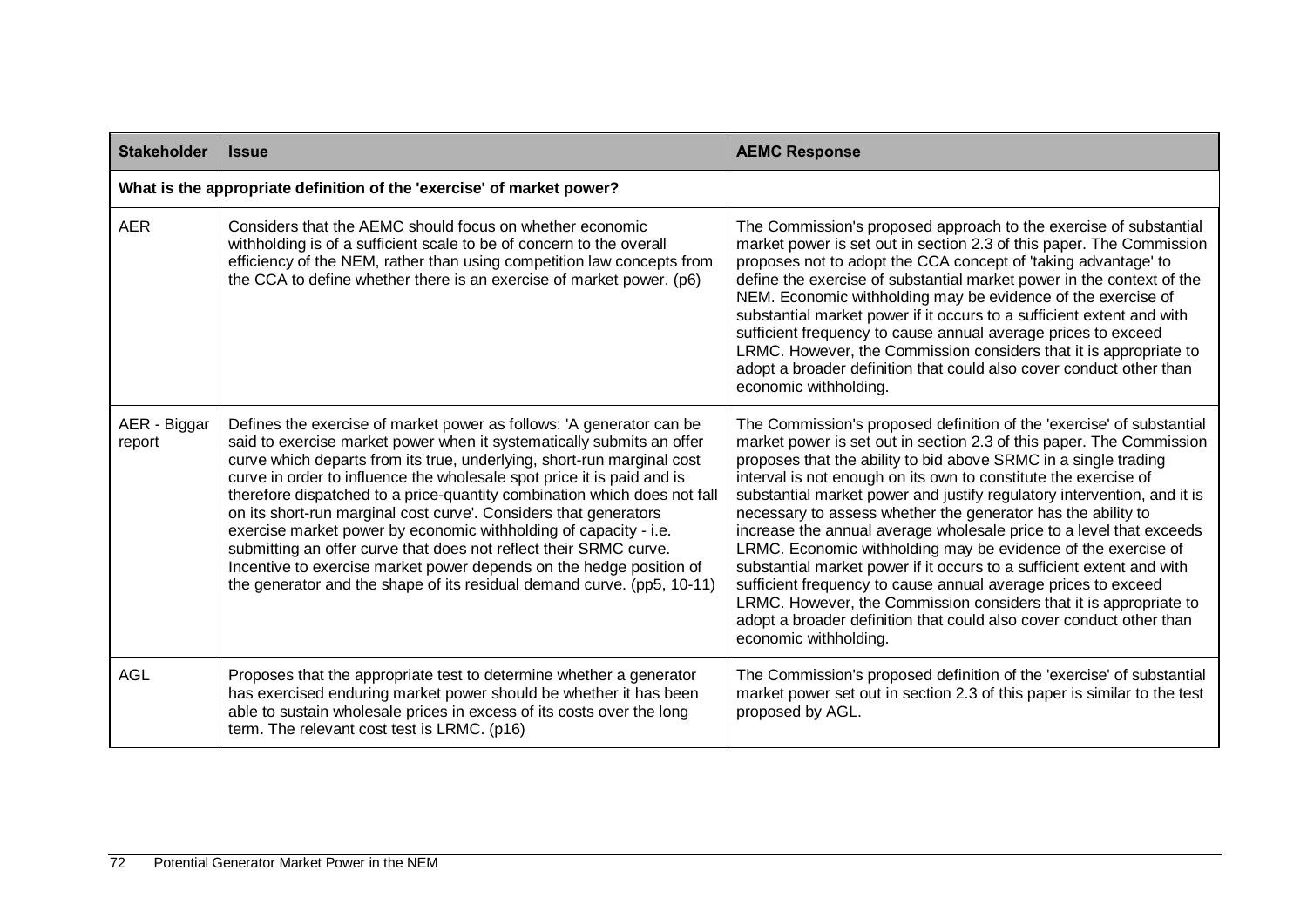| Stakeholder | Issue | AEMC Response |
|---|---|---|
| **What is the appropriate definition of the 'exercise' of market power?** | | |
| AER | Considers that the AEMC should focus on whether economic withholding is of a sufficient scale to be of concern to the overall efficiency of the NEM, rather than using competition law concepts from the CCA to define whether there is an exercise of market power. (p6) | The Commission's proposed approach to the exercise of substantial market power is set out in section 2.3 of this paper. The Commission proposes not to adopt the CCA concept of 'taking advantage' to define the exercise of substantial market power in the context of the NEM. Economic withholding may be evidence of the exercise of substantial market power if it occurs to a sufficient extent and with sufficient frequency to cause annual average prices to exceed LRMC. However, the Commission considers that it is appropriate to adopt a broader definition that could also cover conduct other than economic withholding. |
| AER - Biggar report | Defines the exercise of market power as follows: 'A generator can be said to exercise market power when it systematically submits an offer curve which departs from its true, underlying, short-run marginal cost curve in order to influence the wholesale spot price it is paid and is therefore dispatched to a price-quantity combination which does not fall on its short-run marginal cost curve'. Considers that generators exercise market power by economic withholding of capacity - i.e. submitting an offer curve that does not reflect their SRMC curve. Incentive to exercise market power depends on the hedge position of the generator and the shape of its residual demand curve. (pp5, 10-11) | The Commission's proposed definition of the 'exercise' of substantial market power is set out in section 2.3 of this paper. The Commission proposes that the ability to bid above SRMC in a single trading interval is not enough on its own to constitute the exercise of substantial market power and justify regulatory intervention, and it is necessary to assess whether the generator has the ability to increase the annual average wholesale price to a level that exceeds LRMC. Economic withholding may be evidence of the exercise of substantial market power if it occurs to a sufficient extent and with sufficient frequency to cause annual average prices to exceed LRMC. However, the Commission considers that it is appropriate to adopt a broader definition that could also cover conduct other than economic withholding. |
| AGL | Proposes that the appropriate test to determine whether a generator has exercised enduring market power should be whether it has been able to sustain wholesale prices in excess of its costs over the long term. The relevant cost test is LRMC. (p16) | The Commission's proposed definition of the 'exercise' of substantial market power set out in section 2.3 of this paper is similar to the test proposed by AGL. |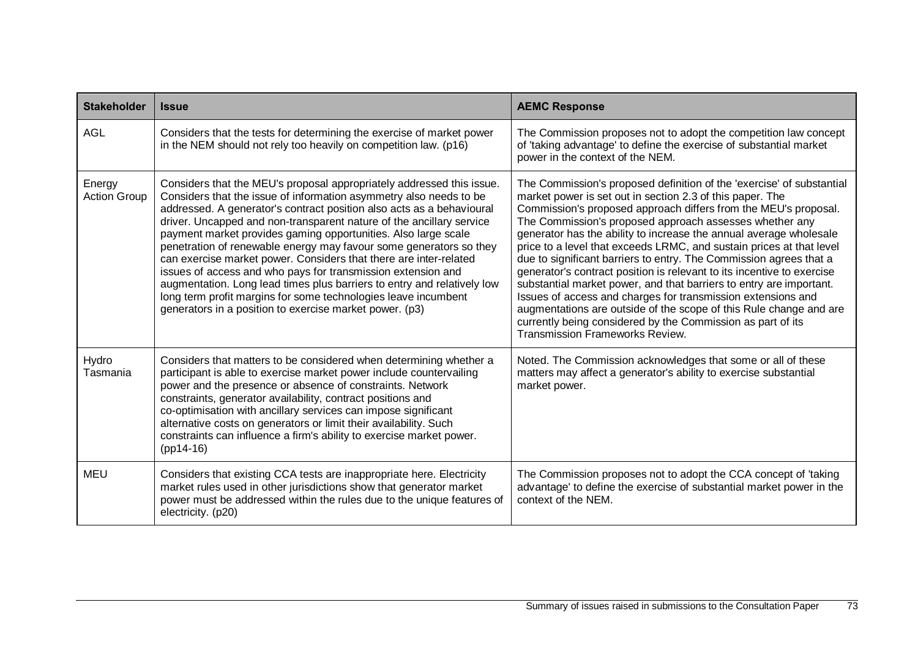| Stakeholder | Issue | AEMC Response |
|---|---|---|
| AGL | Considers that the tests for determining the exercise of market power in the NEM should not rely too heavily on competition law. (p16) | The Commission proposes not to adopt the competition law concept of 'taking advantage' to define the exercise of substantial market power in the context of the NEM. |
| Energy Action Group | Considers that the MEU's proposal appropriately addressed this issue. Considers that the issue of information asymmetry also needs to be addressed. A generator's contract position also acts as a behavioural driver. Uncapped and non-transparent nature of the ancillary service payment market provides gaming opportunities. Also large scale penetration of renewable energy may favour some generators so they can exercise market power. Considers that there are inter-related issues of access and who pays for transmission extension and augmentation. Long lead times plus barriers to entry and relatively low long term profit margins for some technologies leave incumbent generators in a position to exercise market power. (p3) | The Commission's proposed definition of the 'exercise' of substantial market power is set out in section 2.3 of this paper. The Commission's proposed approach differs from the MEU's proposal. The Commission's proposed approach assesses whether any generator has the ability to increase the annual average wholesale price to a level that exceeds LRMC, and sustain prices at that level due to significant barriers to entry. The Commission agrees that a generator's contract position is relevant to its incentive to exercise substantial market power, and that barriers to entry are important. Issues of access and charges for transmission extensions and augmentations are outside of the scope of this Rule change and are currently being considered by the Commission as part of its Transmission Frameworks Review. |
| Hydro Tasmania | Considers that matters to be considered when determining whether a participant is able to exercise market power include countervailing power and the presence or absence of constraints. Network constraints, generator availability, contract positions and co-optimisation with ancillary services can impose significant alternative costs on generators or limit their availability. Such constraints can influence a firm's ability to exercise market power. (pp14-16) | Noted. The Commission acknowledges that some or all of these matters may affect a generator's ability to exercise substantial market power. |
| MEU | Considers that existing CCA tests are inappropriate here. Electricity market rules used in other jurisdictions show that generator market power must be addressed within the rules due to the unique features of electricity. (p20) | The Commission proposes not to adopt the CCA concept of 'taking advantage' to define the exercise of substantial market power in the context of the NEM. |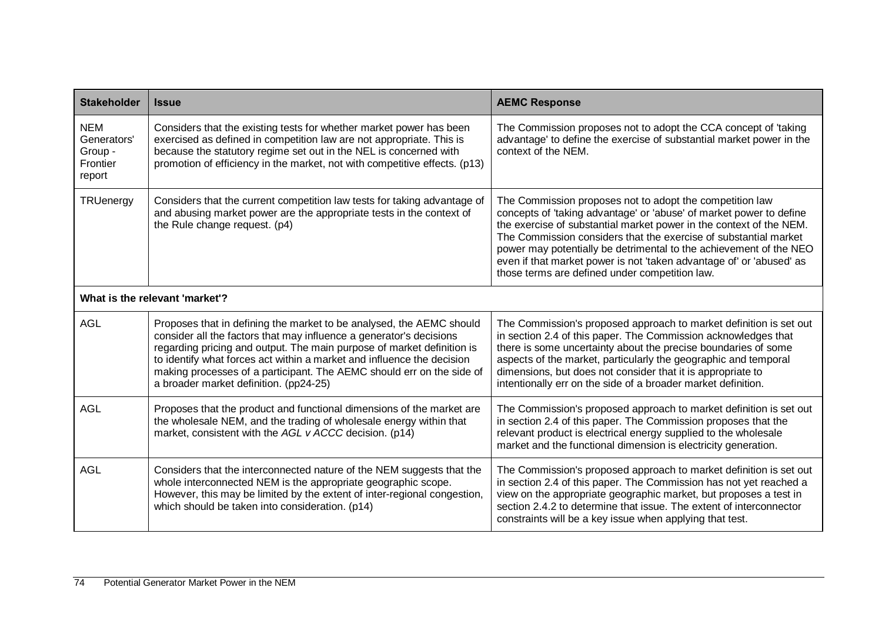| Stakeholder | Issue | AEMC Response |
|---|---|---|
| NEM Generators' Group - Frontier report | Considers that the existing tests for whether market power has been exercised as defined in competition law are not appropriate. This is because the statutory regime set out in the NEL is concerned with promotion of efficiency in the market, not with competitive effects. (p13) | The Commission proposes not to adopt the CCA concept of 'taking advantage' to define the exercise of substantial market power in the context of the NEM. |
| TRUenergy | Considers that the current competition law tests for taking advantage of and abusing market power are the appropriate tests in the context of the Rule change request. (p4) | The Commission proposes not to adopt the competition law concepts of 'taking advantage' or 'abuse' of market power to define the exercise of substantial market power in the context of the NEM. The Commission considers that the exercise of substantial market power may potentially be detrimental to the achievement of the NEO even if that market power is not 'taken advantage of' or 'abused' as those terms are defined under competition law. |
| **What is the relevant 'market'?** | | |
| AGL | Proposes that in defining the market to be analysed, the AEMC should consider all the factors that may influence a generator's decisions regarding pricing and output. The main purpose of market definition is to identify what forces act within a market and influence the decision making processes of a participant. The AEMC should err on the side of a broader market definition. (pp24-25) | The Commission's proposed approach to market definition is set out in section 2.4 of this paper. The Commission acknowledges that there is some uncertainty about the precise boundaries of some aspects of the market, particularly the geographic and temporal dimensions, but does not consider that it is appropriate to intentionally err on the side of a broader market definition. |
| AGL | Proposes that the product and functional dimensions of the market are the wholesale NEM, and the trading of wholesale energy within that market, consistent with the *AGL v ACCC* decision. (p14) | The Commission's proposed approach to market definition is set out in section 2.4 of this paper. The Commission proposes that the relevant product is electrical energy supplied to the wholesale market and the functional dimension is electricity generation. |
| AGL | Considers that the interconnected nature of the NEM suggests that the whole interconnected NEM is the appropriate geographic scope. However, this may be limited by the extent of inter-regional congestion, which should be taken into consideration. (p14) | The Commission's proposed approach to market definition is set out in section 2.4 of this paper. The Commission has not yet reached a view on the appropriate geographic market, but proposes a test in section 2.4.2 to determine that issue. The extent of interconnector constraints will be a key issue when applying that test. |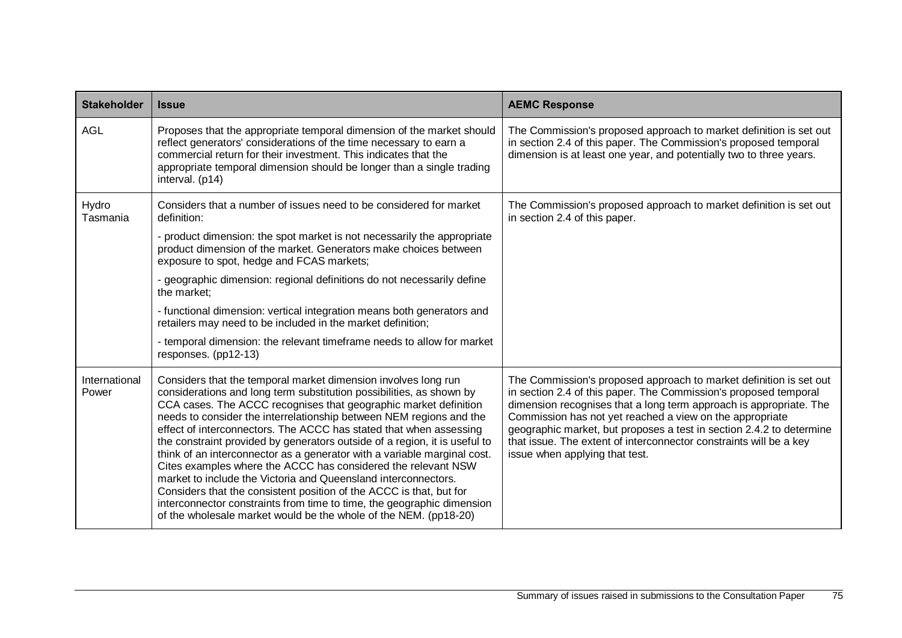| Stakeholder | Issue | AEMC Response |
|---|---|---|
| AGL | Proposes that the appropriate temporal dimension of the market should reflect generators' considerations of the time necessary to earn a commercial return for their investment. This indicates that the appropriate temporal dimension should be longer than a single trading interval. (p14) | The Commission's proposed approach to market definition is set out in section 2.4 of this paper. The Commission's proposed temporal dimension is at least one year, and potentially two to three years. |
| Hydro Tasmania | Considers that a number of issues need to be considered for market definition:<br>- product dimension: the spot market is not necessarily the appropriate product dimension of the market. Generators make choices between exposure to spot, hedge and FCAS markets;<br>- geographic dimension: regional definitions do not necessarily define the market;<br>- functional dimension: vertical integration means both generators and retailers may need to be included in the market definition;<br>- temporal dimension: the relevant timeframe needs to allow for market responses. (pp12-13) | The Commission's proposed approach to market definition is set out in section 2.4 of this paper. |
| International Power | Considers that the temporal market dimension involves long run considerations and long term substitution possibilities, as shown by CCA cases. The ACCC recognises that geographic market definition needs to consider the interrelationship between NEM regions and the effect of interconnectors. The ACCC has stated that when assessing the constraint provided by generators outside of a region, it is useful to think of an interconnector as a generator with a variable marginal cost. Cites examples where the ACCC has considered the relevant NSW market to include the Victoria and Queensland interconnectors. Considers that the consistent position of the ACCC is that, but for interconnector constraints from time to time, the geographic dimension of the wholesale market would be the whole of the NEM. (pp18-20) | The Commission's proposed approach to market definition is set out in section 2.4 of this paper. The Commission's proposed temporal dimension recognises that a long term approach is appropriate. The Commission has not yet reached a view on the appropriate geographic market, but proposes a test in section 2.4.2 to determine that issue. The extent of interconnector constraints will be a key issue when applying that test. |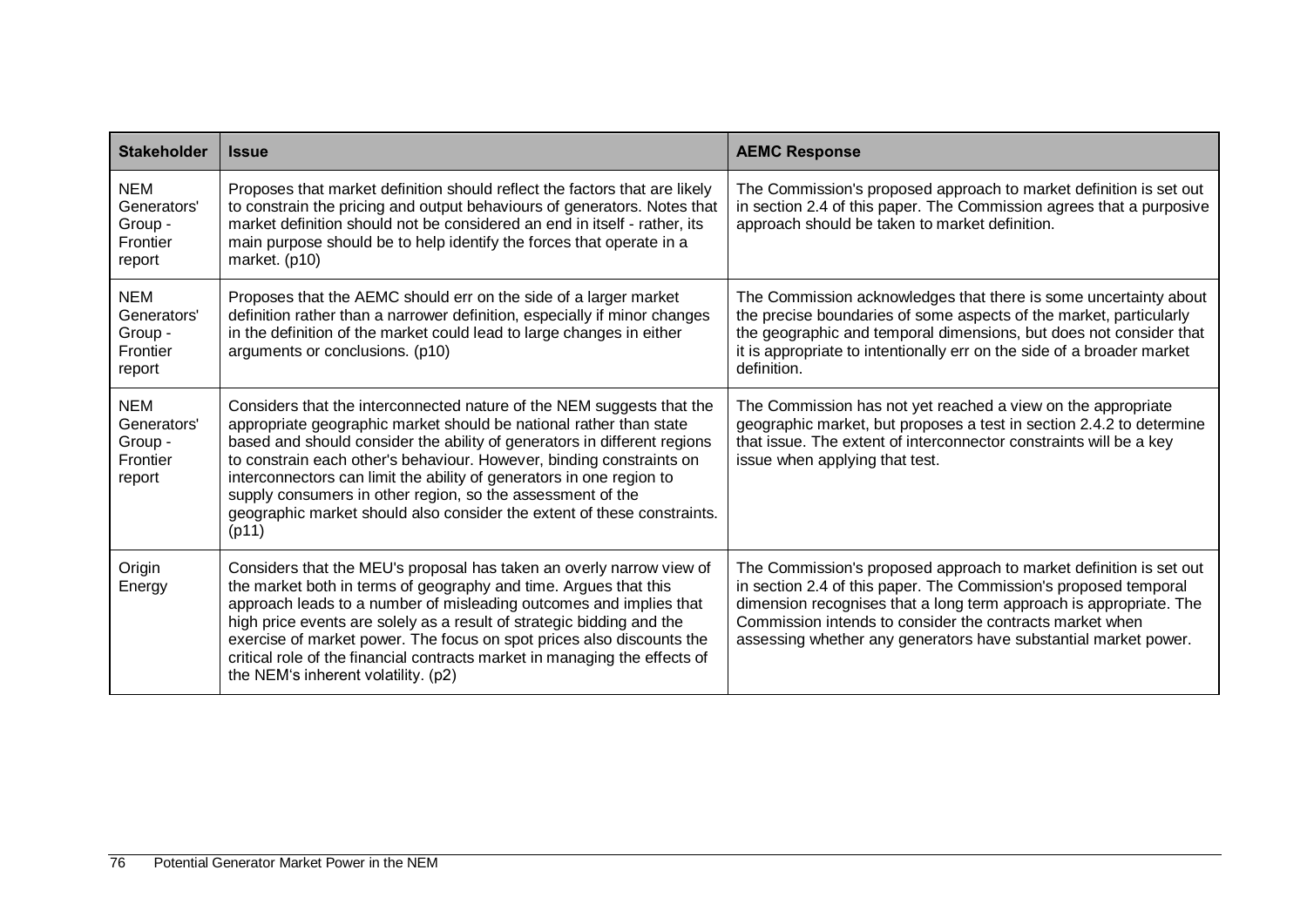| Stakeholder | Issue | AEMC Response |
|---|---|---|
| NEM Generators' Group - Frontier report | Proposes that market definition should reflect the factors that are likely to constrain the pricing and output behaviours of generators. Notes that market definition should not be considered an end in itself - rather, its main purpose should be to help identify the forces that operate in a market. (p10) | The Commission's proposed approach to market definition is set out in section 2.4 of this paper. The Commission agrees that a purposive approach should be taken to market definition. |
| NEM Generators' Group - Frontier report | Proposes that the AEMC should err on the side of a larger market definition rather than a narrower definition, especially if minor changes in the definition of the market could lead to large changes in either arguments or conclusions. (p10) | The Commission acknowledges that there is some uncertainty about the precise boundaries of some aspects of the market, particularly the geographic and temporal dimensions, but does not consider that it is appropriate to intentionally err on the side of a broader market definition. |
| NEM Generators' Group - Frontier report | Considers that the interconnected nature of the NEM suggests that the appropriate geographic market should be national rather than state based and should consider the ability of generators in different regions to constrain each other's behaviour. However, binding constraints on interconnectors can limit the ability of generators in one region to supply consumers in other region, so the assessment of the geographic market should also consider the extent of these constraints. (p11) | The Commission has not yet reached a view on the appropriate geographic market, but proposes a test in section 2.4.2 to determine that issue. The extent of interconnector constraints will be a key issue when applying that test. |
| Origin Energy | Considers that the MEU's proposal has taken an overly narrow view of the market both in terms of geography and time. Argues that this approach leads to a number of misleading outcomes and implies that high price events are solely as a result of strategic bidding and the exercise of market power. The focus on spot prices also discounts the critical role of the financial contracts market in managing the effects of the NEM's inherent volatility. (p2) | The Commission's proposed approach to market definition is set out in section 2.4 of this paper. The Commission's proposed temporal dimension recognises that a long term approach is appropriate. The Commission intends to consider the contracts market when assessing whether any generators have substantial market power. |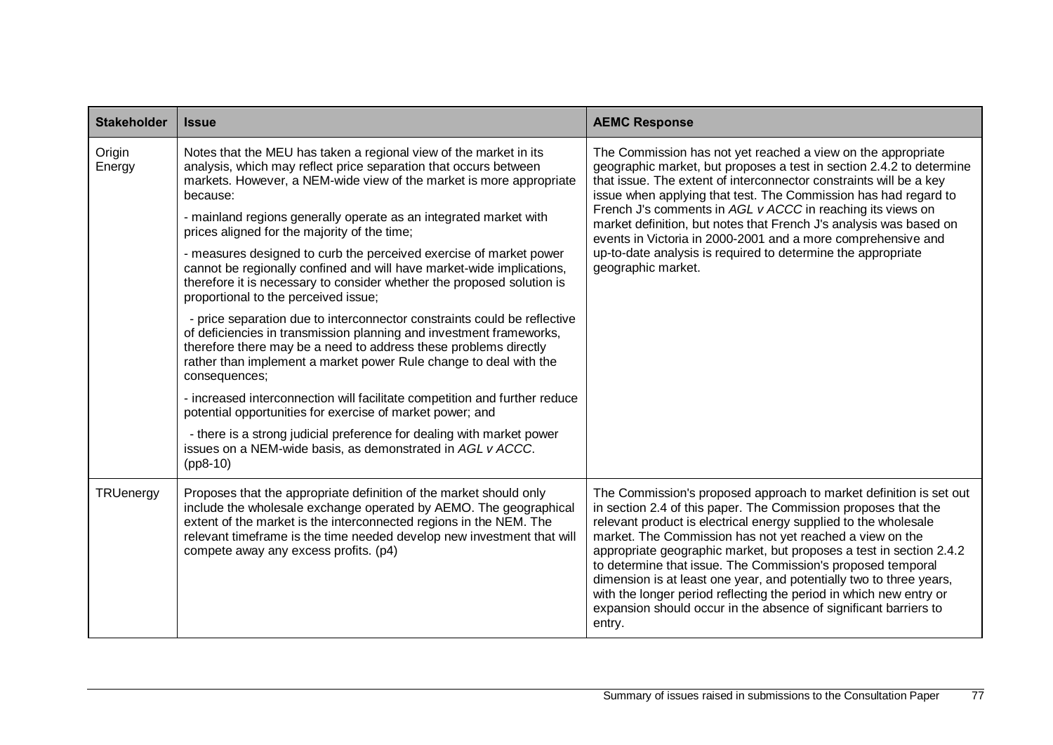| Stakeholder | Issue | AEMC Response |
|---|---|---|
| Origin Energy | Notes that the MEU has taken a regional view of the market in its analysis, which may reflect price separation that occurs between markets. However, a NEM-wide view of the market is more appropriate because:<br><br>- mainland regions generally operate as an integrated market with prices aligned for the majority of the time;<br><br>- measures designed to curb the perceived exercise of market power cannot be regionally confined and will have market-wide implications, therefore it is necessary to consider whether the proposed solution is proportional to the perceived issue;<br><br>- price separation due to interconnector constraints could be reflective of deficiencies in transmission planning and investment frameworks, therefore there may be a need to address these problems directly rather than implement a market power Rule change to deal with the consequences;<br><br>- increased interconnection will facilitate competition and further reduce potential opportunities for exercise of market power; and<br><br>- there is a strong judicial preference for dealing with market power issues on a NEM-wide basis, as demonstrated in *AGL v ACCC*. (pp8-10) | The Commission has not yet reached a view on the appropriate geographic market, but proposes a test in section 2.4.2 to determine that issue. The extent of interconnector constraints will be a key issue when applying that test. The Commission has had regard to French J's comments in *AGL v ACCC* in reaching its views on market definition, but notes that French J's analysis was based on events in Victoria in 2000-2001 and a more comprehensive and up-to-date analysis is required to determine the appropriate geographic market. |
| TRUenergy | Proposes that the appropriate definition of the market should only include the wholesale exchange operated by AEMO. The geographical extent of the market is the interconnected regions in the NEM. The relevant timeframe is the time needed develop new investment that will compete away any excess profits. (p4) | The Commission's proposed approach to market definition is set out in section 2.4 of this paper. The Commission proposes that the relevant product is electrical energy supplied to the wholesale market. The Commission has not yet reached a view on the appropriate geographic market, but proposes a test in section 2.4.2 to determine that issue. The Commission's proposed temporal dimension is at least one year, and potentially two to three years, with the longer period reflecting the period in which new entry or expansion should occur in the absence of significant barriers to entry. |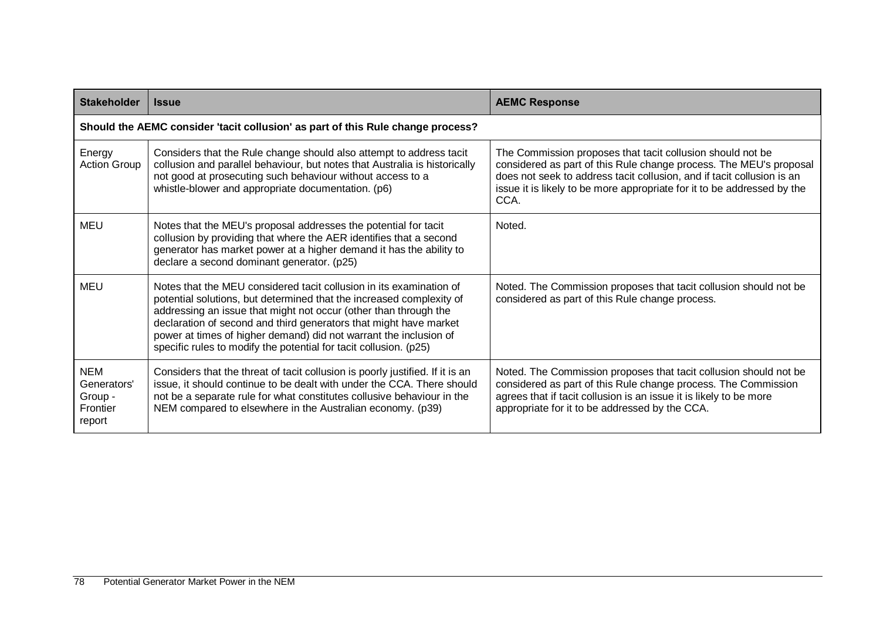| Stakeholder | Issue | AEMC Response |
|---|---|---|
| **Should the AEMC consider 'tacit collusion' as part of this Rule change process?** | | |
| Energy Action Group | Considers that the Rule change should also attempt to address tacit collusion and parallel behaviour, but notes that Australia is historically not good at prosecuting such behaviour without access to a whistle-blower and appropriate documentation. (p6) | The Commission proposes that tacit collusion should not be considered as part of this Rule change process. The MEU's proposal does not seek to address tacit collusion, and if tacit collusion is an issue it is likely to be more appropriate for it to be addressed by the CCA. |
| MEU | Notes that the MEU's proposal addresses the potential for tacit collusion by providing that where the AER identifies that a second generator has market power at a higher demand it has the ability to declare a second dominant generator. (p25) | Noted. |
| MEU | Notes that the MEU considered tacit collusion in its examination of potential solutions, but determined that the increased complexity of addressing an issue that might not occur (other than through the declaration of second and third generators that might have market power at times of higher demand) did not warrant the inclusion of specific rules to modify the potential for tacit collusion. (p25) | Noted. The Commission proposes that tacit collusion should not be considered as part of this Rule change process. |
| NEM Generators' Group - Frontier report | Considers that the threat of tacit collusion is poorly justified. If it is an issue, it should continue to be dealt with under the CCA. There should not be a separate rule for what constitutes collusive behaviour in the NEM compared to elsewhere in the Australian economy. (p39) | Noted. The Commission proposes that tacit collusion should not be considered as part of this Rule change process. The Commission agrees that if tacit collusion is an issue it is likely to be more appropriate for it to be addressed by the CCA. |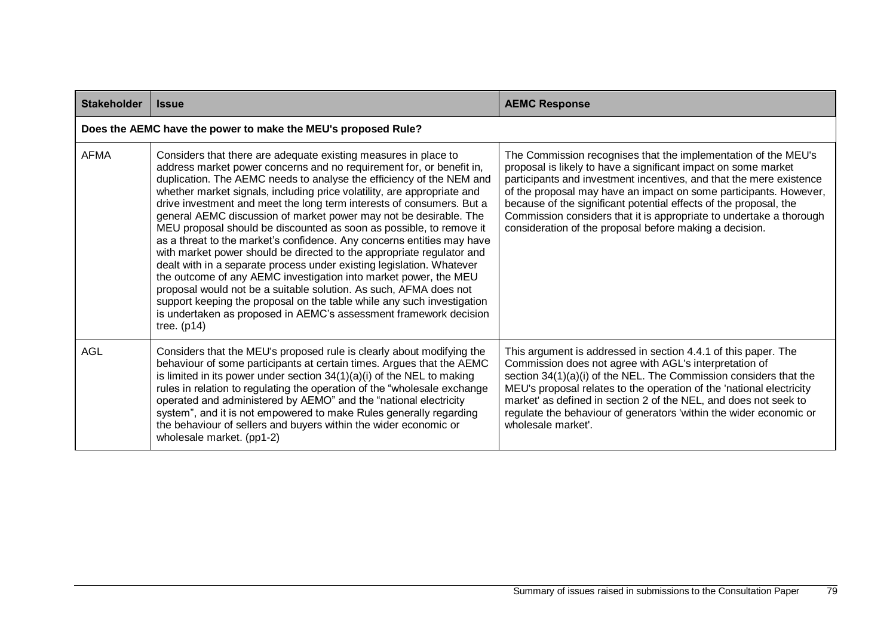| Stakeholder | Issue | AEMC Response |
|---|---|---|
| **Does the AEMC have the power to make the MEU's proposed Rule?** | | |
| AFMA | Considers that there are adequate existing measures in place to address market power concerns and no requirement for, or benefit in, duplication. The AEMC needs to analyse the efficiency of the NEM and whether market signals, including price volatility, are appropriate and drive investment and meet the long term interests of consumers. But a general AEMC discussion of market power may not be desirable. The MEU proposal should be discounted as soon as possible, to remove it as a threat to the market's confidence. Any concerns entities may have with market power should be directed to the appropriate regulator and dealt with in a separate process under existing legislation. Whatever the outcome of any AEMC investigation into market power, the MEU proposal would not be a suitable solution. As such, AFMA does not support keeping the proposal on the table while any such investigation is undertaken as proposed in AEMC's assessment framework decision tree. (p14) | The Commission recognises that the implementation of the MEU's proposal is likely to have a significant impact on some market participants and investment incentives, and that the mere existence of the proposal may have an impact on some participants. However, because of the significant potential effects of the proposal, the Commission considers that it is appropriate to undertake a thorough consideration of the proposal before making a decision. |
| AGL | Considers that the MEU's proposed rule is clearly about modifying the behaviour of some participants at certain times. Argues that the AEMC is limited in its power under section 34(1)(a)(i) of the NEL to making rules in relation to regulating the operation of the "wholesale exchange operated and administered by AEMO" and the "national electricity system", and it is not empowered to make Rules generally regarding the behaviour of sellers and buyers within the wider economic or wholesale market. (pp1-2) | This argument is addressed in section 4.4.1 of this paper. The Commission does not agree with AGL's interpretation of section 34(1)(a)(i) of the NEL. The Commission considers that the MEU's proposal relates to the operation of the 'national electricity market' as defined in section 2 of the NEL, and does not seek to regulate the behaviour of generators 'within the wider economic or wholesale market'. |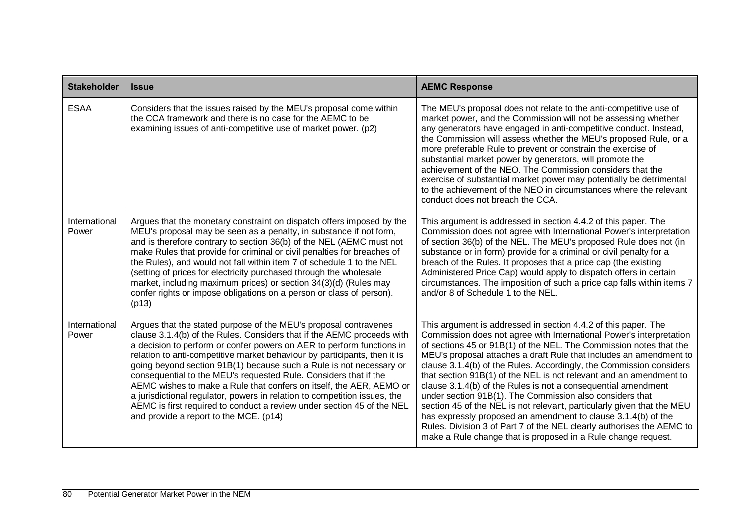| Stakeholder | Issue | AEMC Response |
|---|---|---|
| ESAA | Considers that the issues raised by the MEU's proposal come within the CCA framework and there is no case for the AEMC to be examining issues of anti-competitive use of market power. (p2) | The MEU's proposal does not relate to the anti-competitive use of market power, and the Commission will not be assessing whether any generators have engaged in anti-competitive conduct. Instead, the Commission will assess whether the MEU's proposed Rule, or a more preferable Rule to prevent or constrain the exercise of substantial market power by generators, will promote the achievement of the NEO. The Commission considers that the exercise of substantial market power may potentially be detrimental to the achievement of the NEO in circumstances where the relevant conduct does not breach the CCA. |
| International Power | Argues that the monetary constraint on dispatch offers imposed by the MEU's proposal may be seen as a penalty, in substance if not form, and is therefore contrary to section 36(b) of the NEL (AEMC must not make Rules that provide for criminal or civil penalties for breaches of the Rules), and would not fall within item 7 of schedule 1 to the NEL (setting of prices for electricity purchased through the wholesale market, including maximum prices) or section 34(3)(d) (Rules may confer rights or impose obligations on a person or class of person). (p13) | This argument is addressed in section 4.4.2 of this paper. The Commission does not agree with International Power's interpretation of section 36(b) of the NEL. The MEU's proposed Rule does not (in substance or in form) provide for a criminal or civil penalty for a breach of the Rules. It proposes that a price cap (the existing Administered Price Cap) would apply to dispatch offers in certain circumstances. The imposition of such a price cap falls within items 7 and/or 8 of Schedule 1 to the NEL. |
| International Power | Argues that the stated purpose of the MEU's proposal contravenes clause 3.1.4(b) of the Rules. Considers that if the AEMC proceeds with a decision to perform or confer powers on AER to perform functions in relation to anti-competitive market behaviour by participants, then it is going beyond section 91B(1) because such a Rule is not necessary or consequential to the MEU's requested Rule. Considers that if the AEMC wishes to make a Rule that confers on itself, the AER, AEMO or a jurisdictional regulator, powers in relation to competition issues, the AEMC is first required to conduct a review under section 45 of the NEL and provide a report to the MCE. (p14) | This argument is addressed in section 4.4.2 of this paper. The Commission does not agree with International Power's interpretation of sections 45 or 91B(1) of the NEL. The Commission notes that the MEU's proposal attaches a draft Rule that includes an amendment to clause 3.1.4(b) of the Rules. Accordingly, the Commission considers that section 91B(1) of the NEL is not relevant and an amendment to clause 3.1.4(b) of the Rules is not a consequential amendment under section 91B(1). The Commission also considers that section 45 of the NEL is not relevant, particularly given that the MEU has expressly proposed an amendment to clause 3.1.4(b) of the Rules. Division 3 of Part 7 of the NEL clearly authorises the AEMC to make a Rule change that is proposed in a Rule change request. |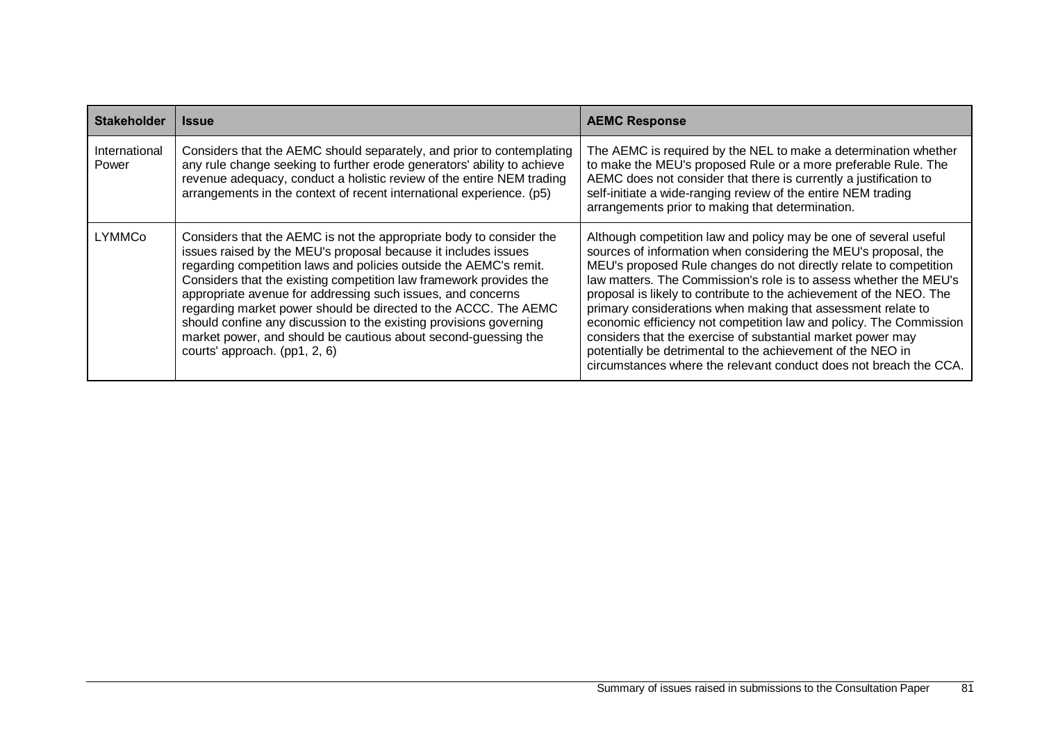| Stakeholder | Issue | AEMC Response |
| --- | --- | --- |
| International Power | Considers that the AEMC should separately, and prior to contemplating any rule change seeking to further erode generators' ability to achieve revenue adequacy, conduct a holistic review of the entire NEM trading arrangements in the context of recent international experience. (p5) | The AEMC is required by the NEL to make a determination whether to make the MEU's proposed Rule or a more preferable Rule. The AEMC does not consider that there is currently a justification to self-initiate a wide-ranging review of the entire NEM trading arrangements prior to making that determination. |
| LYMMCo | Considers that the AEMC is not the appropriate body to consider the issues raised by the MEU's proposal because it includes issues regarding competition laws and policies outside the AEMC's remit. Considers that the existing competition law framework provides the appropriate avenue for addressing such issues, and concerns regarding market power should be directed to the ACCC. The AEMC should confine any discussion to the existing provisions governing market power, and should be cautious about second-guessing the courts' approach. (pp1, 2, 6) | Although competition law and policy may be one of several useful sources of information when considering the MEU's proposal, the MEU's proposed Rule changes do not directly relate to competition law matters. The Commission's role is to assess whether the MEU's proposal is likely to contribute to the achievement of the NEO. The primary considerations when making that assessment relate to economic efficiency not competition law and policy. The Commission considers that the exercise of substantial market power may potentially be detrimental to the achievement of the NEO in circumstances where the relevant conduct does not breach the CCA. |